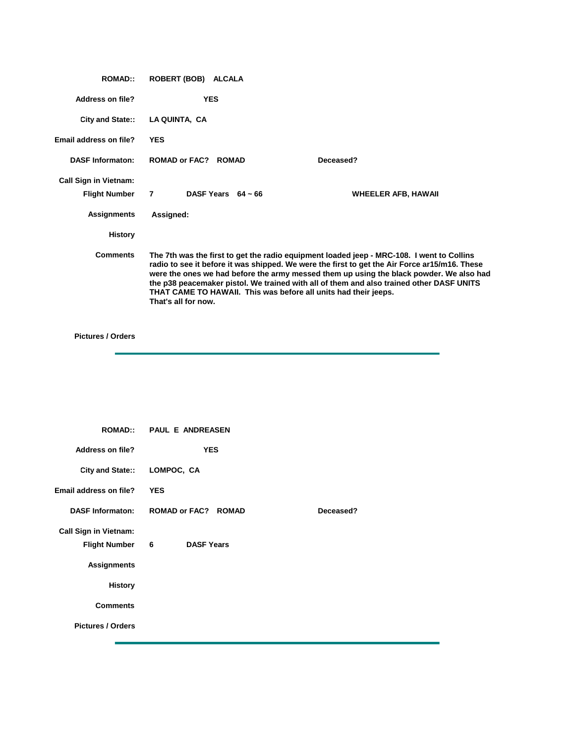**ROMAD::** ROBERT (BOB) ALCALA

**Address on file?** YES

**City and State::** LA QUINTA, CA

**Email address on file?** YES

**DASF Informaton:** ROMAD or FAC? ROMAD | Deceased?

**Call Sign in Vietnam:**

**Flight Number** 7 | **DASF Years** 64 ~ 66 | WHEELER AFB, HAWAII

**Assignments** Assigned:

**History**

**Comments** The 7th was the first to get the radio equipment loaded jeep - MRC-108. I went to Collins radio to see it before it was shipped. We were the first to get the Air Force ar15/m16. These were the ones we had before the army messed them up using the black powder. We also had the p38 peacemaker pistol. We trained with all of them and also trained other DASF UNITS THAT CAME TO HAWAII. This was before all units had their jeeps.
That's all for now.

**Pictures / Orders**

---

**ROMAD::** PAUL E ANDREASEN

**Address on file?** YES

**City and State::** LOMPOC, CA

**Email address on file?** YES

**DASF Informaton:** ROMAD or FAC? ROMAD | Deceased?

**Call Sign in Vietnam:**

**Flight Number** 6 | **DASF Years**

**Assignments**

**History**

**Comments**

**Pictures / Orders**

---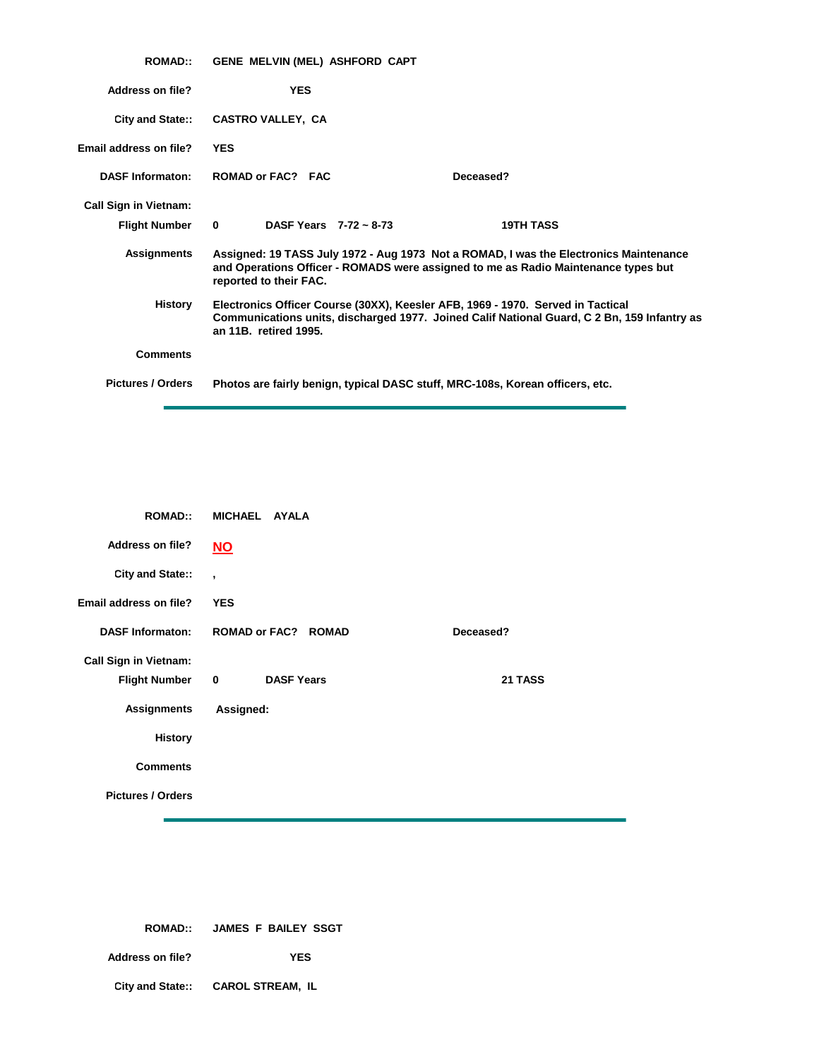**ROMAD::** GENE MELVIN (MEL) ASHFORD CAPT

**Address on file?** YES

**City and State::** CASTRO VALLEY, CA

**Email address on file?** YES

**DASF Informaton:** ROMAD or FAC? FAC — Deceased?

**Call Sign in Vietnam:**

**Flight Number** 0 — DASF Years 7-72 ~ 8-73 — 19TH TASS

**Assignments** Assigned: 19 TASS July 1972 - Aug 1973 Not a ROMAD, I was the Electronics Maintenance and Operations Officer - ROMADS were assigned to me as Radio Maintenance types but reported to their FAC.

**History** Electronics Officer Course (30XX), Keesler AFB, 1969 - 1970. Served in Tactical Communications units, discharged 1977. Joined Calif National Guard, C 2 Bn, 159 Infantry as an 11B. retired 1995.

**Comments**

**Pictures / Orders** Photos are fairly benign, typical DASC stuff, MRC-108s, Korean officers, etc.

---

**ROMAD::** MICHAEL AYALA

**Address on file?** NO

**City and State::** ,

**Email address on file?** YES

**DASF Informaton:** ROMAD or FAC? ROMAD — Deceased?

**Call Sign in Vietnam:**

**Flight Number** 0 — DASF Years — 21 TASS

**Assignments** Assigned:

**History**

**Comments**

**Pictures / Orders**

---

**ROMAD::** JAMES F BAILEY SSGT

**Address on file?** YES

**City and State::** CAROL STREAM, IL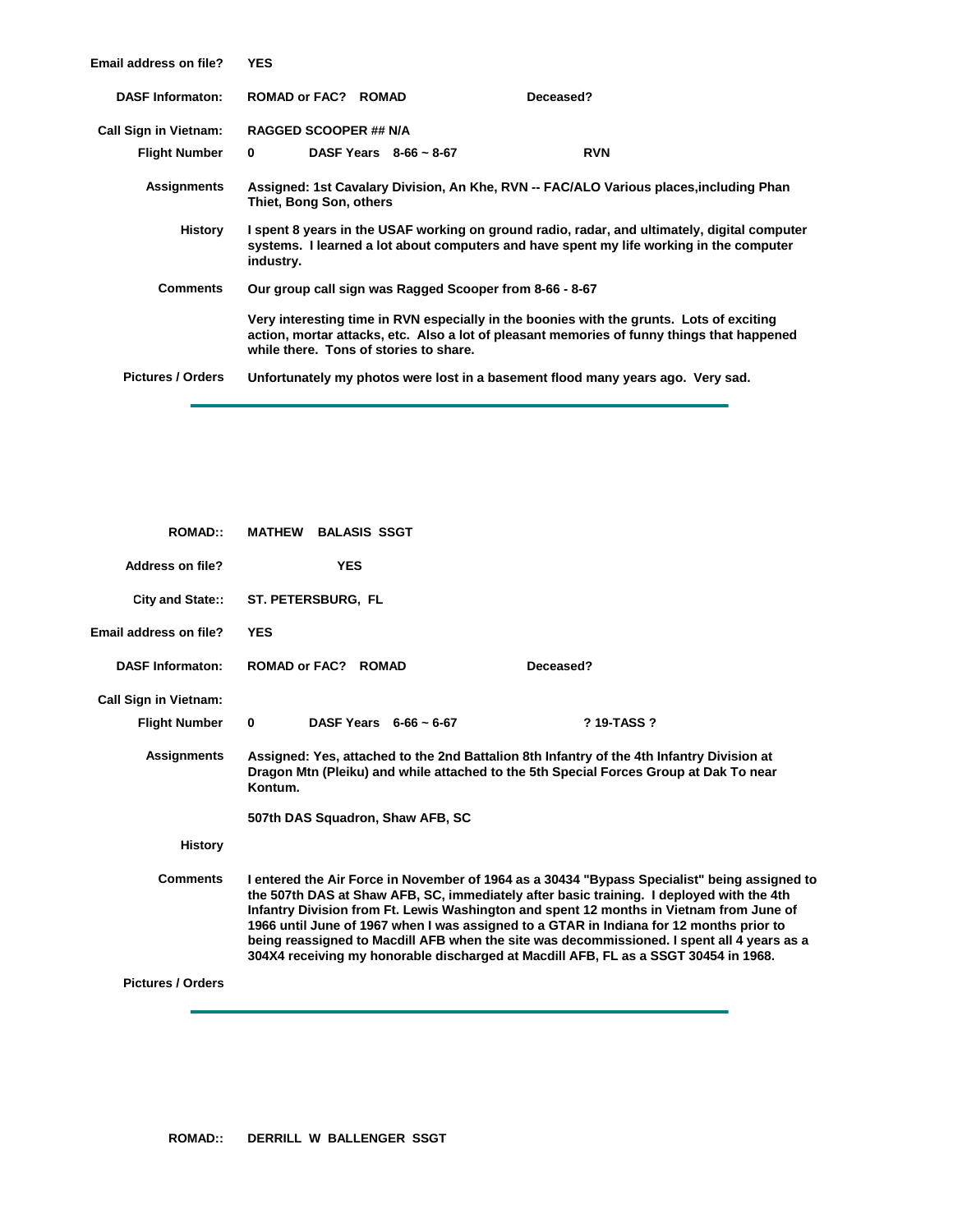**Email address on file?** YES

**DASF Informaton:** ROMAD or FAC? ROMAD     Deceased?

**Call Sign in Vietnam:** RAGGED SCOOPER ## N/A

**Flight Number** 0     DASF Years 8-66 ~ 8-67     RVN

**Assignments** Assigned: 1st Cavalary Division, An Khe, RVN -- FAC/ALO Various places,including Phan Thiet, Bong Son, others

**History** I spent 8 years in the USAF working on ground radio, radar, and ultimately, digital computer systems. I learned a lot about computers and have spent my life working in the computer industry.

**Comments** Our group call sign was Ragged Scooper from 8-66 - 8-67

Very interesting time in RVN especially in the boonies with the grunts. Lots of exciting action, mortar attacks, etc. Also a lot of pleasant memories of funny things that happened while there. Tons of stories to share.

**Pictures / Orders** Unfortunately my photos were lost in a basement flood many years ago. Very sad.

---

**ROMAD::** MATHEW BALASIS SSGT

**Address on file?** YES

**City and State::** ST. PETERSBURG, FL

**Email address on file?** YES

**DASF Informaton:** ROMAD or FAC? ROMAD     Deceased?

**Call Sign in Vietnam:**

**Flight Number** 0     DASF Years 6-66 ~ 6-67     ? 19-TASS ?

**Assignments** Assigned: Yes, attached to the 2nd Battalion 8th Infantry of the 4th Infantry Division at Dragon Mtn (Pleiku) and while attached to the 5th Special Forces Group at Dak To near Kontum.

507th DAS Squadron, Shaw AFB, SC

**History**

**Comments** I entered the Air Force in November of 1964 as a 30434 "Bypass Specialist" being assigned to the 507th DAS at Shaw AFB, SC, immediately after basic training. I deployed with the 4th Infantry Division from Ft. Lewis Washington and spent 12 months in Vietnam from June of 1966 until June of 1967 when I was assigned to a GTAR in Indiana for 12 months prior to being reassigned to Macdill AFB when the site was decommissioned. I spent all 4 years as a 304X4 receiving my honorable discharged at Macdill AFB, FL as a SSGT 30454 in 1968.

**Pictures / Orders**

---

**ROMAD::** DERRILL W BALLENGER SSGT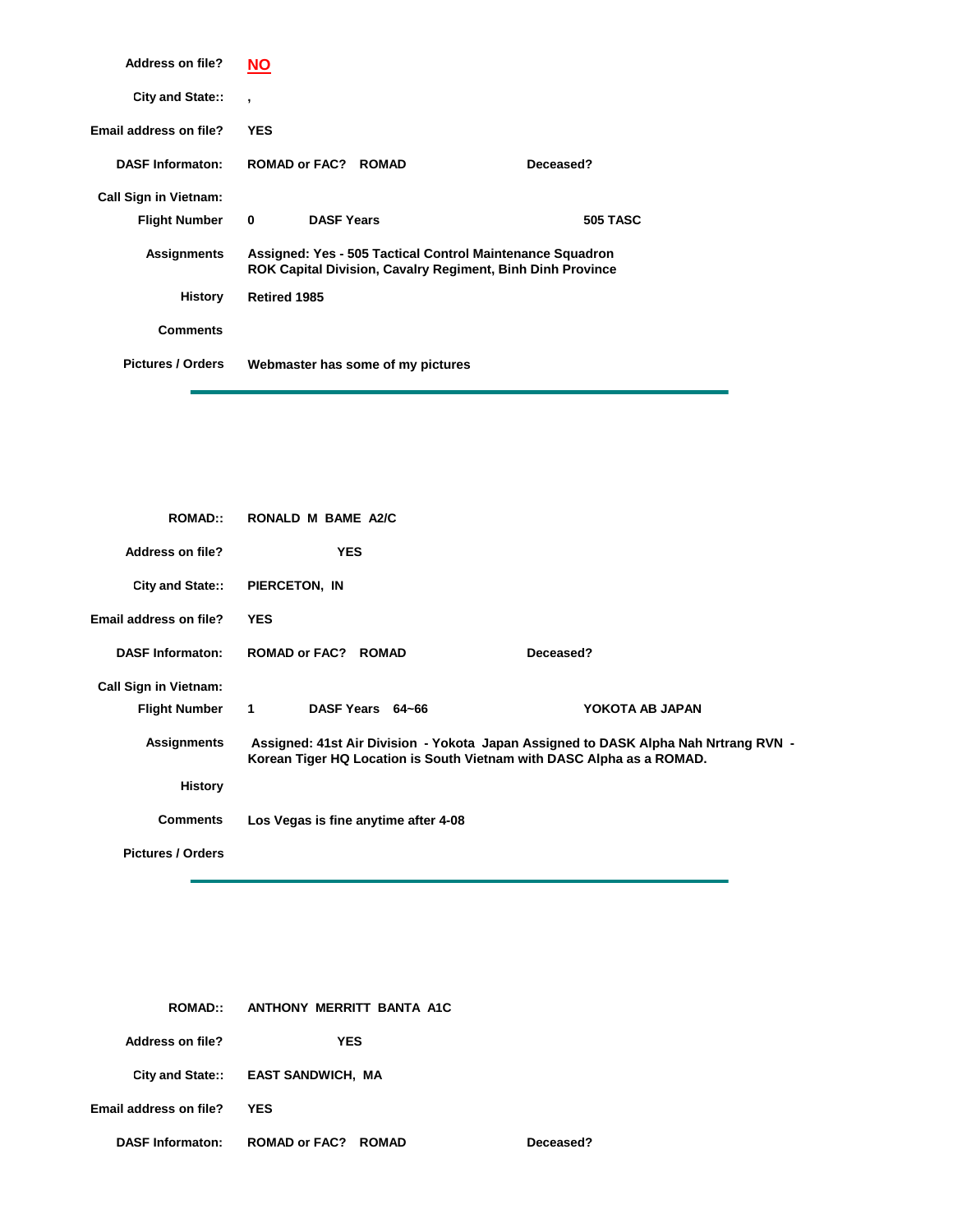**Address on file?** **NO**

**City and State::** ,

**Email address on file?** **YES**

**DASF Informaton:** **ROMAD or FAC? ROMAD** **Deceased?**

**Call Sign in Vietnam:**

**Flight Number** **0** **DASF Years** **505 TASC**

**Assignments** **Assigned: Yes - 505 Tactical Control Maintenance Squadron ROK Capital Division, Cavalry Regiment, Binh Dinh Province**

**History** **Retired 1985**

**Comments**

**Pictures / Orders** **Webmaster has some of my pictures**

---

**ROMAD::** **RONALD M BAME A2/C**

**Address on file?** **YES**

**City and State::** **PIERCETON, IN**

**Email address on file?** **YES**

**DASF Informaton:** **ROMAD or FAC? ROMAD** **Deceased?**

**Call Sign in Vietnam:**

**Flight Number** **1** **DASF Years 64~66** **YOKOTA AB JAPAN**

**Assignments** **Assigned: 41st Air Division - Yokota Japan Assigned to DASK Alpha Nah Nrtrang RVN - Korean Tiger HQ Location is South Vietnam with DASC Alpha as a ROMAD.**

**History**

**Comments** **Los Vegas is fine anytime after 4-08**

**Pictures / Orders**

---

**ROMAD::** **ANTHONY MERRITT BANTA A1C**

**Address on file?** **YES**

**City and State::** **EAST SANDWICH, MA**

**Email address on file?** **YES**

**DASF Informaton:** **ROMAD or FAC? ROMAD** **Deceased?**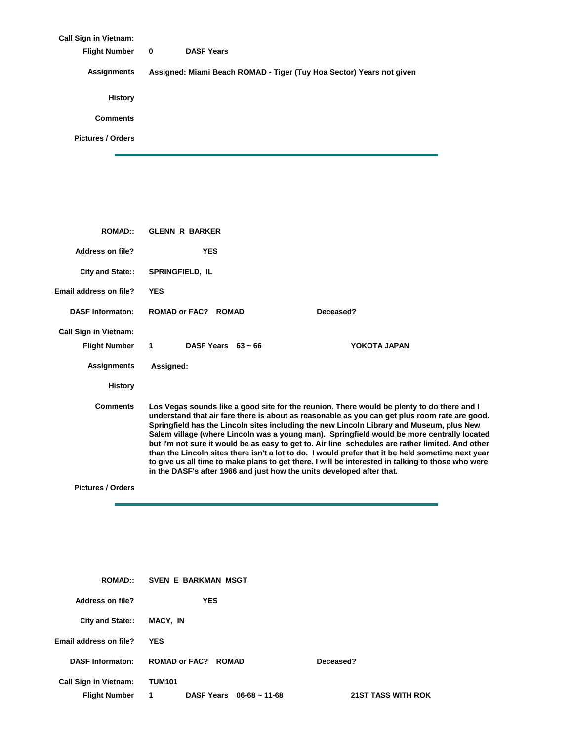**Call Sign in Vietnam:**

**Flight Number** **0** **DASF Years**

**Assignments** **Assigned: Miami Beach ROMAD - Tiger (Tuy Hoa Sector) Years not given**

**History**

**Comments**

**Pictures / Orders**

---

**ROMAD::** **GLENN R BARKER**

**Address on file?** **YES**

**City and State::** **SPRINGFIELD, IL**

**Email address on file?** **YES**

**DASF Informaton:** **ROMAD or FAC? ROMAD** **Deceased?**

**Call Sign in Vietnam:**

**Flight Number** **1** **DASF Years 63 ~ 66** **YOKOTA JAPAN**

**Assignments** **Assigned:**

**History**

**Comments** **Los Vegas sounds like a good site for the reunion. There would be plenty to do there and I understand that air fare there is about as reasonable as you can get plus room rate are good. Springfield has the Lincoln sites including the new Lincoln Library and Museum, plus New Salem village (where Lincoln was a young man). Springfield would be more centrally located but I'm not sure it would be as easy to get to. Air line schedules are rather limited. And other than the Lincoln sites there isn't a lot to do. I would prefer that it be held sometime next year to give us all time to make plans to get there. I will be interested in talking to those who were in the DASF's after 1966 and just how the units developed after that.**

**Pictures / Orders**

---

**ROMAD::** **SVEN E BARKMAN MSGT**

**Address on file?** **YES**

**City and State::** **MACY, IN**

**Email address on file?** **YES**

**DASF Informaton:** **ROMAD or FAC? ROMAD** **Deceased?**

**Call Sign in Vietnam:** **TUM101**

**Flight Number** **1** **DASF Years 06-68 ~ 11-68** **21ST TASS WITH ROK**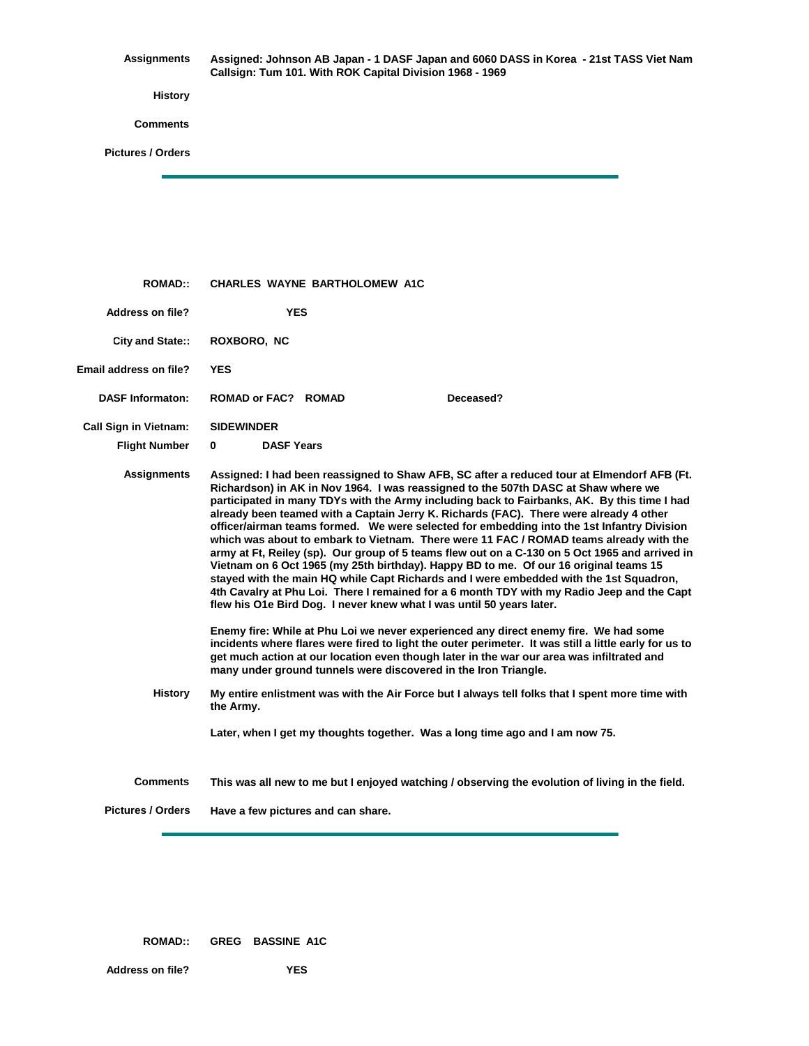**Assignments** Assigned: Johnson AB Japan - 1 DASF Japan and 6060 DASS in Korea - 21st TASS Viet Nam Callsign: Tum 101. With ROK Capital Division 1968 - 1969

**History**

**Comments**

**Pictures / Orders**

---

**ROMAD::** CHARLES WAYNE BARTHOLOMEW A1C

**Address on file?** YES

**City and State::** ROXBORO, NC

**Email address on file?** YES

**DASF Informaton:** ROMAD or FAC? ROMAD **Deceased?**

**Call Sign in Vietnam:** SIDEWINDER

**Flight Number** 0 **DASF Years**

**Assignments** Assigned: I had been reassigned to Shaw AFB, SC after a reduced tour at Elmendorf AFB (Ft. Richardson) in AK in Nov 1964. I was reassigned to the 507th DASC at Shaw where we participated in many TDYs with the Army including back to Fairbanks, AK. By this time I had already been teamed with a Captain Jerry K. Richards (FAC). There were already 4 other officer/airman teams formed. We were selected for embedding into the 1st Infantry Division which was about to embark to Vietnam. There were 11 FAC / ROMAD teams already with the army at Ft, Reiley (sp). Our group of 5 teams flew out on a C-130 on 5 Oct 1965 and arrived in Vietnam on 6 Oct 1965 (my 25th birthday). Happy BD to me. Of our 16 original teams 15 stayed with the main HQ while Capt Richards and I were embedded with the 1st Squadron, 4th Cavalry at Phu Loi. There I remained for a 6 month TDY with my Radio Jeep and the Capt flew his O1e Bird Dog. I never knew what I was until 50 years later.

Enemy fire: While at Phu Loi we never experienced any direct enemy fire. We had some incidents where flares were fired to light the outer perimeter. It was still a little early for us to get much action at our location even though later in the war our area was infiltrated and many under ground tunnels were discovered in the Iron Triangle.

**History** My entire enlistment was with the Air Force but I always tell folks that I spent more time with the Army.

Later, when I get my thoughts together. Was a long time ago and I am now 75.

**Comments** This was all new to me but I enjoyed watching / observing the evolution of living in the field.

**Pictures / Orders** Have a few pictures and can share.

---

**ROMAD::** GREG BASSINE A1C

**Address on file?** YES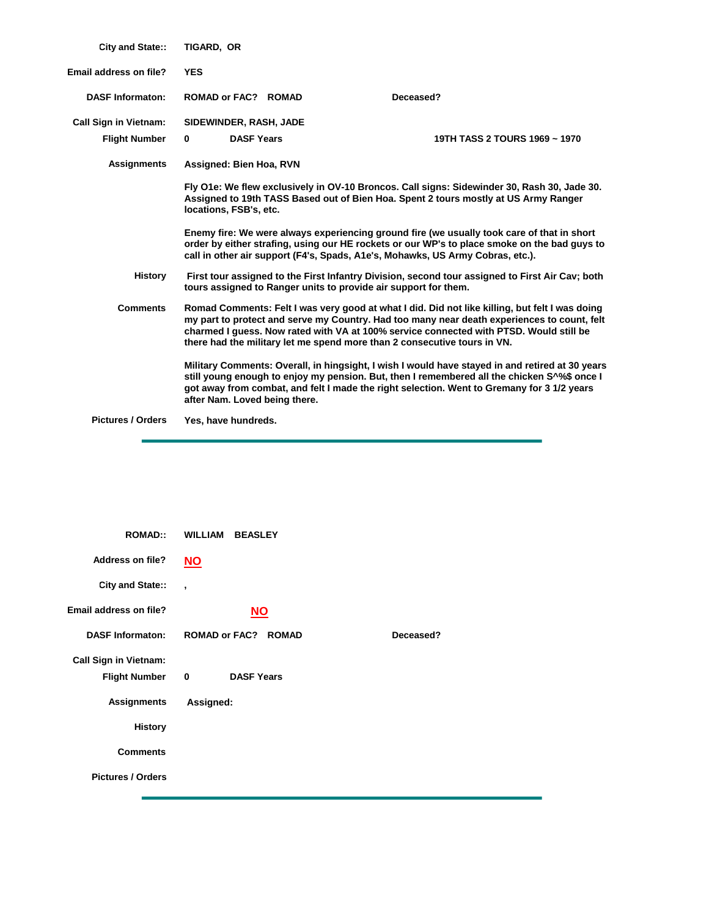**City and State::** TIGARD, OR

**Email address on file?** YES

**DASF Informaton:** ROMAD or FAC? ROMAD  Deceased?

**Call Sign in Vietnam:** SIDEWINDER, RASH, JADE

**Flight Number** 0  **DASF Years** 19TH TASS 2 TOURS 1969 ~ 1970

**Assignments** Assigned: Bien Hoa, RVN

Fly O1e: We flew exclusively in OV-10 Broncos. Call signs: Sidewinder 30, Rash 30, Jade 30. Assigned to 19th TASS Based out of Bien Hoa. Spent 2 tours mostly at US Army Ranger locations, FSB's, etc.

Enemy fire: We were always experiencing ground fire (we usually took care of that in short order by either strafing, using our HE rockets or our WP's to place smoke on the bad guys to call in other air support (F4's, Spads, A1e's, Mohawks, US Army Cobras, etc.).

**History** First tour assigned to the First Infantry Division, second tour assigned to First Air Cav; both tours assigned to Ranger units to provide air support for them.

**Comments** Romad Comments: Felt I was very good at what I did. Did not like killing, but felt I was doing my part to protect and serve my Country. Had too many near death experiences to count, felt charmed I guess. Now rated with VA at 100% service connected with PTSD. Would still be there had the military let me spend more than 2 consecutive tours in VN.

Military Comments: Overall, in hingsight, I wish I would have stayed in and retired at 30 years still young enough to enjoy my pension. But, then I remembered all the chicken S^%$ once I got away from combat, and felt I made the right selection. Went to Gremany for 3 1/2 years after Nam. Loved being there.

**Pictures / Orders** Yes, have hundreds.

---

**ROMAD::** WILLIAM BEASLEY

**Address on file?** NO

**City and State::** ,

**Email address on file?** NO

**DASF Informaton:** ROMAD or FAC? ROMAD  Deceased?

**Call Sign in Vietnam:**

**Flight Number** 0  **DASF Years**

**Assignments** Assigned:

**History**

**Comments**

**Pictures / Orders**

---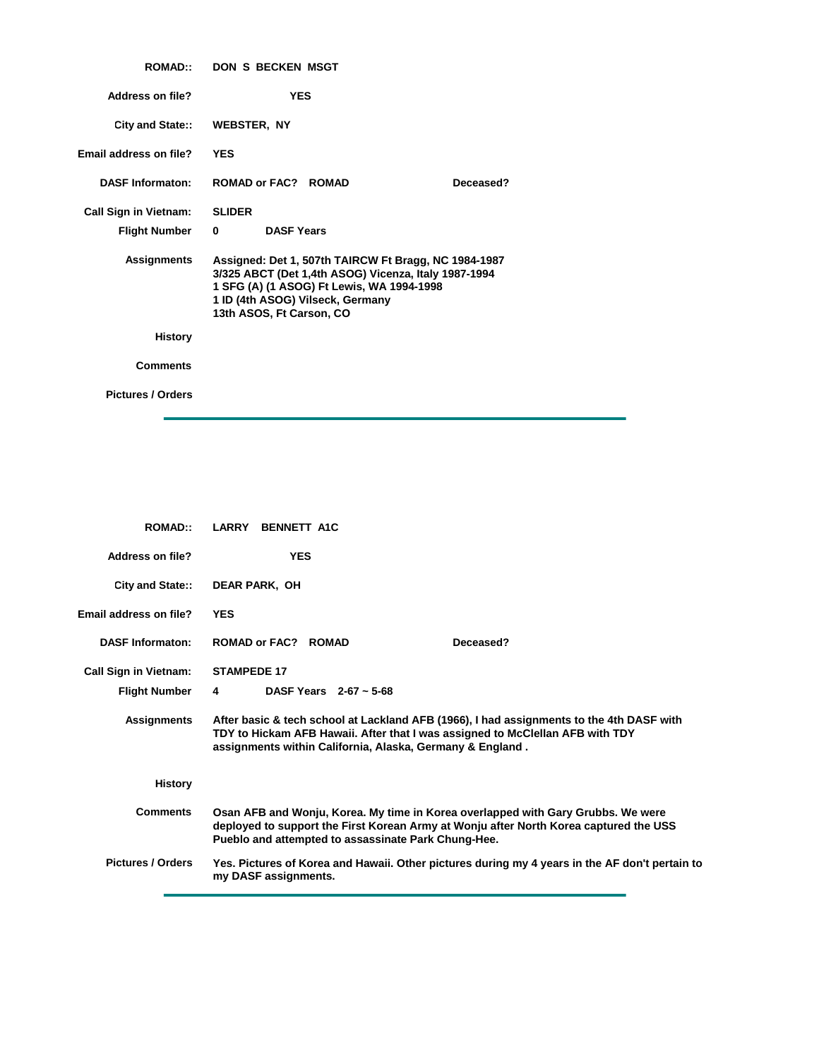**ROMAD::** DON S BECKEN MSGT

**Address on file?** YES

**City and State::** WEBSTER, NY

**Email address on file?** YES

**DASF Informaton:** ROMAD or FAC? ROMAD    Deceased?

**Call Sign in Vietnam:** SLIDER

**Flight Number** 0    **DASF Years**

**Assignments** Assigned: Det 1, 507th TAIRCW Ft Bragg, NC 1984-1987
3/325 ABCT (Det 1,4th ASOG) Vicenza, Italy 1987-1994
1 SFG (A) (1 ASOG) Ft Lewis, WA 1994-1998
1 ID (4th ASOG) Vilseck, Germany
13th ASOS, Ft Carson, CO

**History**

**Comments**

**Pictures / Orders**

---

**ROMAD::** LARRY BENNETT A1C

**Address on file?** YES

**City and State::** DEAR PARK, OH

**Email address on file?** YES

**DASF Informaton:** ROMAD or FAC? ROMAD    Deceased?

**Call Sign in Vietnam:** STAMPEDE 17

**Flight Number** 4    **DASF Years** 2-67 ~ 5-68

**Assignments** After basic & tech school at Lackland AFB (1966), I had assignments to the 4th DASF with TDY to Hickam AFB Hawaii. After that I was assigned to McClellan AFB with TDY assignments within California, Alaska, Germany & England .

**History**

**Comments** Osan AFB and Wonju, Korea. My time in Korea overlapped with Gary Grubbs. We were deployed to support the First Korean Army at Wonju after North Korea captured the USS Pueblo and attempted to assassinate Park Chung-Hee.

**Pictures / Orders** Yes. Pictures of Korea and Hawaii. Other pictures during my 4 years in the AF don't pertain to my DASF assignments.

---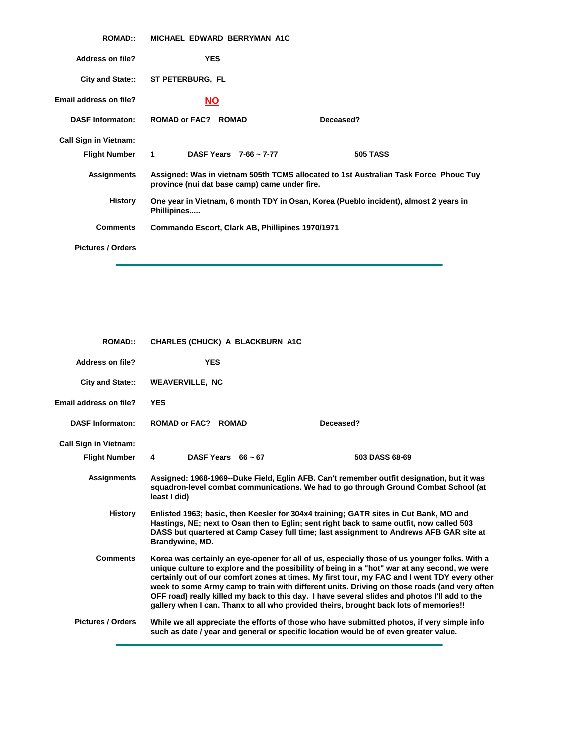**ROMAD::** MICHAEL EDWARD BERRYMAN A1C

**Address on file?** YES

**City and State::** ST PETERBURG, FL

**Email address on file?** NO

**DASF Informaton:** ROMAD or FAC? ROMAD — Deceased?

**Call Sign in Vietnam:**

**Flight Number** 1 — DASF Years 7-66 ~ 7-77 — 505 TASS

**Assignments** Assigned: Was in vietnam 505th TCMS allocated to 1st Australian Task Force Phouc Tuy province (nui dat base camp) came under fire.

**History** One year in Vietnam, 6 month TDY in Osan, Korea (Pueblo incident), almost 2 years in Phillipines.....

**Comments** Commando Escort, Clark AB, Phillipines 1970/1971

**Pictures / Orders**

---

**ROMAD::** CHARLES (CHUCK) A BLACKBURN A1C

**Address on file?** YES

**City and State::** WEAVERVILLE, NC

**Email address on file?** YES

**DASF Informaton:** ROMAD or FAC? ROMAD — Deceased?

**Call Sign in Vietnam:**

**Flight Number** 4 — DASF Years 66 ~ 67 — 503 DASS 68-69

**Assignments** Assigned: 1968-1969--Duke Field, Eglin AFB. Can't remember outfit designation, but it was squadron-level combat communications. We had to go through Ground Combat School (at least I did)

**History** Enlisted 1963; basic, then Keesler for 304x4 training; GATR sites in Cut Bank, MO and Hastings, NE; next to Osan then to Eglin; sent right back to same outfit, now called 503 DASS but quartered at Camp Casey full time; last assignment to Andrews AFB GAR site at Brandywine, MD.

**Comments** Korea was certainly an eye-opener for all of us, especially those of us younger folks. With a unique culture to explore and the possibility of being in a "hot" war at any second, we were certainly out of our comfort zones at times. My first tour, my FAC and I went TDY every other week to some Army camp to train with different units. Driving on those roads (and very often OFF road) really killed my back to this day. I have several slides and photos I'll add to the gallery when I can. Thanx to all who provided theirs, brought back lots of memories!!

**Pictures / Orders** While we all appreciate the efforts of those who have submitted photos, if very simple info such as date / year and general or specific location would be of even greater value.

---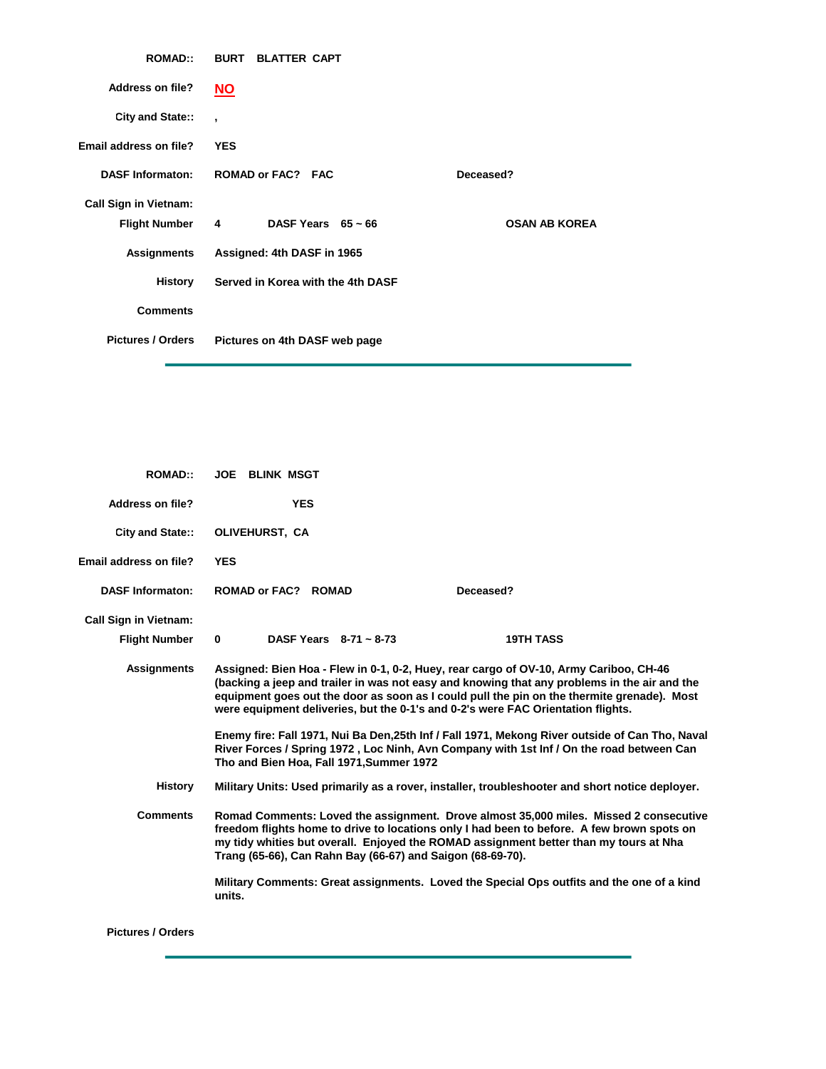**ROMAD::** BURT BLATTER CAPT

**Address on file?** NO

**City and State::** ,

**Email address on file?** YES

**DASF Informaton:** ROMAD or FAC? FAC **Deceased?**

**Call Sign in Vietnam:**

**Flight Number** 4 **DASF Years** 65 ~ 66 **OSAN AB KOREA**

**Assignments** Assigned: 4th DASF in 1965

**History** Served in Korea with the 4th DASF

**Comments**

**Pictures / Orders** Pictures on 4th DASF web page

---

**ROMAD::** JOE BLINK MSGT

**Address on file?** YES

**City and State::** OLIVEHURST, CA

**Email address on file?** YES

**DASF Informaton:** ROMAD or FAC? ROMAD **Deceased?**

**Call Sign in Vietnam:**

**Flight Number** 0 **DASF Years** 8-71 ~ 8-73 **19TH TASS**

**Assignments** Assigned: Bien Hoa - Flew in 0-1, 0-2, Huey, rear cargo of OV-10, Army Cariboo, CH-46 (backing a jeep and trailer in was not easy and knowing that any problems in the air and the equipment goes out the door as soon as I could pull the pin on the thermite grenade). Most were equipment deliveries, but the 0-1's and 0-2's were FAC Orientation flights.

Enemy fire: Fall 1971, Nui Ba Den,25th Inf / Fall 1971, Mekong River outside of Can Tho, Naval River Forces / Spring 1972 , Loc Ninh, Avn Company with 1st Inf / On the road between Can Tho and Bien Hoa, Fall 1971,Summer 1972

**History** Military Units: Used primarily as a rover, installer, troubleshooter and short notice deployer.

**Comments** Romad Comments: Loved the assignment. Drove almost 35,000 miles. Missed 2 consecutive freedom flights home to drive to locations only I had been to before. A few brown spots on my tidy whities but overall. Enjoyed the ROMAD assignment better than my tours at Nha Trang (65-66), Can Rahn Bay (66-67) and Saigon (68-69-70).

Military Comments: Great assignments. Loved the Special Ops outfits and the one of a kind units.

**Pictures / Orders**

---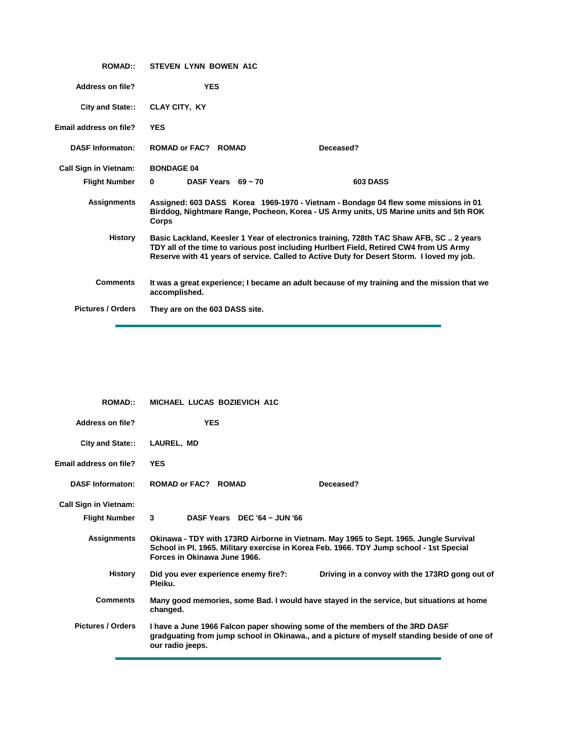| | |
|---|---|
| **ROMAD::** | **STEVEN LYNN BOWEN A1C** |
| **Address on file?** | **YES** |
| **City and State::** | **CLAY CITY, KY** |
| **Email address on file?** | **YES** |
| **DASF Informaton:** | **ROMAD or FAC? ROMAD** **Deceased?** |
| **Call Sign in Vietnam:** | **BONDAGE 04** |
| **Flight Number** | **0** **DASF Years 69 ~ 70** **603 DASS** |
| **Assignments** | **Assigned: 603 DASS Korea 1969-1970 - Vietnam - Bondage 04 flew some missions in 01 Birddog, Nightmare Range, Pocheon, Korea - US Army units, US Marine units and 5th ROK Corps** |
| **History** | **Basic Lackland, Keesler 1 Year of electronics training, 728th TAC Shaw AFB, SC .. 2 years TDY all of the time to various post including Hurlbert Field, Retired CW4 from US Army Reserve with 41 years of service. Called to Active Duty for Desert Storm. I loved my job.** |
| **Comments** | **It was a great experience; I became an adult because of my training and the mission that we accomplished.** |
| **Pictures / Orders** | **They are on the 603 DASS site.** |

---

| | |
|---|---|
| **ROMAD::** | **MICHAEL LUCAS BOZIEVICH A1C** |
| **Address on file?** | **YES** |
| **City and State::** | **LAUREL, MD** |
| **Email address on file?** | **YES** |
| **DASF Informaton:** | **ROMAD or FAC? ROMAD** **Deceased?** |
| **Call Sign in Vietnam:** | |
| **Flight Number** | **3** **DASF Years DEC '64 ~ JUN '66** |
| **Assignments** | **Okinawa - TDY with 173RD Airborne in Vietnam. May 1965 to Sept. 1965. Jungle Survival School in PI. 1965. Military exercise in Korea Feb. 1966. TDY Jump school - 1st Special Forces in Okinawa June 1966.** |
| **History** | **Did you ever experience enemy fire?:** **Driving in a convoy with the 173RD gong out of Pleiku.** |
| **Comments** | **Many good memories, some Bad. I would have stayed in the service, but situations at home changed.** |
| **Pictures / Orders** | **I have a June 1966 Falcon paper showing some of the members of the 3RD DASF gradguating from jump school in Okinawa., and a picture of myself standing beside of one of our radio jeeps.** |

---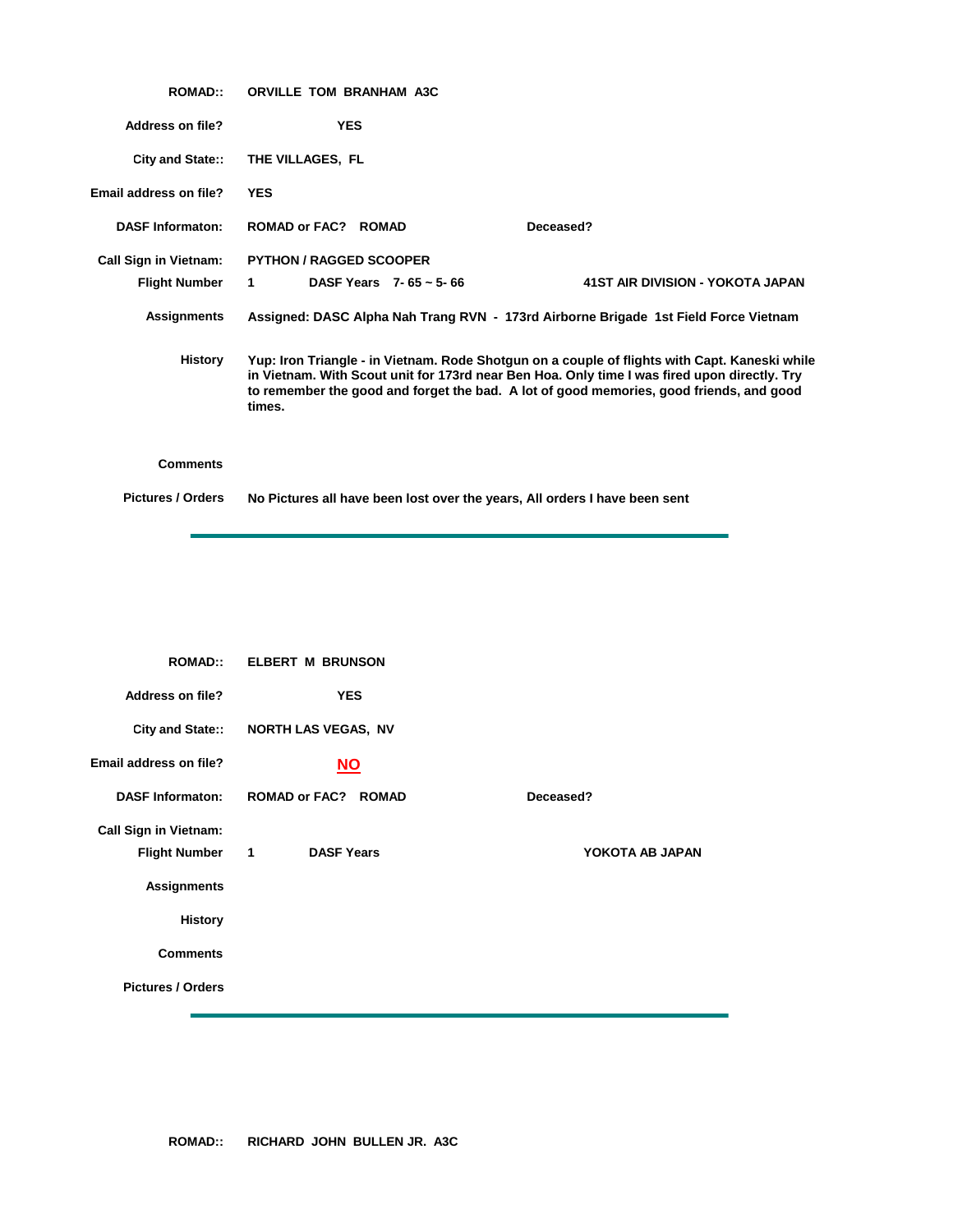**ROMAD::** ORVILLE TOM BRANHAM A3C

**Address on file?** YES

**City and State::** THE VILLAGES, FL

**Email address on file?** YES

**DASF Informaton:** ROMAD or FAC? ROMAD Deceased?

**Call Sign in Vietnam:** PYTHON / RAGGED SCOOPER

**Flight Number** 1 **DASF Years** 7- 65 ~ 5- 66 41ST AIR DIVISION - YOKOTA JAPAN

**Assignments** Assigned: DASC Alpha Nah Trang RVN - 173rd Airborne Brigade 1st Field Force Vietnam

**History** Yup: Iron Triangle - in Vietnam. Rode Shotgun on a couple of flights with Capt. Kaneski while in Vietnam. With Scout unit for 173rd near Ben Hoa. Only time I was fired upon directly. Try to remember the good and forget the bad. A lot of good memories, good friends, and good times.

**Comments**

**Pictures / Orders** No Pictures all have been lost over the years, All orders I have been sent

---

**ROMAD::** ELBERT M BRUNSON

**Address on file?** YES

**City and State::** NORTH LAS VEGAS, NV

**Email address on file?** NO

**DASF Informaton:** ROMAD or FAC? ROMAD Deceased?

**Call Sign in Vietnam:**

**Flight Number** 1 **DASF Years** YOKOTA AB JAPAN

**Assignments**

**History**

**Comments**

**Pictures / Orders**

---

**ROMAD::** RICHARD JOHN BULLEN JR. A3C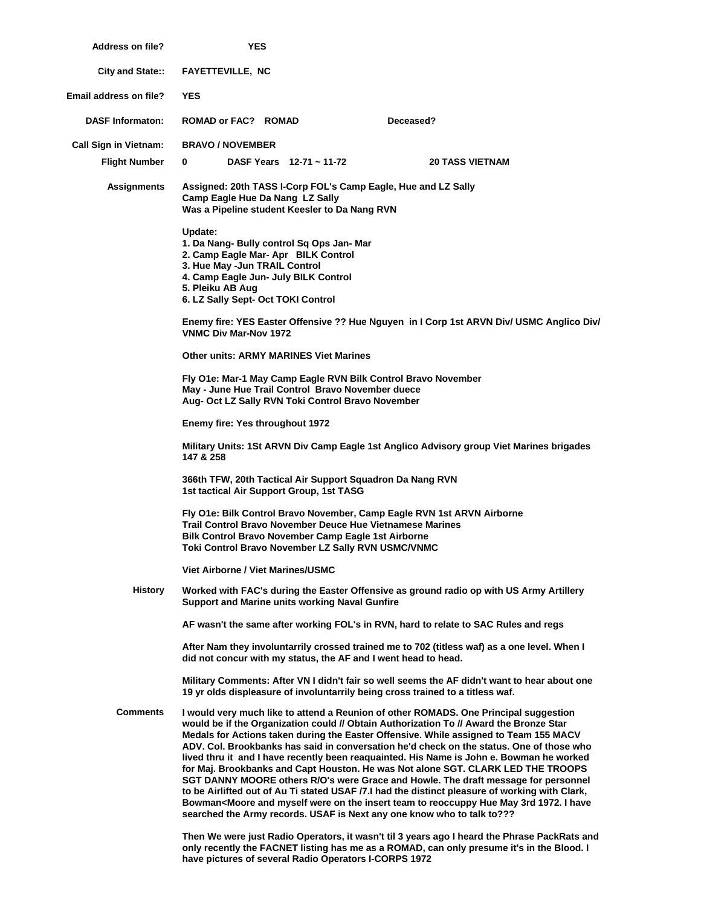**Address on file?** YES

**City and State::** FAYETTEVILLE, NC

**Email address on file?** YES

**DASF Informaton:** ROMAD or FAC? ROMAD Deceased?

**Call Sign in Vietnam:** BRAVO / NOVEMBER

**Flight Number** 0 DASF Years 12-71 ~ 11-72 20 TASS VIETNAM

**Assignments**

Assigned: 20th TASS I-Corp FOL's Camp Eagle, Hue and LZ Sally
Camp Eagle Hue Da Nang LZ Sally
Was a Pipeline student Keesler to Da Nang RVN

Update:
1. Da Nang- Bully control Sq Ops Jan- Mar
2. Camp Eagle Mar- Apr BILK Control
3. Hue May -Jun TRAIL Control
4. Camp Eagle Jun- July BILK Control
5. Pleiku AB Aug
6. LZ Sally Sept- Oct TOKI Control

Enemy fire: YES Easter Offensive ?? Hue Nguyen in I Corp 1st ARVN Div/ USMC Anglico Div/ VNMC Div Mar-Nov 1972

Other units: ARMY MARINES Viet Marines

Fly O1e: Mar-1 May Camp Eagle RVN Bilk Control Bravo November
May - June Hue Trail Control Bravo November duece
Aug- Oct LZ Sally RVN Toki Control Bravo November

Enemy fire: Yes throughout 1972

Military Units: 1St ARVN Div Camp Eagle 1st Anglico Advisory group Viet Marines brigades 147 & 258

366th TFW, 20th Tactical Air Support Squadron Da Nang RVN
1st tactical Air Support Group, 1st TASG

Fly O1e: Bilk Control Bravo November, Camp Eagle RVN 1st ARVN Airborne
Trail Control Bravo November Deuce Hue Vietnamese Marines
Bilk Control Bravo November Camp Eagle 1st Airborne
Toki Control Bravo November LZ Sally RVN USMC/VNMC

Viet Airborne / Viet Marines/USMC

**History**

Worked with FAC's during the Easter Offensive as ground radio op with US Army Artillery Support and Marine units working Naval Gunfire

AF wasn't the same after working FOL's in RVN, hard to relate to SAC Rules and regs

After Nam they involuntarrily crossed trained me to 702 (titless waf) as a one level. When I did not concur with my status, the AF and I went head to head.

Military Comments: After VN I didn't fair so well seems the AF didn't want to hear about one 19 yr olds displeasure of involuntarrily being cross trained to a titless waf.

**Comments**

I would very much like to attend a Reunion of other ROMADS. One Principal suggestion would be if the Organization could // Obtain Authorization To // Award the Bronze Star Medals for Actions taken during the Easter Offensive. While assigned to Team 155 MACV ADV. Col. Brookbanks has said in conversation he'd check on the status. One of those who lived thru it and I have recently been reaquainted. His Name is John e. Bowman he worked for Maj. Brookbanks and Capt Houston. He was Not alone SGT. CLARK LED THE TROOPS SGT DANNY MOORE others R/O's were Grace and Howle. The draft message for personnel to be Airlifted out of Au Ti stated USAF /7.I had the distinct pleasure of working with Clark, Bowman<Moore and myself were on the insert team to reoccuppy Hue May 3rd 1972. I have searched the Army records. USAF is Next any one know who to talk to???

Then We were just Radio Operators, it wasn't til 3 years ago I heard the Phrase PackRats and only recently the FACNET listing has me as a ROMAD, can only presume it's in the Blood. I have pictures of several Radio Operators I-CORPS 1972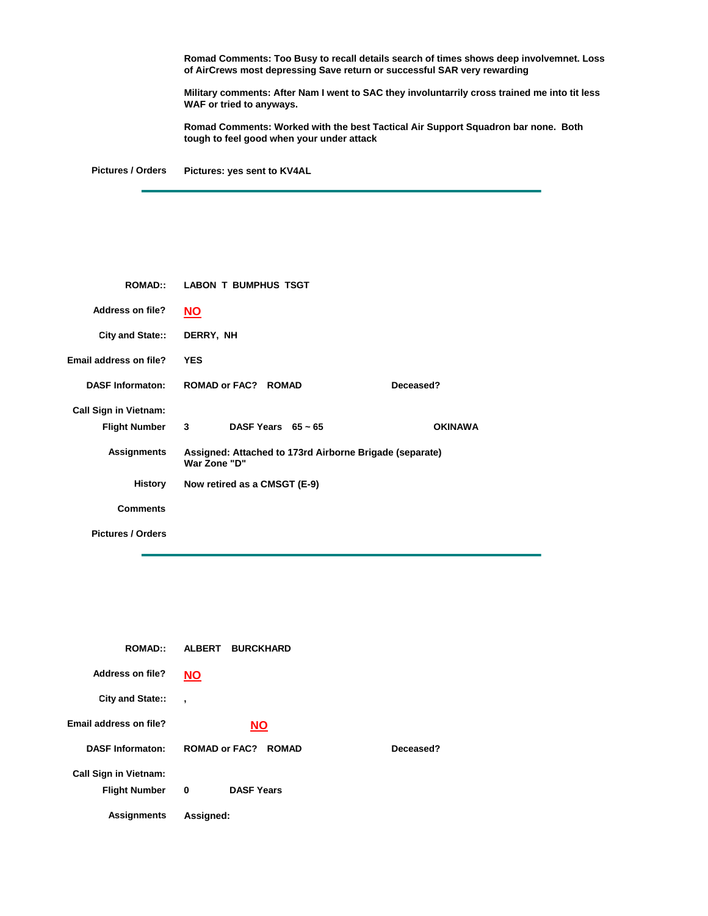**Romad Comments: Too Busy to recall details search of times shows deep involvemnet. Loss of AirCrews most depressing Save return or successful SAR very rewarding**

**Military comments: After Nam I went to SAC they involuntarrily cross trained me into tit less WAF or tried to anyways.**

**Romad Comments: Worked with the best Tactical Air Support Squadron bar none. Both tough to feel good when your under attack**

**Pictures / Orders** **Pictures: yes sent to KV4AL**

---

**ROMAD::** **LABON T BUMPHUS TSGT**

**Address on file?** **NO**

**City and State::** **DERRY, NH**

**Email address on file?** **YES**

**DASF Informaton:** **ROMAD or FAC? ROMAD** **Deceased?**

**Call Sign in Vietnam:**

**Flight Number** **3** **DASF Years 65 ~ 65** **OKINAWA**

**Assignments** **Assigned: Attached to 173rd Airborne Brigade (separate) War Zone "D"**

**History** **Now retired as a CMSGT (E-9)**

**Comments**

**Pictures / Orders**

---

**ROMAD::** **ALBERT BURCKHARD**

**Address on file?** **NO**

**City and State::** **,**

**Email address on file?** **NO**

**DASF Informaton:** **ROMAD or FAC? ROMAD** **Deceased?**

**Call Sign in Vietnam:**

**Flight Number** **0** **DASF Years**

**Assignments** **Assigned:**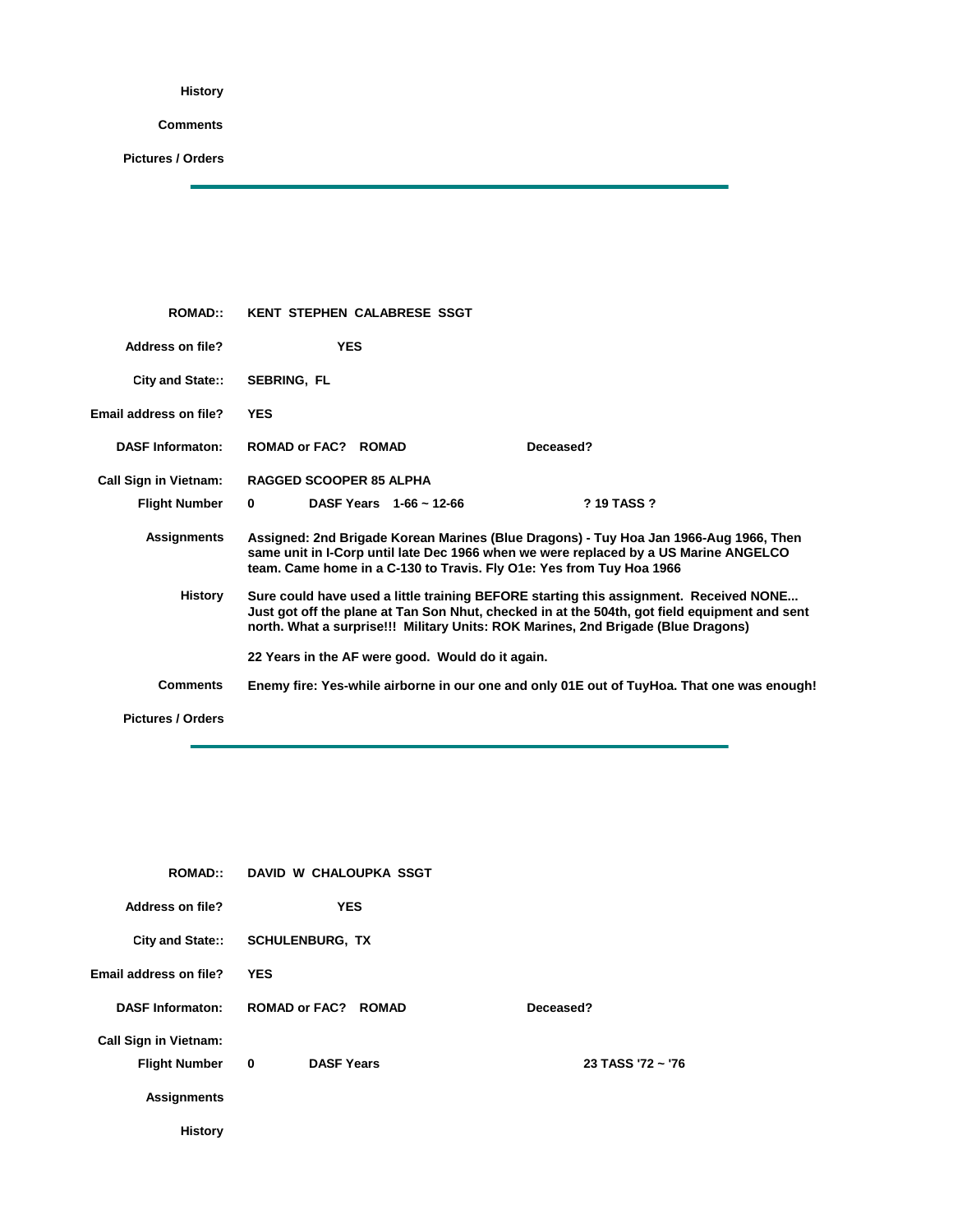**History**

**Comments**

**Pictures / Orders**

---

| | | |
|---|---|---|
| **ROMAD::** | **KENT STEPHEN CALABRESE SSGT** | |
| **Address on file?** | **YES** | |
| **City and State::** | **SEBRING, FL** | |
| **Email address on file?** | **YES** | |
| **DASF Informaton:** | **ROMAD or FAC? ROMAD** | **Deceased?** |
| **Call Sign in Vietnam:** | **RAGGED SCOOPER 85 ALPHA** | |
| **Flight Number** | **0 DASF Years 1-66 ~ 12-66** | **? 19 TASS ?** |
| **Assignments** | **Assigned: 2nd Brigade Korean Marines (Blue Dragons) - Tuy Hoa Jan 1966-Aug 1966, Then same unit in I-Corp until late Dec 1966 when we were replaced by a US Marine ANGELCO team. Came home in a C-130 to Travis. Fly O1e: Yes from Tuy Hoa 1966** | |
| **History** | **Sure could have used a little training BEFORE starting this assignment. Received NONE... Just got off the plane at Tan Son Nhut, checked in at the 504th, got field equipment and sent north. What a surprise!!! Military Units: ROK Marines, 2nd Brigade (Blue Dragons)**<br><br>**22 Years in the AF were good. Would do it again.** | |
| **Comments** | **Enemy fire: Yes-while airborne in our one and only 01E out of TuyHoa. That one was enough!** | |
| **Pictures / Orders** | | |

---

| | | |
|---|---|---|
| **ROMAD::** | **DAVID W CHALOUPKA SSGT** | |
| **Address on file?** | **YES** | |
| **City and State::** | **SCHULENBURG, TX** | |
| **Email address on file?** | **YES** | |
| **DASF Informaton:** | **ROMAD or FAC? ROMAD** | **Deceased?** |
| **Call Sign in Vietnam:** | | |
| **Flight Number** | **0 DASF Years** | **23 TASS '72 ~ '76** |
| **Assignments** | | |
| **History** | | |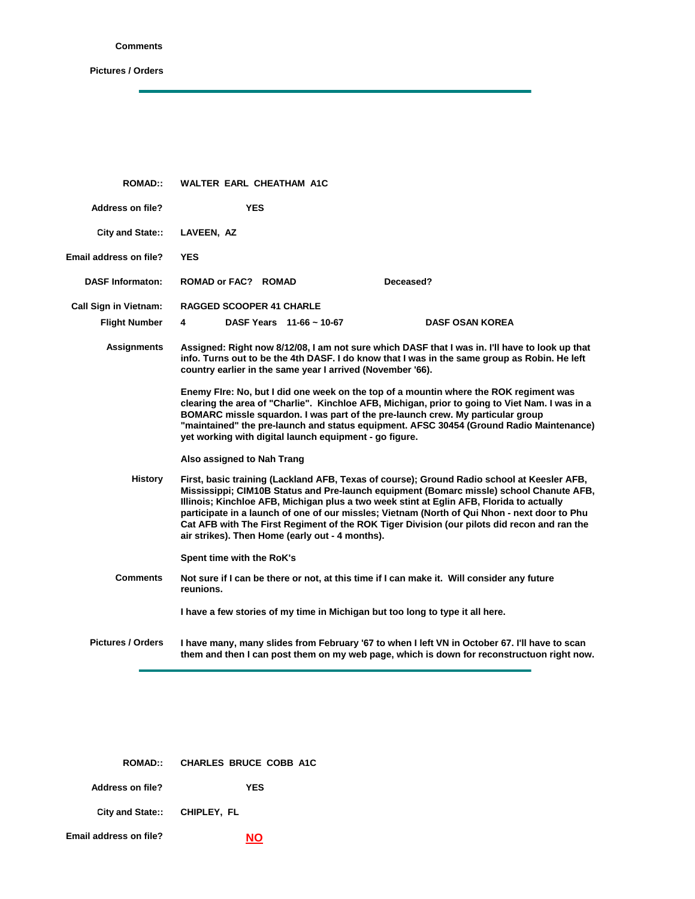**Comments**

**Pictures / Orders**

---

**ROMAD::** WALTER EARL CHEATHAM A1C

**Address on file?** YES

**City and State::** LAVEEN, AZ

**Email address on file?** YES

**DASF Informaton:** ROMAD or FAC? ROMAD — **Deceased?**

**Call Sign in Vietnam:** RAGGED SCOOPER 41 CHARLE

**Flight Number** 4 — **DASF Years** 11-66 ~ 10-67 — **DASF OSAN KOREA**

**Assignments**

Assigned: Right now 8/12/08, I am not sure which DASF that I was in. I'll have to look up that info. Turns out to be the 4th DASF. I do know that I was in the same group as Robin. He left country earlier in the same year I arrived (November '66).

Enemy FIre: No, but I did one week on the top of a mountin where the ROK regiment was clearing the area of "Charlie". Kinchloe AFB, Michigan, prior to going to Viet Nam. I was in a BOMARC missle squardon. I was part of the pre-launch crew. My particular group "maintained" the pre-launch and status equipment. AFSC 30454 (Ground Radio Maintenance) yet working with digital launch equipment - go figure.

Also assigned to Nah Trang

**History**

First, basic training (Lackland AFB, Texas of course); Ground Radio school at Keesler AFB, Mississippi; CIM10B Status and Pre-launch equipment (Bomarc missle) school Chanute AFB, Illinois; Kinchloe AFB, Michigan plus a two week stint at Eglin AFB, Florida to actually participate in a launch of one of our missles; Vietnam (North of Qui Nhon - next door to Phu Cat AFB with The First Regiment of the ROK Tiger Division (our pilots did recon and ran the air strikes). Then Home (early out - 4 months).

Spent time with the RoK's

**Comments**

Not sure if I can be there or not, at this time if I can make it. Will consider any future reunions.

I have a few stories of my time in Michigan but too long to type it all here.

**Pictures / Orders**

I have many, many slides from February '67 to when I left VN in October 67. I'll have to scan them and then I can post them on my web page, which is down for reconstructuon right now.

---

**ROMAD::** CHARLES BRUCE COBB A1C

**Address on file?** YES

**City and State::** CHIPLEY, FL

**Email address on file?** NO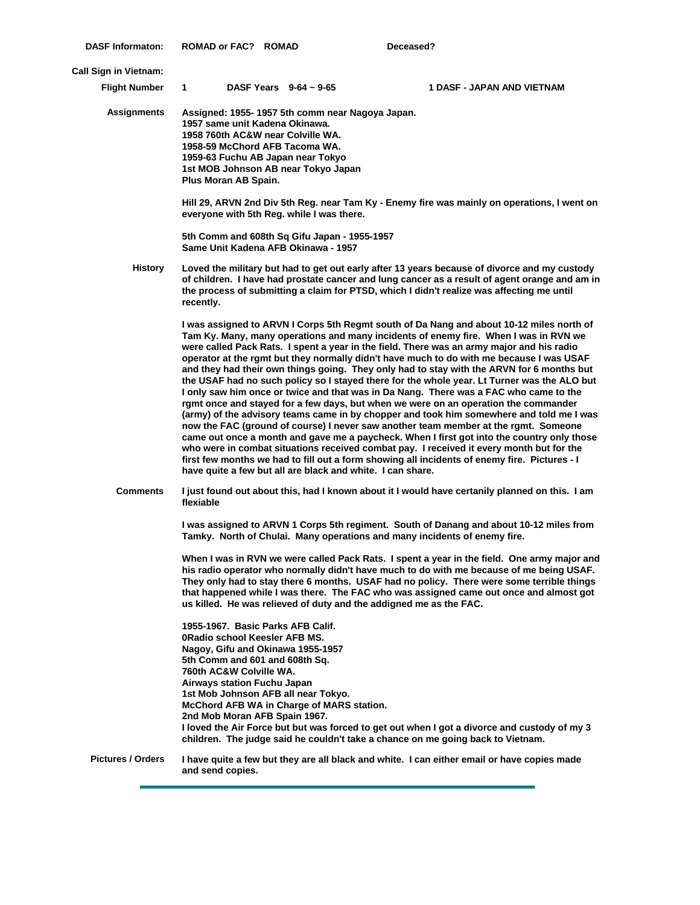**DASF Informaton:** **ROMAD or FAC? ROMAD** **Deceased?**

**Call Sign in Vietnam:**

**Flight Number** **1** **DASF Years 9-64 ~ 9-65** **1 DASF - JAPAN AND VIETNAM**

**Assignments**

**Assigned: 1955- 1957 5th comm near Nagoya Japan.**
**1957 same unit Kadena Okinawa.**
**1958 760th AC&W near Colville WA.**
**1958-59 McChord AFB Tacoma WA.**
**1959-63 Fuchu AB Japan near Tokyo**
**1st MOB Johnson AB near Tokyo Japan**
**Plus Moran AB Spain.**

**Hill 29, ARVN 2nd Div 5th Reg. near Tam Ky - Enemy fire was mainly on operations, I went on everyone with 5th Reg. while I was there.**

**5th Comm and 608th Sq Gifu Japan - 1955-1957**
**Same Unit Kadena AFB Okinawa - 1957**

**History**

**Loved the military but had to get out early after 13 years because of divorce and my custody of children. I have had prostate cancer and lung cancer as a result of agent orange and am in the process of submitting a claim for PTSD, which I didn't realize was affecting me until recently.**

**I was assigned to ARVN I Corps 5th Regmt south of Da Nang and about 10-12 miles north of Tam Ky. Many, many operations and many incidents of enemy fire. When I was in RVN we were called Pack Rats. I spent a year in the field. There was an army major and his radio operator at the rgmt but they normally didn't have much to do with me because I was USAF and they had their own things going. They only had to stay with the ARVN for 6 months but the USAF had no such policy so I stayed there for the whole year. Lt Turner was the ALO but I only saw him once or twice and that was in Da Nang. There was a FAC who came to the rgmt once and stayed for a few days, but when we were on an operation the commander (army) of the advisory teams came in by chopper and took him somewhere and told me I was now the FAC (ground of course) I never saw another team member at the rgmt. Someone came out once a month and gave me a paycheck. When I first got into the country only those who were in combat situations received combat pay. I received it every month but for the first few months we had to fill out a form showing all incidents of enemy fire. Pictures - I have quite a few but all are black and white. I can share.**

**Comments**

**I just found out about this, had I known about it I would have certanily planned on this. I am flexiable**

**I was assigned to ARVN 1 Corps 5th regiment. South of Danang and about 10-12 miles from Tamky. North of Chulai. Many operations and many incidents of enemy fire.**

**When I was in RVN we were called Pack Rats. I spent a year in the field. One army major and his radio operator who normally didn't have much to do with me because of me being USAF. They only had to stay there 6 months. USAF had no policy. There were some terrible things that happened while I was there. The FAC who was assigned came out once and almost got us killed. He was relieved of duty and the addigned me as the FAC.**

**1955-1967. Basic Parks AFB Calif.**
**0Radio school Keesler AFB MS.**
**Nagoy, Gifu and Okinawa 1955-1957**
**5th Comm and 601 and 608th Sq.**
**760th AC&W Colville WA.**
**Airways station Fuchu Japan**
**1st Mob Johnson AFB all near Tokyo.**
**McChord AFB WA in Charge of MARS station.**
**2nd Mob Moran AFB Spain 1967.**
**I loved the Air Force but but was forced to get out when I got a divorce and custody of my 3 children. The judge said he couldn't take a chance on me going back to Vietnam.**

**Pictures / Orders**

**I have quite a few but they are all black and white. I can either email or have copies made and send copies.**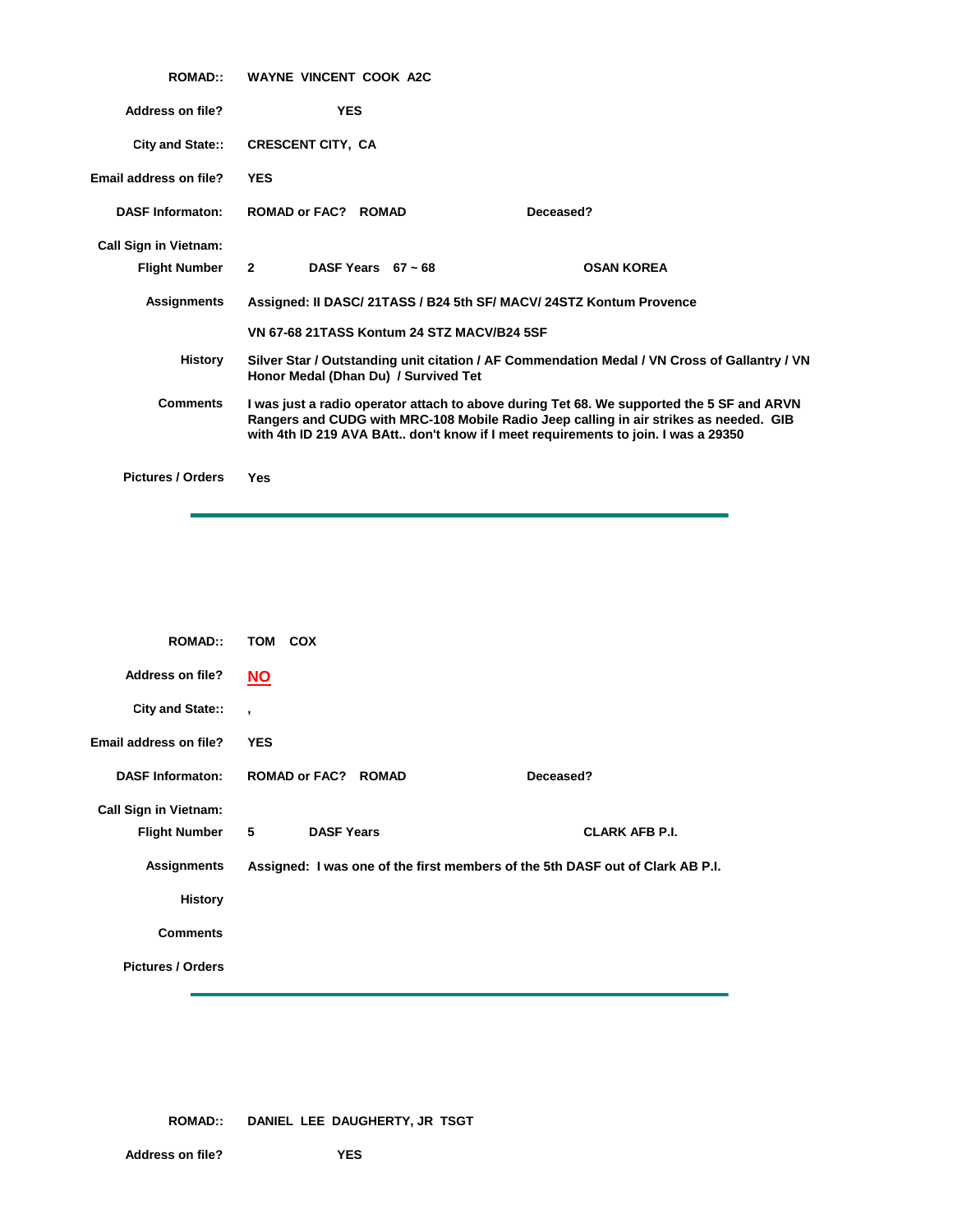**ROMAD::** WAYNE VINCENT COOK A2C

**Address on file?** YES

**City and State::** CRESCENT CITY, CA

**Email address on file?** YES

**DASF Informaton:** ROMAD or FAC? ROMAD　　Deceased?

**Call Sign in Vietnam:**

**Flight Number** 2　　DASF Years 67 ~ 68　　OSAN KOREA

**Assignments** Assigned: II DASC/ 21TASS / B24 5th SF/ MACV/ 24STZ Kontum Provence

VN 67-68 21TASS Kontum 24 STZ MACV/B24 5SF

**History** Silver Star / Outstanding unit citation / AF Commendation Medal / VN Cross of Gallantry / VN Honor Medal (Dhan Du) / Survived Tet

**Comments** I was just a radio operator attach to above during Tet 68. We supported the 5 SF and ARVN Rangers and CUDG with MRC-108 Mobile Radio Jeep calling in air strikes as needed. GIB with 4th ID 219 AVA BAtt.. don't know if I meet requirements to join. I was a 29350

**Pictures / Orders** Yes

---

**ROMAD::** TOM COX

**Address on file?** NO

**City and State::** ,

**Email address on file?** YES

**DASF Informaton:** ROMAD or FAC? ROMAD　　Deceased?

**Call Sign in Vietnam:**

**Flight Number** 5　　DASF Years　　CLARK AFB P.I.

**Assignments** Assigned: I was one of the first members of the 5th DASF out of Clark AB P.I.

**History**

**Comments**

**Pictures / Orders**

---

**ROMAD::** DANIEL LEE DAUGHERTY, JR TSGT

**Address on file?** YES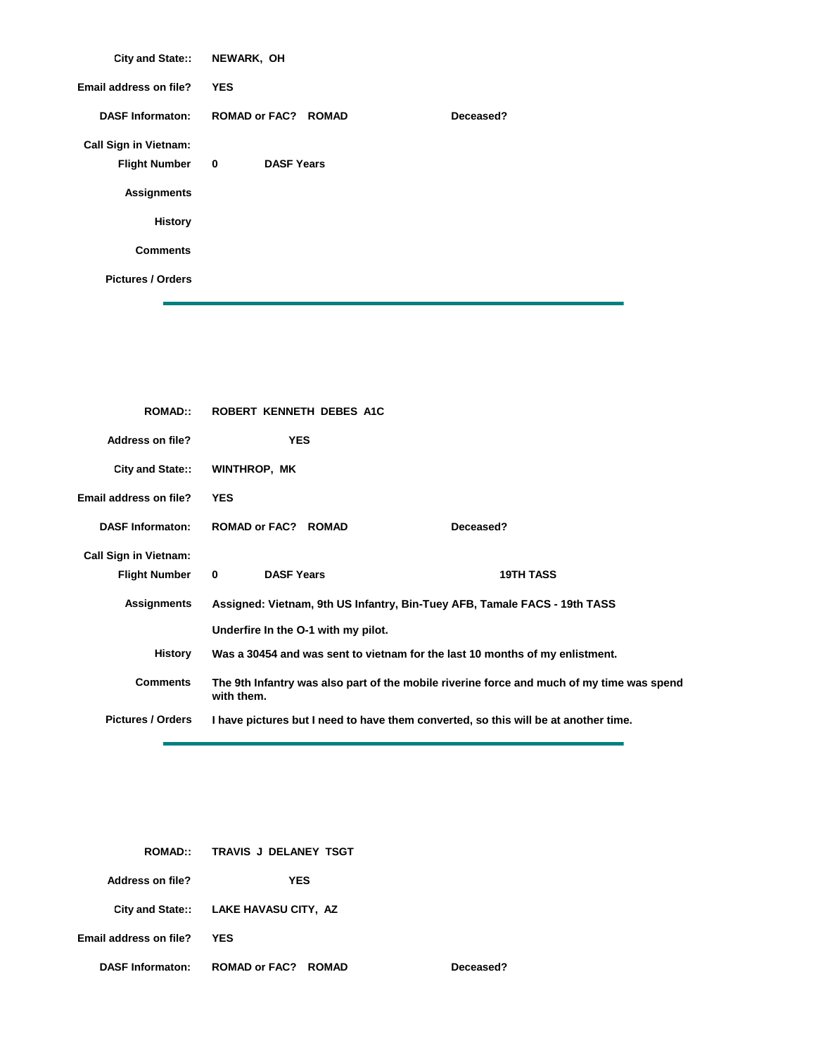**City and State::** NEWARK, OH

**Email address on file?** YES

**DASF Informaton:** ROMAD or FAC? ROMAD **Deceased?**

**Call Sign in Vietnam:**

**Flight Number** 0 **DASF Years**

**Assignments**

**History**

**Comments**

**Pictures / Orders**

---

**ROMAD::** ROBERT KENNETH DEBES A1C

**Address on file?** YES

**City and State::** WINTHROP, MK

**Email address on file?** YES

**DASF Informaton:** ROMAD or FAC? ROMAD **Deceased?**

**Call Sign in Vietnam:**

**Flight Number** 0 **DASF Years** 19TH TASS

**Assignments** Assigned: Vietnam, 9th US Infantry, Bin-Tuey AFB, Tamale FACS - 19th TASS

Underfire In the O-1 with my pilot.

**History** Was a 30454 and was sent to vietnam for the last 10 months of my enlistment.

**Comments** The 9th Infantry was also part of the mobile riverine force and much of my time was spend with them.

**Pictures / Orders** I have pictures but I need to have them converted, so this will be at another time.

---

**ROMAD::** TRAVIS J DELANEY TSGT

**Address on file?** YES

**City and State::** LAKE HAVASU CITY, AZ

**Email address on file?** YES

**DASF Informaton:** ROMAD or FAC? ROMAD **Deceased?**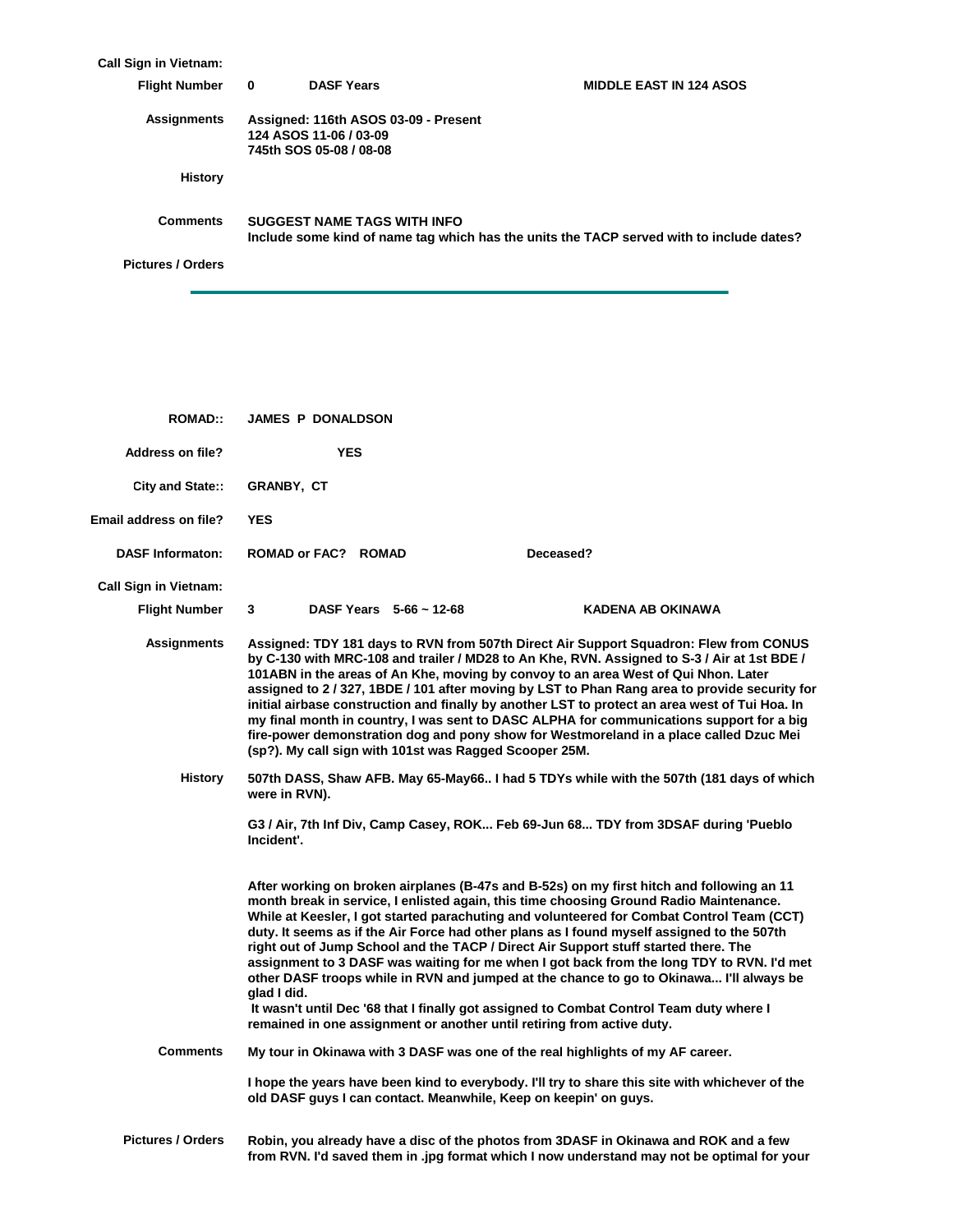**Call Sign in Vietnam:**

**Flight Number** 0 **DASF Years** **MIDDLE EAST IN 124 ASOS**

**Assignments** Assigned: 116th ASOS 03-09 - Present
124 ASOS 11-06 / 03-09
745th SOS 05-08 / 08-08

**History**

**Comments** SUGGEST NAME TAGS WITH INFO
Include some kind of name tag which has the units the TACP served with to include dates?

**Pictures / Orders**

---

**ROMAD::** JAMES P DONALDSON

**Address on file?** YES

**City and State::** GRANBY, CT

**Email address on file?** YES

**DASF Informaton:** ROMAD or FAC? ROMAD **Deceased?**

**Call Sign in Vietnam:**

**Flight Number** 3 **DASF Years** 5-66 ~ 12-68 **KADENA AB OKINAWA**

**Assignments** Assigned: TDY 181 days to RVN from 507th Direct Air Support Squadron: Flew from CONUS by C-130 with MRC-108 and trailer / MD28 to An Khe, RVN. Assigned to S-3 / Air at 1st BDE / 101ABN in the areas of An Khe, moving by convoy to an area West of Qui Nhon. Later assigned to 2 / 327, 1BDE / 101 after moving by LST to Phan Rang area to provide security for initial airbase construction and finally by another LST to protect an area west of Tui Hoa. In my final month in country, I was sent to DASC ALPHA for communications support for a big fire-power demonstration dog and pony show for Westmoreland in a place called Dzuc Mei (sp?). My call sign with 101st was Ragged Scooper 25M.

**History** 507th DASS, Shaw AFB. May 65-May66.. I had 5 TDYs while with the 507th (181 days of which were in RVN).

G3 / Air, 7th Inf Div, Camp Casey, ROK... Feb 69-Jun 68... TDY from 3DSAF during 'Pueblo Incident'.

After working on broken airplanes (B-47s and B-52s) on my first hitch and following an 11 month break in service, I enlisted again, this time choosing Ground Radio Maintenance. While at Keesler, I got started parachuting and volunteered for Combat Control Team (CCT) duty. It seems as if the Air Force had other plans as I found myself assigned to the 507th right out of Jump School and the TACP / Direct Air Support stuff started there. The assignment to 3 DASF was waiting for me when I got back from the long TDY to RVN. I'd met other DASF troops while in RVN and jumped at the chance to go to Okinawa... I'll always be glad I did.
It wasn't until Dec '68 that I finally got assigned to Combat Control Team duty where I remained in one assignment or another until retiring from active duty.

**Comments** My tour in Okinawa with 3 DASF was one of the real highlights of my AF career.

I hope the years have been kind to everybody. I'll try to share this site with whichever of the old DASF guys I can contact. Meanwhile, Keep on keepin' on guys.

**Pictures / Orders** Robin, you already have a disc of the photos from 3DASF in Okinawa and ROK and a few from RVN. I'd saved them in .jpg format which I now understand may not be optimal for your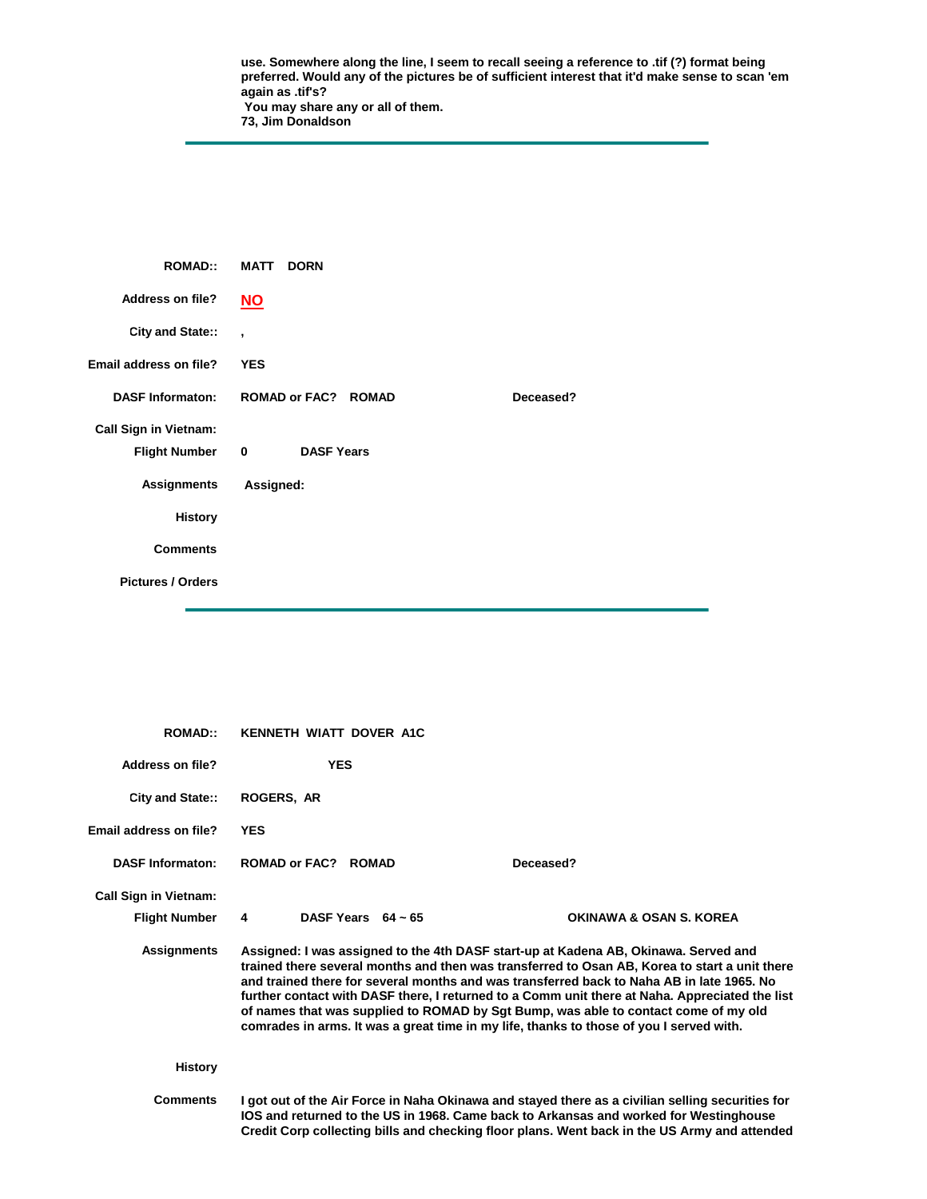**use. Somewhere along the line, I seem to recall seeing a reference to .tif (?) format being preferred. Would any of the pictures be of sufficient interest that it'd make sense to scan 'em again as .tif's?**
**You may share any or all of them.**
**73, Jim Donaldson**

---

**ROMAD::** MATT DORN

**Address on file?** NO

**City and State::** ,

**Email address on file?** YES

**DASF Informaton:** ROMAD or FAC? ROMAD **Deceased?**

**Call Sign in Vietnam:**

**Flight Number** 0 **DASF Years**

**Assignments** Assigned:

**History**

**Comments**

**Pictures / Orders**

---

**ROMAD::** KENNETH WIATT DOVER A1C

**Address on file?** YES

**City and State::** ROGERS, AR

**Email address on file?** YES

**DASF Informaton:** ROMAD or FAC? ROMAD **Deceased?**

**Call Sign in Vietnam:**

**Flight Number** 4 **DASF Years** 64 ~ 65 OKINAWA & OSAN S. KOREA

**Assignments** Assigned: I was assigned to the 4th DASF start-up at Kadena AB, Okinawa. Served and trained there several months and then was transferred to Osan AB, Korea to start a unit there and trained there for several months and was transferred back to Naha AB in late 1965. No further contact with DASF there, I returned to a Comm unit there at Naha. Appreciated the list of names that was supplied to ROMAD by Sgt Bump, was able to contact come of my old comrades in arms. It was a great time in my life, thanks to those of you I served with.

**History**

**Comments** I got out of the Air Force in Naha Okinawa and stayed there as a civilian selling securities for IOS and returned to the US in 1968. Came back to Arkansas and worked for Westinghouse Credit Corp collecting bills and checking floor plans. Went back in the US Army and attended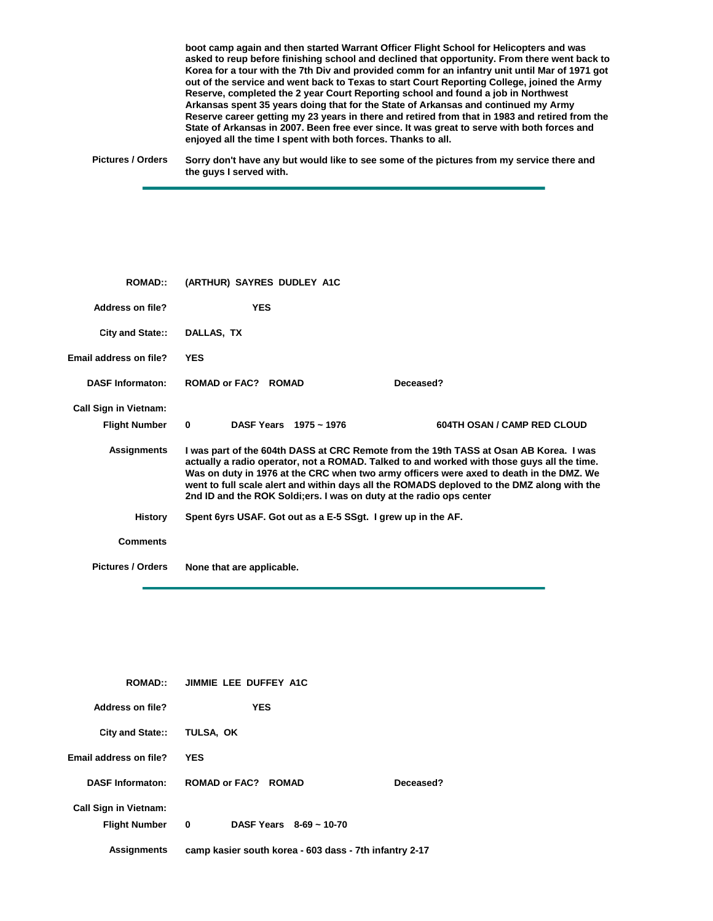boot camp again and then started Warrant Officer Flight School for Helicopters and was asked to reup before finishing school and declined that opportunity. From there went back to Korea for a tour with the 7th Div and provided comm for an infantry unit until Mar of 1971 got out of the service and went back to Texas to start Court Reporting College, joined the Army Reserve, completed the 2 year Court Reporting school and found a job in Northwest Arkansas spent 35 years doing that for the State of Arkansas and continued my Army Reserve career getting my 23 years in there and retired from that in 1983 and retired from the State of Arkansas in 2007. Been free ever since. It was great to serve with both forces and enjoyed all the time I spent with both forces. Thanks to all.

**Pictures / Orders** Sorry don't have any but would like to see some of the pictures from my service there and the guys I served with.

---

**ROMAD::** (ARTHUR) SAYRES DUDLEY A1C

**Address on file?** YES

**City and State::** DALLAS, TX

**Email address on file?** YES

**DASF Informaton:** ROMAD or FAC? ROMAD  **Deceased?**

**Call Sign in Vietnam:**

**Flight Number** 0  **DASF Years** 1975 ~ 1976  604TH OSAN / CAMP RED CLOUD

**Assignments** I was part of the 604th DASS at CRC Remote from the 19th TASS at Osan AB Korea. I was actually a radio operator, not a ROMAD. Talked to and worked with those guys all the time. Was on duty in 1976 at the CRC when two army officers were axed to death in the DMZ. We went to full scale alert and within days all the ROMADS deployed to the DMZ along with the 2nd ID and the ROK Soldi;ers. I was on duty at the radio ops center

**History** Spent 6yrs USAF. Got out as a E-5 SSgt. I grew up in the AF.

**Comments**

**Pictures / Orders** None that are applicable.

---

**ROMAD::** JIMMIE LEE DUFFEY A1C

**Address on file?** YES

**City and State::** TULSA, OK

**Email address on file?** YES

**DASF Informaton:** ROMAD or FAC? ROMAD  **Deceased?**

**Call Sign in Vietnam:**

**Flight Number** 0  **DASF Years** 8-69 ~ 10-70

**Assignments** camp kasier south korea - 603 dass - 7th infantry 2-17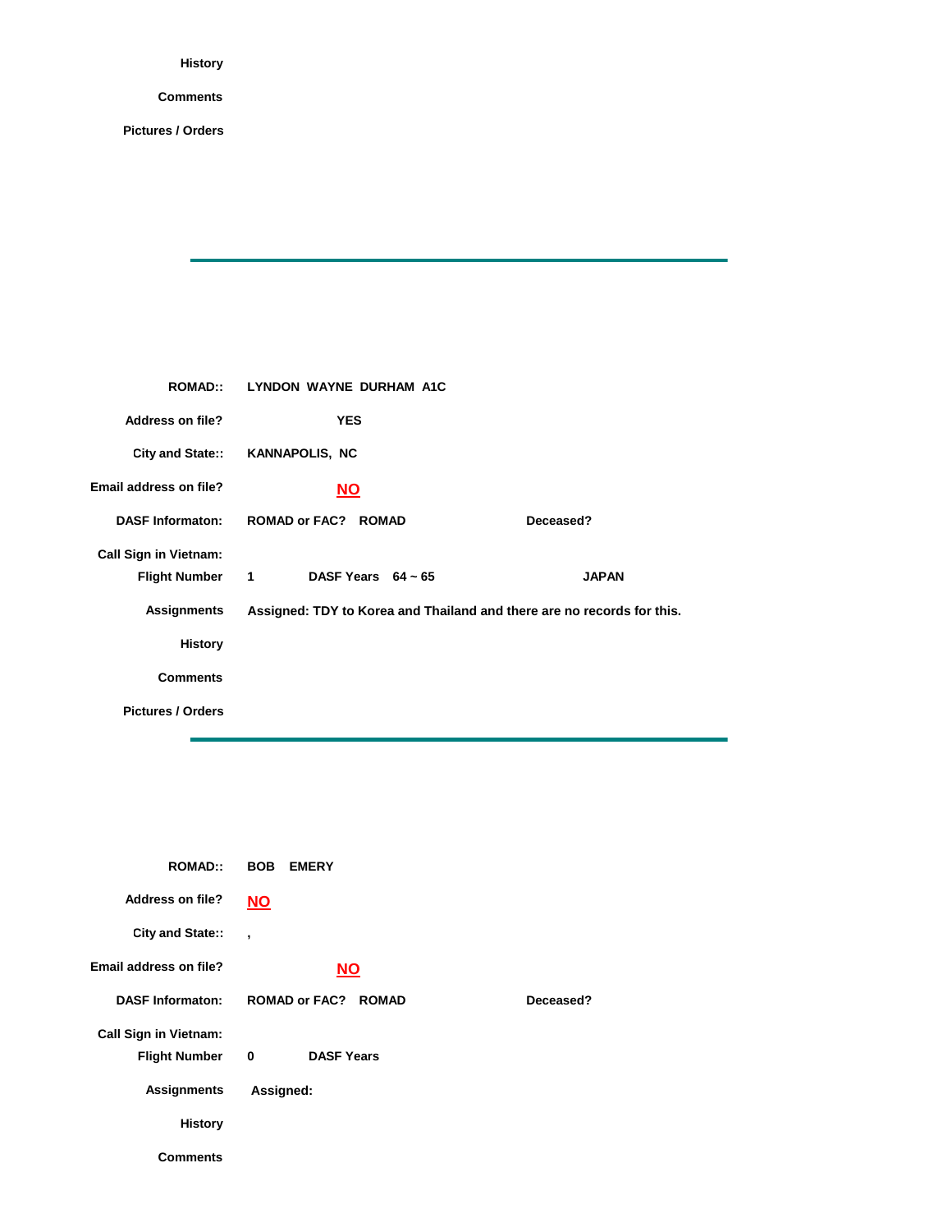**History**

**Comments**

**Pictures / Orders**

---

**ROMAD::** LYNDON WAYNE DURHAM A1C

**Address on file?** YES

**City and State::** KANNAPOLIS, NC

**Email address on file?** NO

**DASF Informaton:** ROMAD or FAC? ROMAD **Deceased?**

**Call Sign in Vietnam:**

**Flight Number** 1 **DASF Years** 64 ~ 65 JAPAN

**Assignments** Assigned: TDY to Korea and Thailand and there are no records for this.

**History**

**Comments**

**Pictures / Orders**

---

**ROMAD::** BOB EMERY

**Address on file?** NO

**City and State::** ,

**Email address on file?** NO

**DASF Informaton:** ROMAD or FAC? ROMAD **Deceased?**

**Call Sign in Vietnam:**

**Flight Number** 0 **DASF Years**

**Assignments** Assigned:

**History**

**Comments**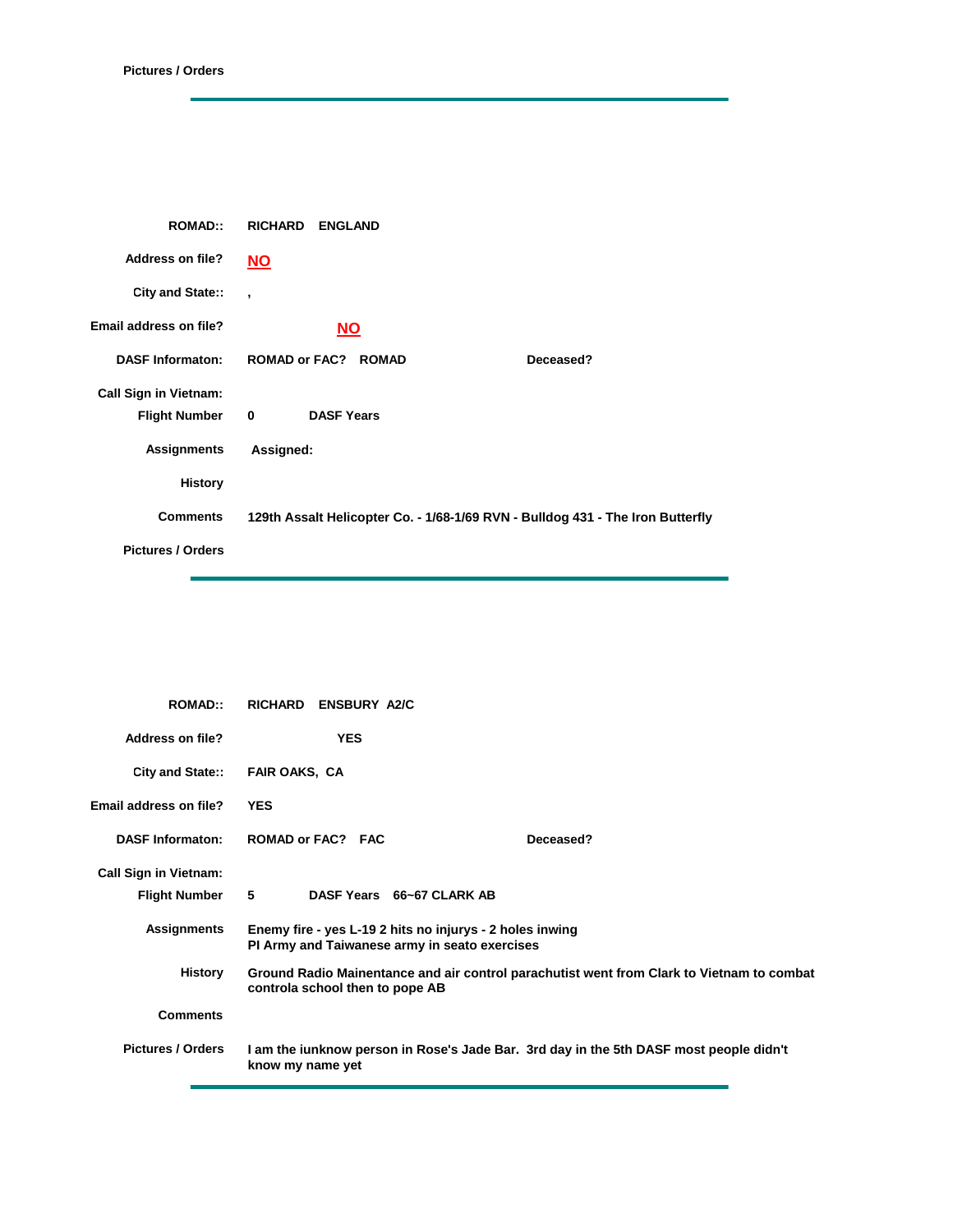**Pictures / Orders**

---

| | |
|---|---|
| **ROMAD::** | **RICHARD ENGLAND** |
| **Address on file?** | **NO** |
| **City and State::** | **,** |
| **Email address on file?** | **NO** |
| **DASF Informaton:** | **ROMAD or FAC? ROMAD** **Deceased?** |
| **Call Sign in Vietnam:** | |
| **Flight Number** | **0** **DASF Years** |
| **Assignments** | **Assigned:** |
| **History** | |
| **Comments** | **129th Assalt Helicopter Co. - 1/68-1/69 RVN - Bulldog 431 - The Iron Butterfly** |
| **Pictures / Orders** | |

---

| | |
|---|---|
| **ROMAD::** | **RICHARD ENSBURY A2/C** |
| **Address on file?** | **YES** |
| **City and State::** | **FAIR OAKS, CA** |
| **Email address on file?** | **YES** |
| **DASF Informaton:** | **ROMAD or FAC? FAC** **Deceased?** |
| **Call Sign in Vietnam:** | |
| **Flight Number** | **5** **DASF Years 66~67 CLARK AB** |
| **Assignments** | **Enemy fire - yes L-19 2 hits no injurys - 2 holes inwing PI Army and Taiwanese army in seato exercises** |
| **History** | **Ground Radio Mainentance and air control parachutist went from Clark to Vietnam to combat controla school then to pope AB** |
| **Comments** | |
| **Pictures / Orders** | **I am the iunknow person in Rose's Jade Bar. 3rd day in the 5th DASF most people didn't know my name yet** |

---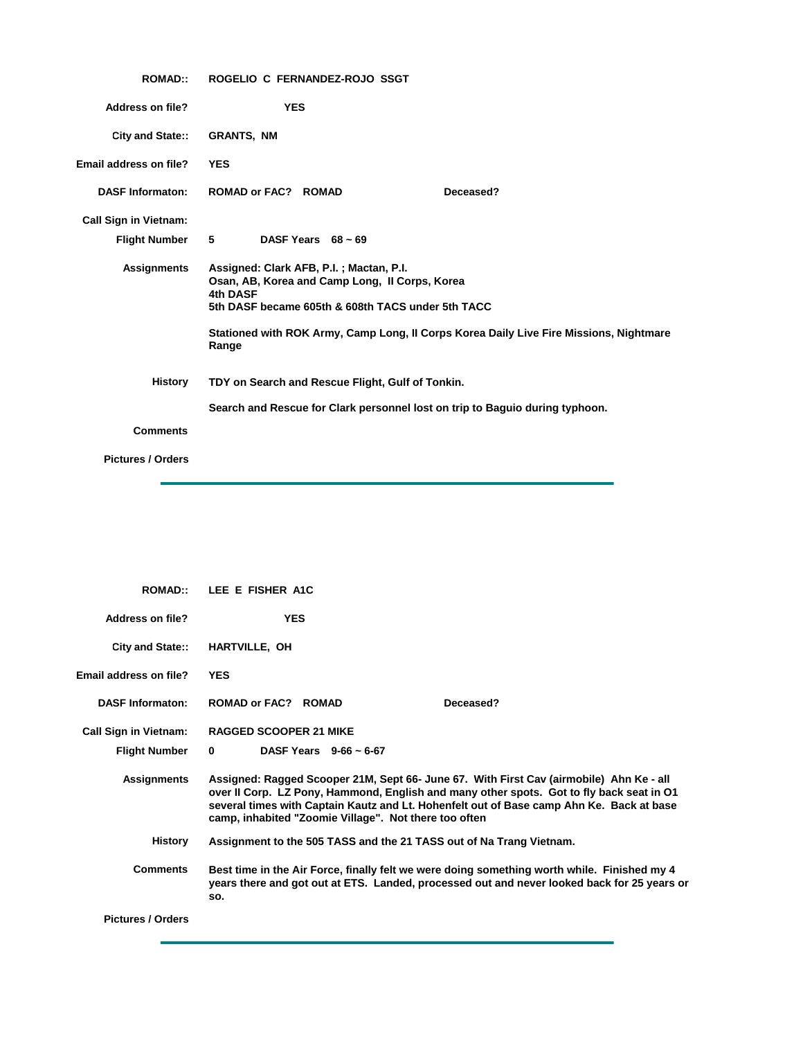**ROMAD::** ROGELIO C FERNANDEZ-ROJO SSGT

**Address on file?** YES

**City and State::** GRANTS, NM

**Email address on file?** YES

**DASF Informaton:** ROMAD or FAC? ROMAD Deceased?

**Call Sign in Vietnam:**

**Flight Number** 5 DASF Years 68 ~ 69

**Assignments** Assigned: Clark AFB, P.I. ; Mactan, P.I.
Osan, AB, Korea and Camp Long, II Corps, Korea
4th DASF
5th DASF became 605th & 608th TACS under 5th TACC

Stationed with ROK Army, Camp Long, II Corps Korea Daily Live Fire Missions, Nightmare Range

**History** TDY on Search and Rescue Flight, Gulf of Tonkin.

Search and Rescue for Clark personnel lost on trip to Baguio during typhoon.

**Comments**

**Pictures / Orders**

---

**ROMAD::** LEE E FISHER A1C

**Address on file?** YES

**City and State::** HARTVILLE, OH

**Email address on file?** YES

**DASF Informaton:** ROMAD or FAC? ROMAD Deceased?

**Call Sign in Vietnam:** RAGGED SCOOPER 21 MIKE

**Flight Number** 0 DASF Years 9-66 ~ 6-67

**Assignments** Assigned: Ragged Scooper 21M, Sept 66- June 67. With First Cav (airmobile) Ahn Ke - all over II Corp. LZ Pony, Hammond, English and many other spots. Got to fly back seat in O1 several times with Captain Kautz and Lt. Hohenfelt out of Base camp Ahn Ke. Back at base camp, inhabited "Zoomie Village". Not there too often

**History** Assignment to the 505 TASS and the 21 TASS out of Na Trang Vietnam.

**Comments** Best time in the Air Force, finally felt we were doing something worth while. Finished my 4 years there and got out at ETS. Landed, processed out and never looked back for 25 years or so.

**Pictures / Orders**

---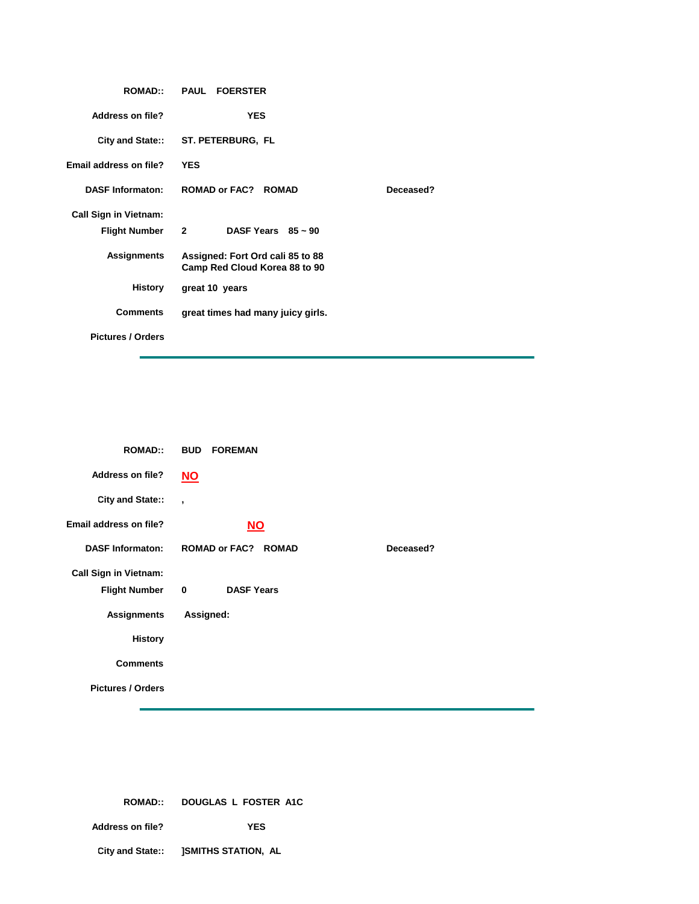**ROMAD::** PAUL FOERSTER

**Address on file?** YES

**City and State::** ST. PETERBURG, FL

**Email address on file?** YES

**DASF Informaton:** ROMAD or FAC? ROMAD **Deceased?**

**Call Sign in Vietnam:**

**Flight Number** 2 **DASF Years** 85 ~ 90

**Assignments** Assigned: Fort Ord cali 85 to 88
Camp Red Cloud Korea 88 to 90

**History** great 10 years

**Comments** great times had many juicy girls.

**Pictures / Orders**

---

**ROMAD::** BUD FOREMAN

**Address on file?** NO

**City and State::** ,

**Email address on file?** NO

**DASF Informaton:** ROMAD or FAC? ROMAD **Deceased?**

**Call Sign in Vietnam:**

**Flight Number** 0 **DASF Years**

**Assignments** Assigned:

**History**

**Comments**

**Pictures / Orders**

---

**ROMAD::** DOUGLAS L FOSTER A1C

**Address on file?** YES

**City and State::** ]SMITHS STATION, AL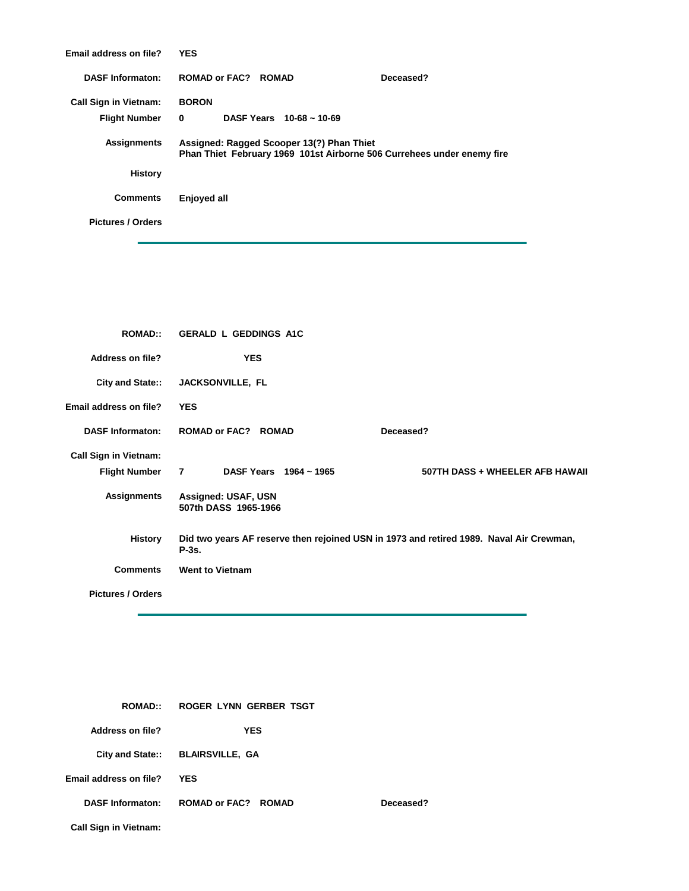**Email address on file?** YES

**DASF Informaton:** ROMAD or FAC? ROMAD Deceased?

**Call Sign in Vietnam:** BORON

**Flight Number** 0 DASF Years 10-68 ~ 10-69

**Assignments** Assigned: Ragged Scooper 13(?) Phan Thiet
Phan Thiet February 1969 101st Airborne 506 Currehees under enemy fire

**History**

**Comments** Enjoyed all

**Pictures / Orders**

---

**ROMAD::** GERALD L GEDDINGS A1C

**Address on file?** YES

**City and State::** JACKSONVILLE, FL

**Email address on file?** YES

**DASF Informaton:** ROMAD or FAC? ROMAD Deceased?

**Call Sign in Vietnam:**

**Flight Number** 7 DASF Years 1964 ~ 1965 507TH DASS + WHEELER AFB HAWAII

**Assignments** Assigned: USAF, USN
507th DASS 1965-1966

**History** Did two years AF reserve then rejoined USN in 1973 and retired 1989. Naval Air Crewman, P-3s.

**Comments** Went to Vietnam

**Pictures / Orders**

---

**ROMAD::** ROGER LYNN GERBER TSGT

**Address on file?** YES

**City and State::** BLAIRSVILLE, GA

**Email address on file?** YES

**DASF Informaton:** ROMAD or FAC? ROMAD Deceased?

**Call Sign in Vietnam:**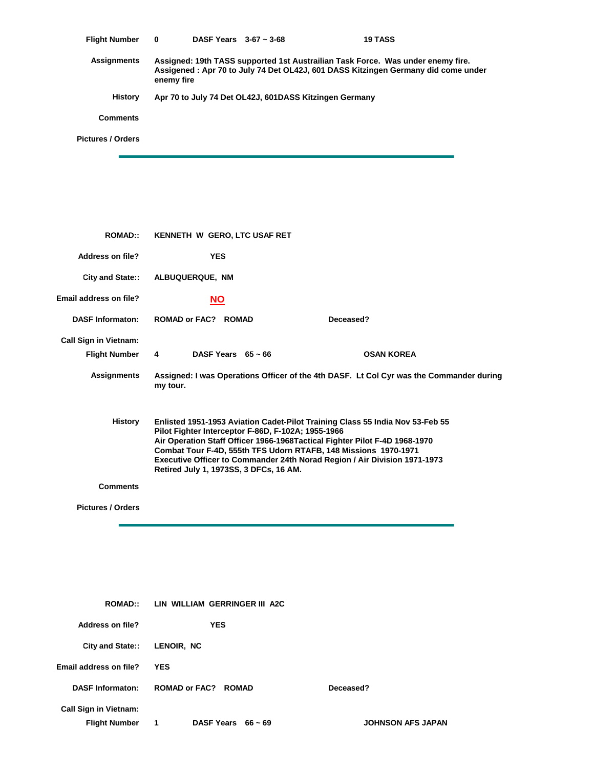**Flight Number** 0 **DASF Years** 3-67 ~ 3-68 **19 TASS**

**Assignments** Assigned: 19th TASS supported 1st Austrailian Task Force. Was under enemy fire. Assigened : Apr 70 to July 74 Det OL42J, 601 DASS Kitzingen Germany did come under enemy fire

**History** Apr 70 to July 74 Det OL42J, 601DASS Kitzingen Germany

**Comments**

**Pictures / Orders**

---

**ROMAD::** KENNETH W GERO, LTC USAF RET

**Address on file?** YES

**City and State::** ALBUQUERQUE, NM

**Email address on file?** NO

**DASF Informaton:** ROMAD or FAC? ROMAD **Deceased?**

**Call Sign in Vietnam:**

**Flight Number** 4 **DASF Years** 65 ~ 66 **OSAN KOREA**

**Assignments** Assigned: I was Operations Officer of the 4th DASF. Lt Col Cyr was the Commander during my tour.

**History** Enlisted 1951-1953 Aviation Cadet-Pilot Training Class 55 India Nov 53-Feb 55
Pilot Fighter Interceptor F-86D, F-102A; 1955-1966
Air Operation Staff Officer 1966-1968Tactical Fighter Pilot F-4D 1968-1970
Combat Tour F-4D, 555th TFS Udorn RTAFB, 148 Missions 1970-1971
Executive Officer to Commander 24th Norad Region / Air Division 1971-1973
Retired July 1, 1973SS, 3 DFCs, 16 AM.

**Comments**

**Pictures / Orders**

---

**ROMAD::** LIN WILLIAM GERRINGER III A2C

**Address on file?** YES

**City and State::** LENOIR, NC

**Email address on file?** YES

**DASF Informaton:** ROMAD or FAC? ROMAD **Deceased?**

**Call Sign in Vietnam:**

**Flight Number** 1 **DASF Years** 66 ~ 69 **JOHNSON AFS JAPAN**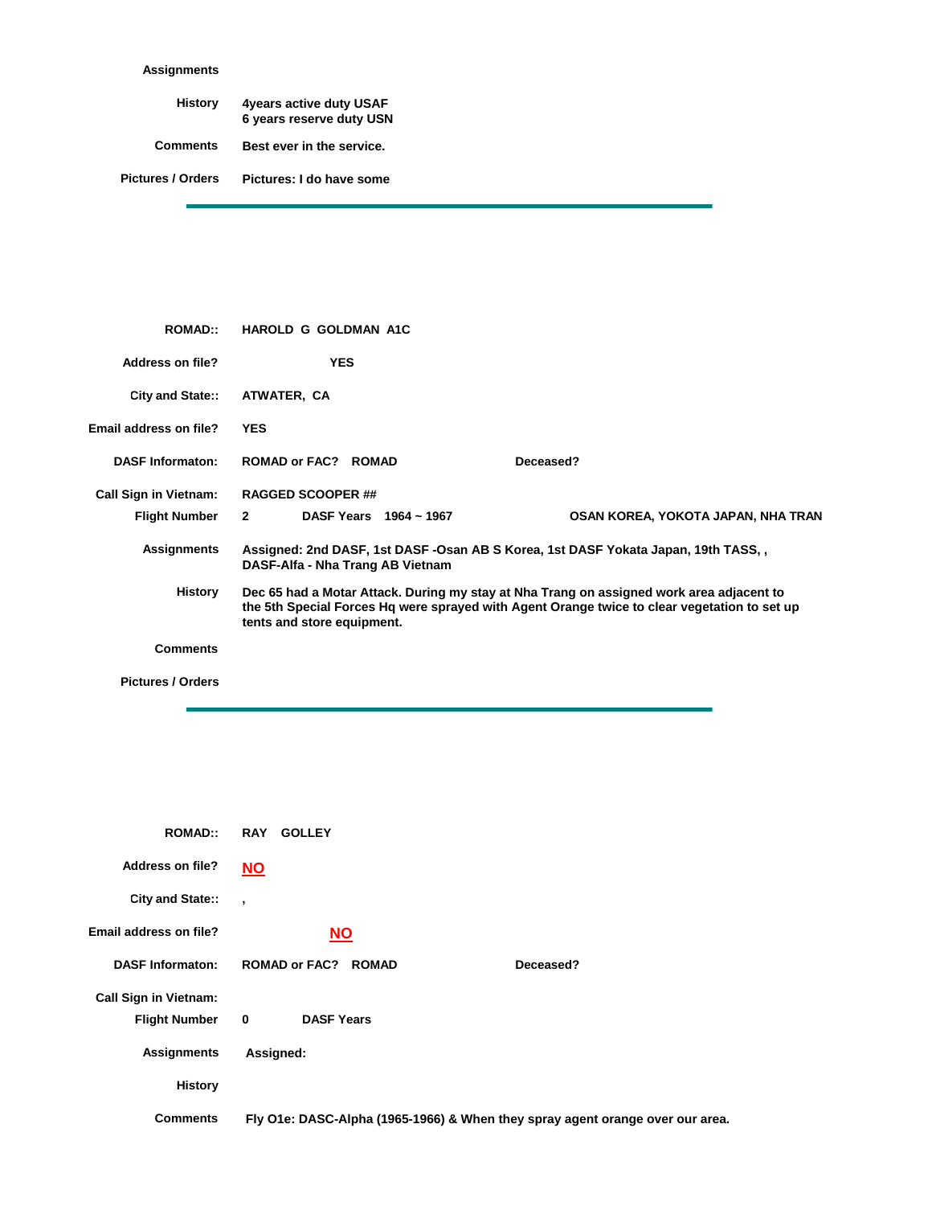**Assignments**

**History** 4years active duty USAF
6 years reserve duty USN

**Comments** Best ever in the service.

**Pictures / Orders** Pictures: I do have some

---

**ROMAD::** HAROLD G GOLDMAN A1C

**Address on file?** YES

**City and State::** ATWATER, CA

**Email address on file?** YES

**DASF Informaton:** ROMAD or FAC? ROMAD **Deceased?**

**Call Sign in Vietnam:** RAGGED SCOOPER ##

**Flight Number** 2 **DASF Years** 1964 ~ 1967 OSAN KOREA, YOKOTA JAPAN, NHA TRAN

**Assignments** Assigned: 2nd DASF, 1st DASF -Osan AB S Korea, 1st DASF Yokata Japan, 19th TASS, , DASF-Alfa - Nha Trang AB Vietnam

**History** Dec 65 had a Motar Attack. During my stay at Nha Trang on assigned work area adjacent to the 5th Special Forces Hq were sprayed with Agent Orange twice to clear vegetation to set up tents and store equipment.

**Comments**

**Pictures / Orders**

---

**ROMAD::** RAY GOLLEY

**Address on file?** NO

**City and State::** ,

**Email address on file?** NO

**DASF Informaton:** ROMAD or FAC? ROMAD **Deceased?**

**Call Sign in Vietnam:**

**Flight Number** 0 **DASF Years**

**Assignments** Assigned:

**History**

**Comments** Fly O1e: DASC-Alpha (1965-1966) & When they spray agent orange over our area.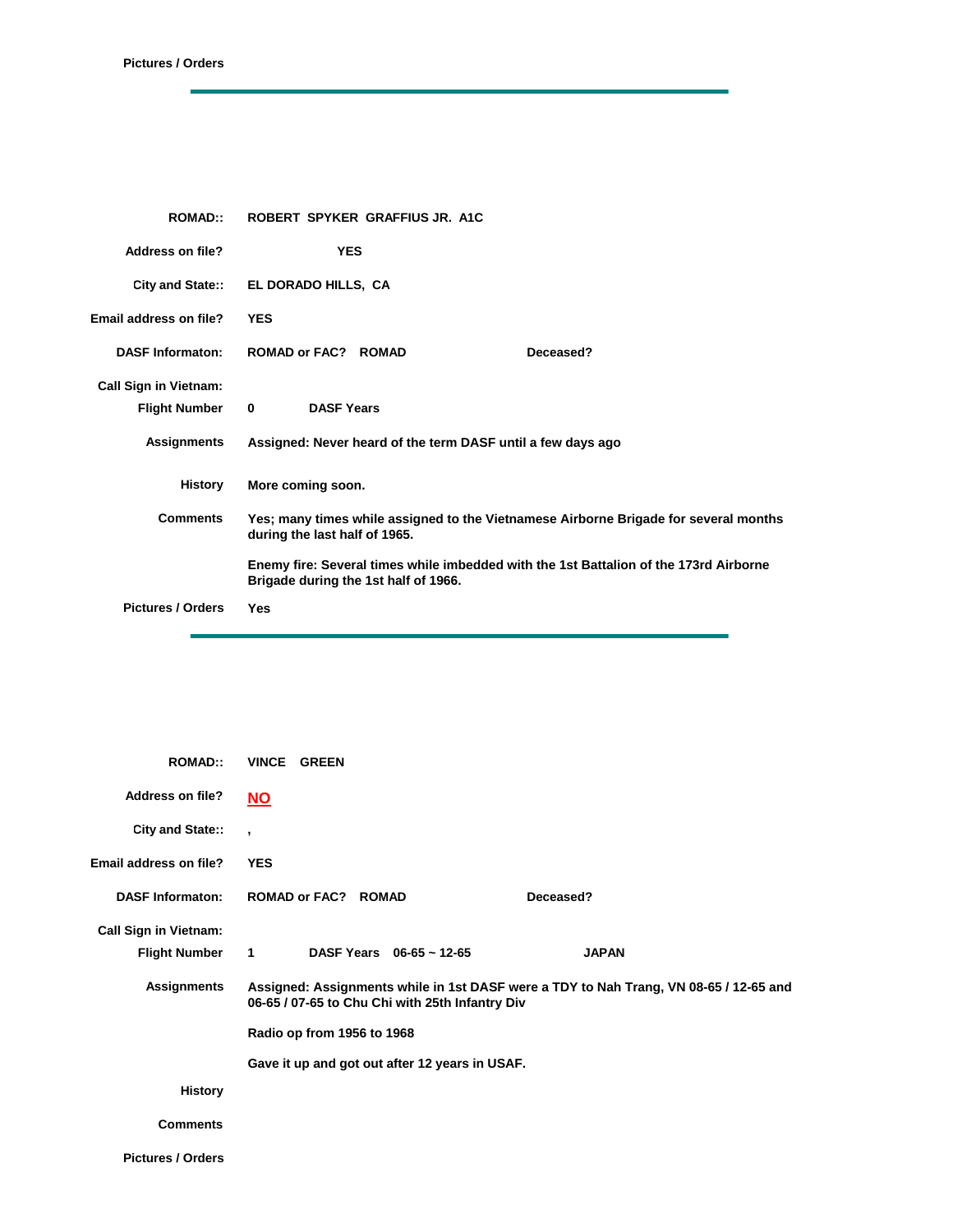**Pictures / Orders**

---

**ROMAD::** ROBERT SPYKER GRAFFIUS JR. A1C

**Address on file?** YES

**City and State::** EL DORADO HILLS, CA

**Email address on file?** YES

**DASF Informaton:** ROMAD or FAC? ROMAD Deceased?

**Call Sign in Vietnam:**

**Flight Number** 0 DASF Years

**Assignments** Assigned: Never heard of the term DASF until a few days ago

**History** More coming soon.

**Comments** Yes; many times while assigned to the Vietnamese Airborne Brigade for several months during the last half of 1965.

Enemy fire: Several times while imbedded with the 1st Battalion of the 173rd Airborne Brigade during the 1st half of 1966.

**Pictures / Orders** Yes

---

**ROMAD::** VINCE GREEN

**Address on file?** NO

**City and State::** ,

**Email address on file?** YES

**DASF Informaton:** ROMAD or FAC? ROMAD Deceased?

**Call Sign in Vietnam:**

**Flight Number** 1 DASF Years 06-65 ~ 12-65 JAPAN

**Assignments** Assigned: Assignments while in 1st DASF were a TDY to Nah Trang, VN 08-65 / 12-65 and 06-65 / 07-65 to Chu Chi with 25th Infantry Div

Radio op from 1956 to 1968

Gave it up and got out after 12 years in USAF.

**History**

**Comments**

**Pictures / Orders**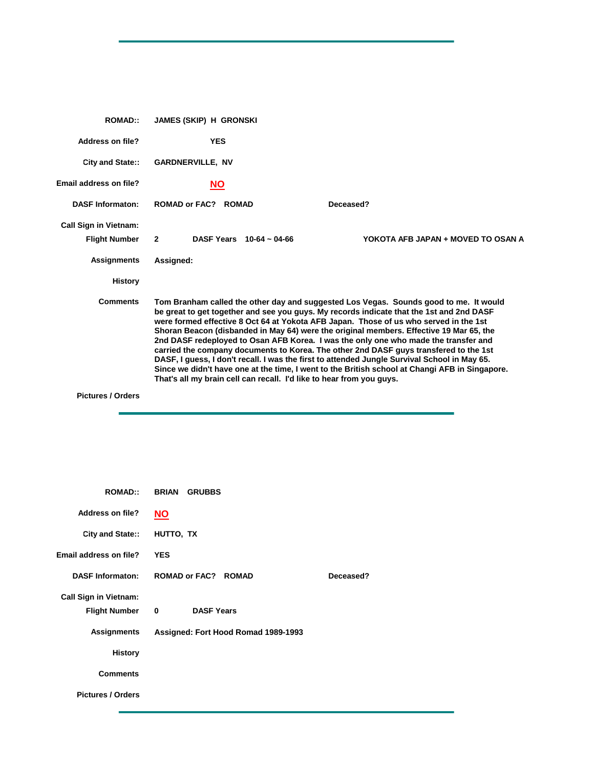---

**ROMAD::** JAMES (SKIP) H GRONSKI

**Address on file?** YES

**City and State::** GARDNERVILLE, NV

**Email address on file?** NO

**DASF Informaton:** ROMAD or FAC? ROMAD     **Deceased?**

**Call Sign in Vietnam:**

**Flight Number** 2     **DASF Years** 10-64 ~ 04-66     YOKOTA AFB JAPAN + MOVED TO OSAN A

**Assignments** Assigned:

**History**

**Comments** Tom Branham called the other day and suggested Los Vegas. Sounds good to me. It would be great to get together and see you guys. My records indicate that the 1st and 2nd DASF were formed effective 8 Oct 64 at Yokota AFB Japan. Those of us who served in the 1st Shoran Beacon (disbanded in May 64) were the original members. Effective 19 Mar 65, the 2nd DASF redeployed to Osan AFB Korea. I was the only one who made the transfer and carried the company documents to Korea. The other 2nd DASF guys transfered to the 1st DASF, I guess, I don't recall. I was the first to attended Jungle Survival School in May 65. Since we didn't have one at the time, I went to the British school at Changi AFB in Singapore. That's all my brain cell can recall. I'd like to hear from you guys.

**Pictures / Orders**

---

**ROMAD::** BRIAN GRUBBS

**Address on file?** NO

**City and State::** HUTTO, TX

**Email address on file?** YES

**DASF Informaton:** ROMAD or FAC? ROMAD     **Deceased?**

**Call Sign in Vietnam:**

**Flight Number** 0     **DASF Years**

**Assignments** Assigned: Fort Hood Romad 1989-1993

**History**

**Comments**

**Pictures / Orders**

---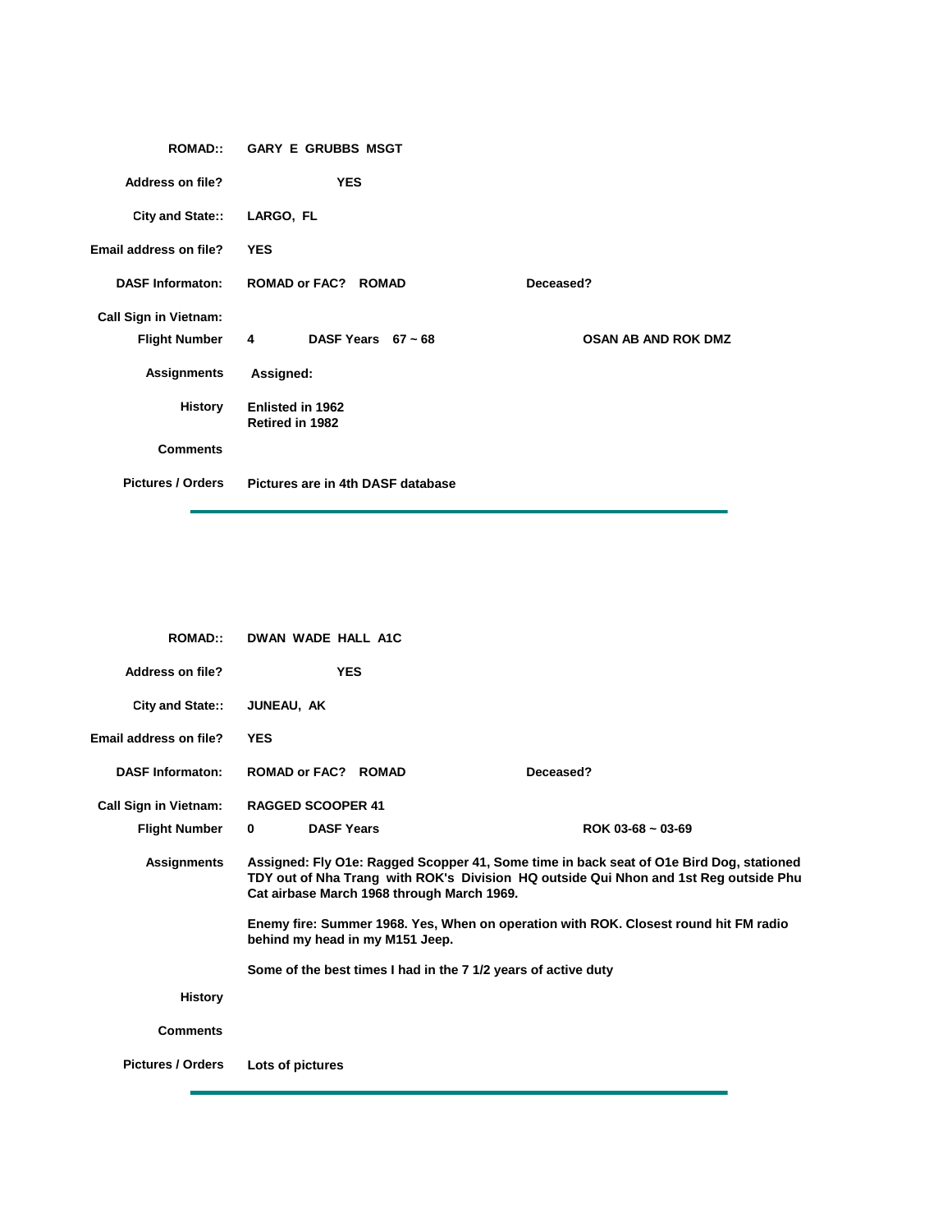**ROMAD::** GARY E GRUBBS MSGT

**Address on file?** YES

**City and State::** LARGO, FL

**Email address on file?** YES

**DASF Informaton:** ROMAD or FAC? ROMAD    **Deceased?**

**Call Sign in Vietnam:**

**Flight Number** 4    **DASF Years** 67 ~ 68    OSAN AB AND ROK DMZ

**Assignments** Assigned:

**History** Enlisted in 1962
Retired in 1982

**Comments**

**Pictures / Orders** Pictures are in 4th DASF database

---

**ROMAD::** DWAN WADE HALL A1C

**Address on file?** YES

**City and State::** JUNEAU, AK

**Email address on file?** YES

**DASF Informaton:** ROMAD or FAC? ROMAD    **Deceased?**

**Call Sign in Vietnam:** RAGGED SCOOPER 41

**Flight Number** 0    **DASF Years**    ROK 03-68 ~ 03-69

**Assignments** Assigned: Fly O1e: Ragged Scopper 41, Some time in back seat of O1e Bird Dog, stationed TDY out of Nha Trang with ROK's Division HQ outside Qui Nhon and 1st Reg outside Phu Cat airbase March 1968 through March 1969.

Enemy fire: Summer 1968. Yes, When on operation with ROK. Closest round hit FM radio behind my head in my M151 Jeep.

Some of the best times I had in the 7 1/2 years of active duty

**History**

**Comments**

**Pictures / Orders** Lots of pictures

---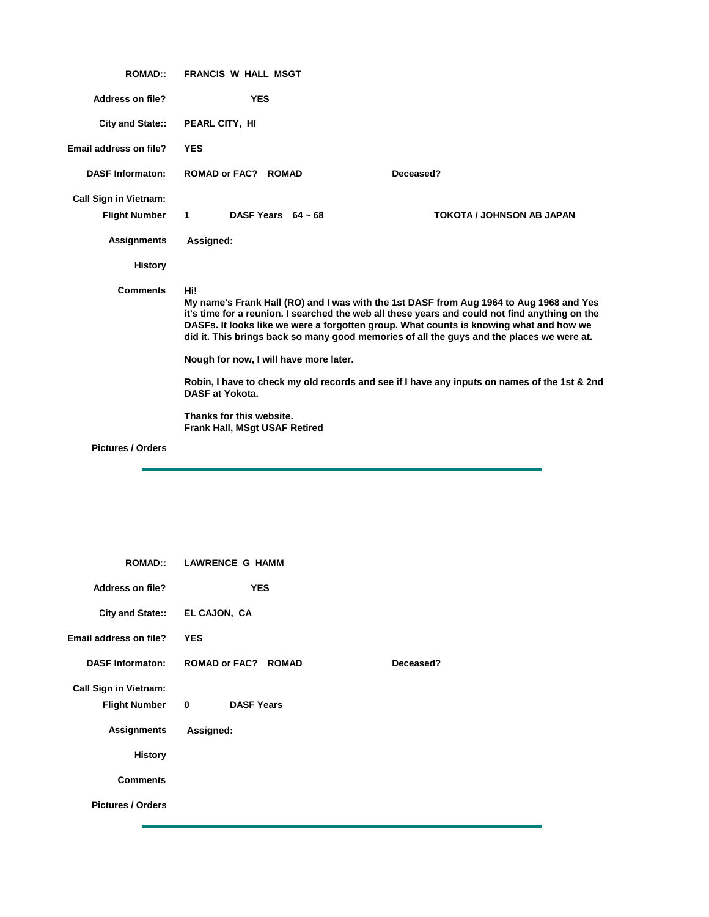**ROMAD::** FRANCIS W HALL MSGT

**Address on file?** YES

**City and State::** PEARL CITY, HI

**Email address on file?** YES

**DASF Informaton:** ROMAD or FAC? ROMAD **Deceased?**

**Call Sign in Vietnam:**

**Flight Number** 1 **DASF Years** 64 ~ 68 **TOKOTA / JOHNSON AB JAPAN**

**Assignments** Assigned:

**History**

**Comments**

Hi!
My name's Frank Hall (RO) and I was with the 1st DASF from Aug 1964 to Aug 1968 and Yes it's time for a reunion. I searched the web all these years and could not find anything on the DASFs. It looks like we were a forgotten group. What counts is knowing what and how we did it. This brings back so many good memories of all the guys and the places we were at.

Nough for now, I will have more later.

Robin, I have to check my old records and see if I have any inputs on names of the 1st & 2nd DASF at Yokota.

Thanks for this website.
Frank Hall, MSgt USAF Retired

**Pictures / Orders**

---

**ROMAD::** LAWRENCE G HAMM

**Address on file?** YES

**City and State::** EL CAJON, CA

**Email address on file?** YES

**DASF Informaton:** ROMAD or FAC? ROMAD **Deceased?**

**Call Sign in Vietnam:**

**Flight Number** 0 **DASF Years**

**Assignments** Assigned:

**History**

**Comments**

**Pictures / Orders**

---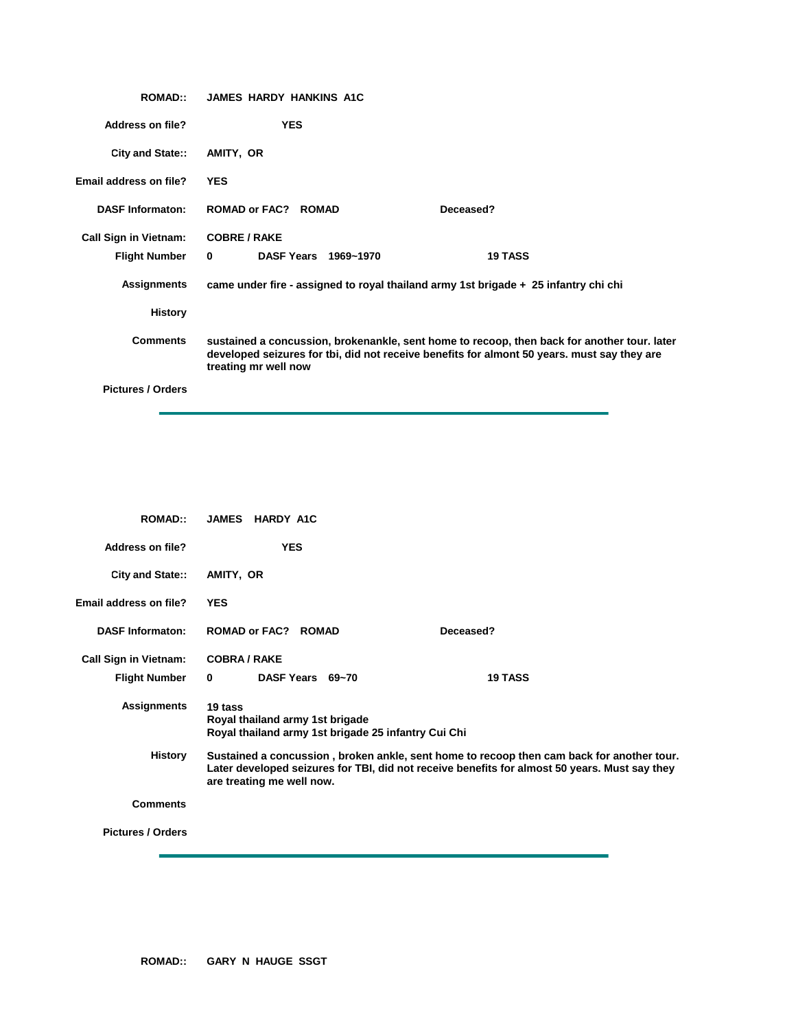**ROMAD::** JAMES HARDY HANKINS A1C

**Address on file?** YES

**City and State::** AMITY, OR

**Email address on file?** YES

**DASF Informaton:** ROMAD or FAC? ROMAD **Deceased?**

**Call Sign in Vietnam:** COBRE / RAKE

**Flight Number** 0 **DASF Years** 1969~1970 **19 TASS**

**Assignments** came under fire - assigned to royal thailand army 1st brigade + 25 infantry chi chi

**History**

**Comments** sustained a concussion, brokenankle, sent home to recoop, then back for another tour. later developed seizures for tbi, did not receive benefits for almont 50 years. must say they are treating mr well now

**Pictures / Orders**

---

**ROMAD::** JAMES HARDY A1C

**Address on file?** YES

**City and State::** AMITY, OR

**Email address on file?** YES

**DASF Informaton:** ROMAD or FAC? ROMAD **Deceased?**

**Call Sign in Vietnam:** COBRA / RAKE

**Flight Number** 0 **DASF Years** 69~70 **19 TASS**

**Assignments** 19 tass
Royal thailand army 1st brigade
Royal thailand army 1st brigade 25 infantry Cui Chi

**History** Sustained a concussion , broken ankle, sent home to recoop then cam back for another tour. Later developed seizures for TBI, did not receive benefits for almost 50 years. Must say they are treating me well now.

**Comments**

**Pictures / Orders**

---

**ROMAD::** GARY N HAUGE SSGT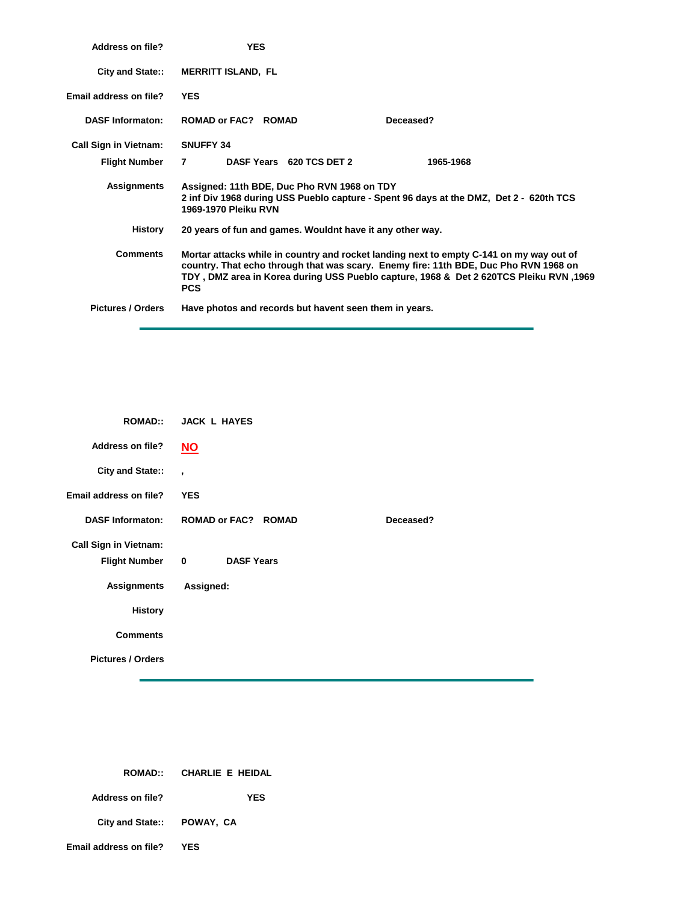**Address on file?** YES

**City and State::** MERRITT ISLAND, FL

**Email address on file?** YES

**DASF Informaton:** ROMAD or FAC? ROMAD **Deceased?**

**Call Sign in Vietnam:** SNUFFY 34

**Flight Number** 7 **DASF Years** 620 TCS DET 2 1965-1968

**Assignments** Assigned: 11th BDE, Duc Pho RVN 1968 on TDY
2 inf Div 1968 during USS Pueblo capture - Spent 96 days at the DMZ, Det 2 - 620th TCS 1969-1970 Pleiku RVN

**History** 20 years of fun and games. Wouldnt have it any other way.

**Comments** Mortar attacks while in country and rocket landing next to empty C-141 on my way out of country. That echo through that was scary. Enemy fire: 11th BDE, Duc Pho RVN 1968 on TDY , DMZ area in Korea during USS Pueblo capture, 1968 & Det 2 620TCS Pleiku RVN ,1969 PCS

**Pictures / Orders** Have photos and records but havent seen them in years.

---

**ROMAD::** JACK L HAYES

**Address on file?** NO

**City and State::** ,

**Email address on file?** YES

**DASF Informaton:** ROMAD or FAC? ROMAD **Deceased?**

**Call Sign in Vietnam:**

**Flight Number** 0 **DASF Years**

**Assignments** Assigned:

**History**

**Comments**

**Pictures / Orders**

---

**ROMAD::** CHARLIE E HEIDAL

**Address on file?** YES

**City and State::** POWAY, CA

**Email address on file?** YES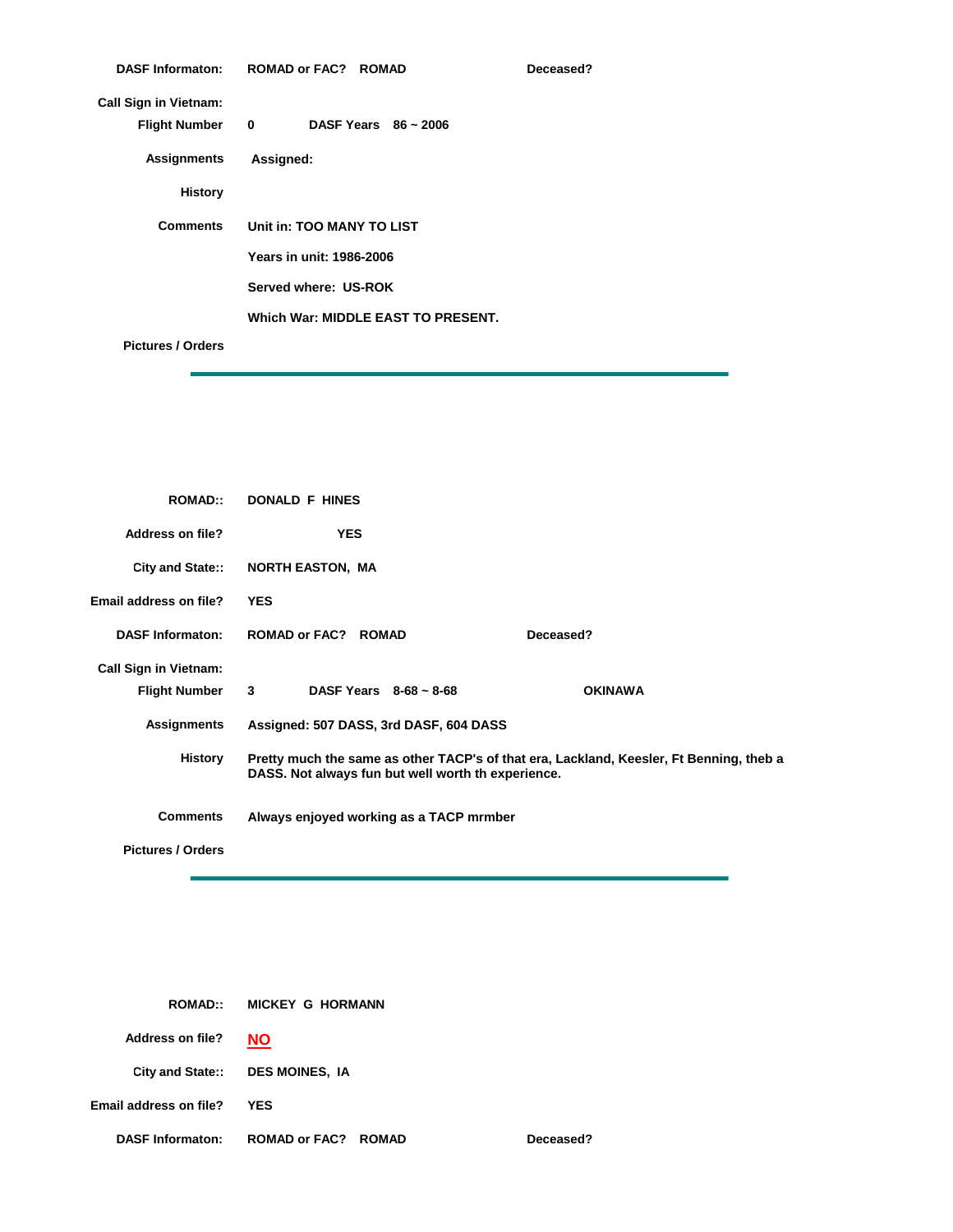**DASF Informaton:** ROMAD or FAC? ROMAD Deceased?

**Call Sign in Vietnam:**

**Flight Number** 0 DASF Years 86 ~ 2006

**Assignments** Assigned:

**History**

**Comments** Unit in: TOO MANY TO LIST

Years in unit: 1986-2006

Served where: US-ROK

Which War: MIDDLE EAST TO PRESENT.

**Pictures / Orders**

---

**ROMAD::** DONALD F HINES

**Address on file?** YES

**City and State::** NORTH EASTON, MA

**Email address on file?** YES

**DASF Informaton:** ROMAD or FAC? ROMAD Deceased?

**Call Sign in Vietnam:**

**Flight Number** 3 DASF Years 8-68 ~ 8-68 OKINAWA

**Assignments** Assigned: 507 DASS, 3rd DASF, 604 DASS

**History** Pretty much the same as other TACP's of that era, Lackland, Keesler, Ft Benning, theb a DASS. Not always fun but well worth th experience.

**Comments** Always enjoyed working as a TACP mrmber

**Pictures / Orders**

---

**ROMAD::** MICKEY G HORMANN

**Address on file?** NO

**City and State::** DES MOINES, IA

**Email address on file?** YES

**DASF Informaton:** ROMAD or FAC? ROMAD Deceased?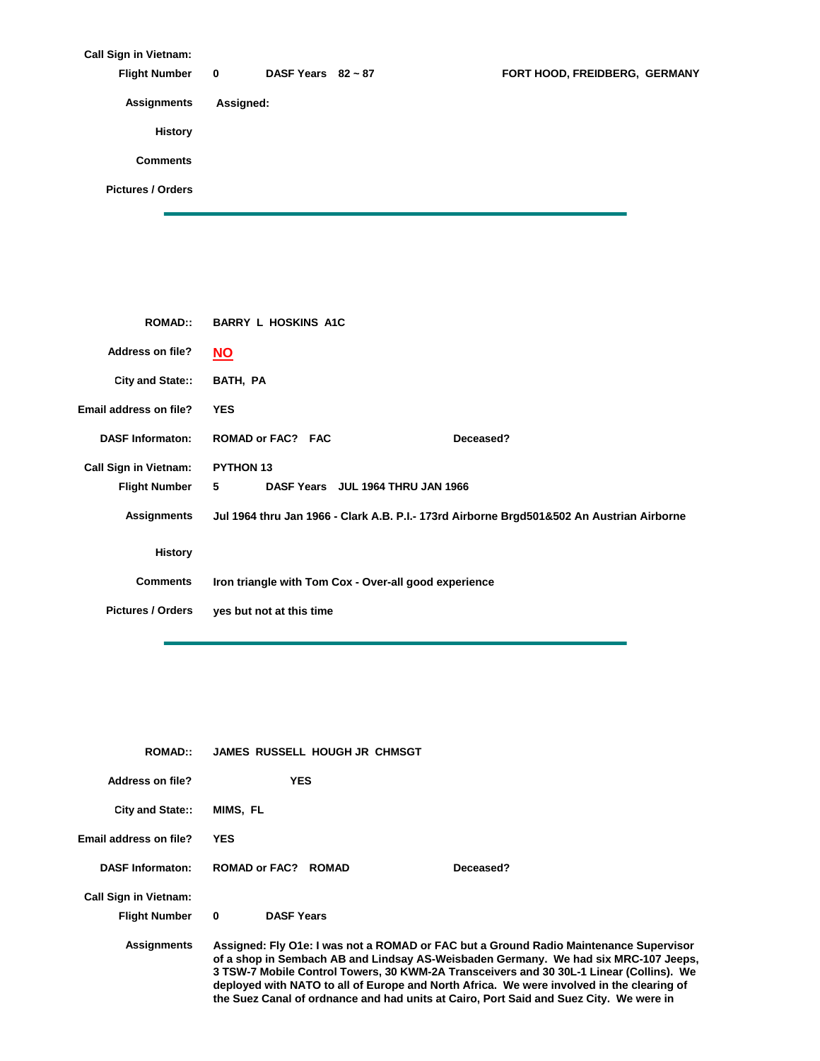**Call Sign in Vietnam:**

**Flight Number** 0 **DASF Years** 82 ~ 87 **FORT HOOD, FREIDBERG, GERMANY**

**Assignments** Assigned:

**History**

**Comments**

**Pictures / Orders**

---

**ROMAD::** BARRY L HOSKINS A1C

**Address on file?** NO

**City and State::** BATH, PA

**Email address on file?** YES

**DASF Informaton:** ROMAD or FAC? FAC **Deceased?**

**Call Sign in Vietnam:** PYTHON 13

**Flight Number** 5 **DASF Years** JUL 1964 THRU JAN 1966

**Assignments** Jul 1964 thru Jan 1966 - Clark A.B. P.I.- 173rd Airborne Brgd501&502 An Austrian Airborne

**History**

**Comments** Iron triangle with Tom Cox - Over-all good experience

**Pictures / Orders** yes but not at this time

---

**ROMAD::** JAMES RUSSELL HOUGH JR CHMSGT

**Address on file?** YES

**City and State::** MIMS, FL

**Email address on file?** YES

**DASF Informaton:** ROMAD or FAC? ROMAD **Deceased?**

**Call Sign in Vietnam:**

**Flight Number** 0 **DASF Years**

**Assignments** Assigned: Fly O1e: I was not a ROMAD or FAC but a Ground Radio Maintenance Supervisor of a shop in Sembach AB and Lindsay AS-Weisbaden Germany. We had six MRC-107 Jeeps, 3 TSW-7 Mobile Control Towers, 30 KWM-2A Transceivers and 30 30L-1 Linear (Collins). We deployed with NATO to all of Europe and North Africa. We were involved in the clearing of the Suez Canal of ordnance and had units at Cairo, Port Said and Suez City. We were in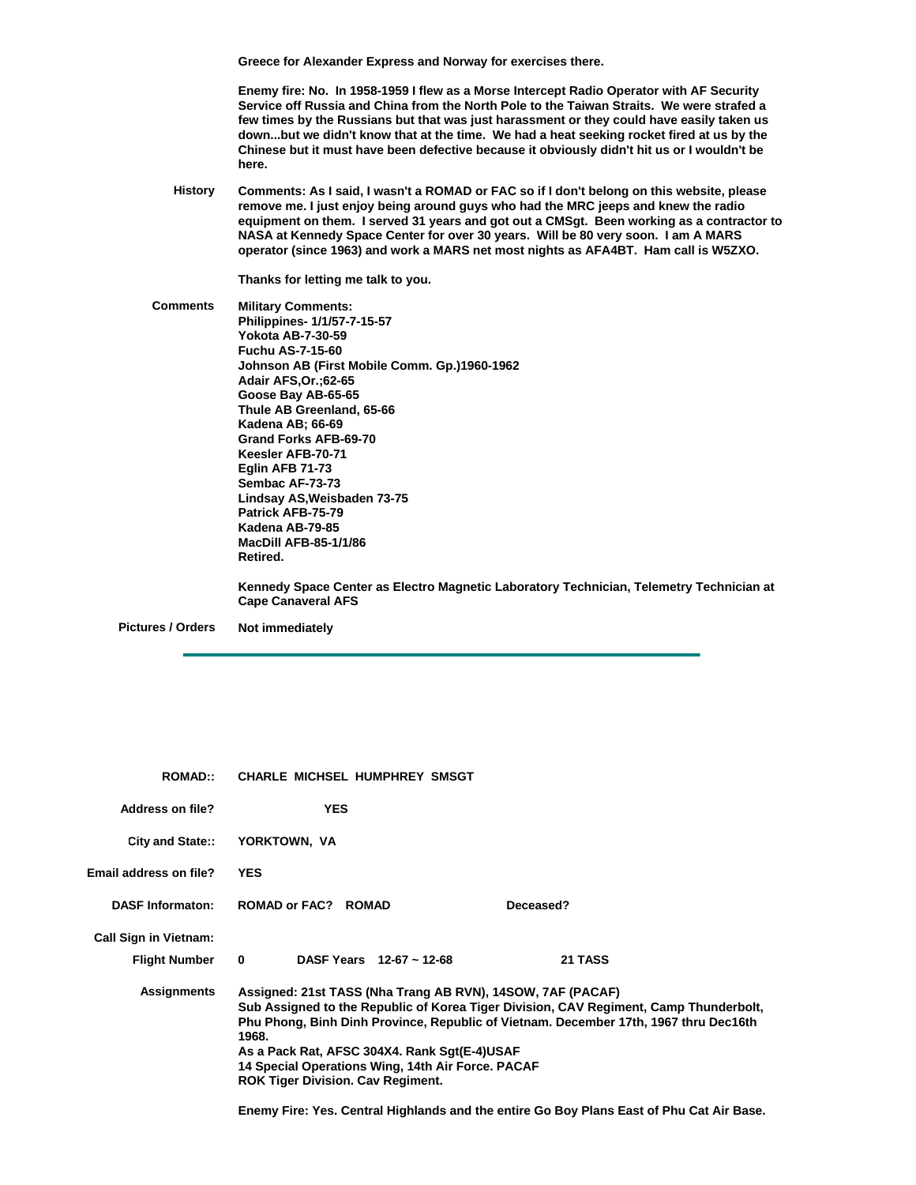**Greece for Alexander Express and Norway for exercises there.**

**Enemy fire: No. In 1958-1959 I flew as a Morse Intercept Radio Operator with AF Security Service off Russia and China from the North Pole to the Taiwan Straits. We were strafed a few times by the Russians but that was just harassment or they could have easily taken us down...but we didn't know that at the time. We had a heat seeking rocket fired at us by the Chinese but it must have been defective because it obviously didn't hit us or I wouldn't be here.**

**History** — **Comments: As I said, I wasn't a ROMAD or FAC so if I don't belong on this website, please remove me. I just enjoy being around guys who had the MRC jeeps and knew the radio equipment on them. I served 31 years and got out a CMSgt. Been working as a contractor to NASA at Kennedy Space Center for over 30 years. Will be 80 very soon. I am A MARS operator (since 1963) and work a MARS net most nights as AFA4BT. Ham call is W5ZXO.**

**Thanks for letting me talk to you.**

**Comments** — **Military Comments:**
**Philippines- 1/1/57-7-15-57**
**Yokota AB-7-30-59**
**Fuchu AS-7-15-60**
**Johnson AB (First Mobile Comm. Gp.)1960-1962**
**Adair AFS,Or.;62-65**
**Goose Bay AB-65-65**
**Thule AB Greenland, 65-66**
**Kadena AB; 66-69**
**Grand Forks AFB-69-70**
**Keesler AFB-70-71**
**Eglin AFB 71-73**
**Sembac AF-73-73**
**Lindsay AS,Weisbaden 73-75**
**Patrick AFB-75-79**
**Kadena AB-79-85**
**MacDill AFB-85-1/1/86**
**Retired.**

**Kennedy Space Center as Electro Magnetic Laboratory Technician, Telemetry Technician at Cape Canaveral AFS**

**Pictures / Orders** — **Not immediately**

---

**ROMAD::** **CHARLE MICHSEL HUMPHREY SMSGT**

**Address on file?** **YES**

**City and State::** **YORKTOWN, VA**

**Email address on file?** **YES**

**DASF Informaton:** **ROMAD or FAC? ROMAD** **Deceased?**

**Call Sign in Vietnam:**

**Flight Number** **0** **DASF Years 12-67 ~ 12-68** **21 TASS**

**Assignments** — **Assigned: 21st TASS (Nha Trang AB RVN), 14SOW, 7AF (PACAF)**
**Sub Assigned to the Republic of Korea Tiger Division, CAV Regiment, Camp Thunderbolt, Phu Phong, Binh Dinh Province, Republic of Vietnam. December 17th, 1967 thru Dec16th 1968.**
**As a Pack Rat, AFSC 304X4. Rank Sgt(E-4)USAF**
**14 Special Operations Wing, 14th Air Force. PACAF**
**ROK Tiger Division. Cav Regiment.**

**Enemy Fire: Yes. Central Highlands and the entire Go Boy Plans East of Phu Cat Air Base.**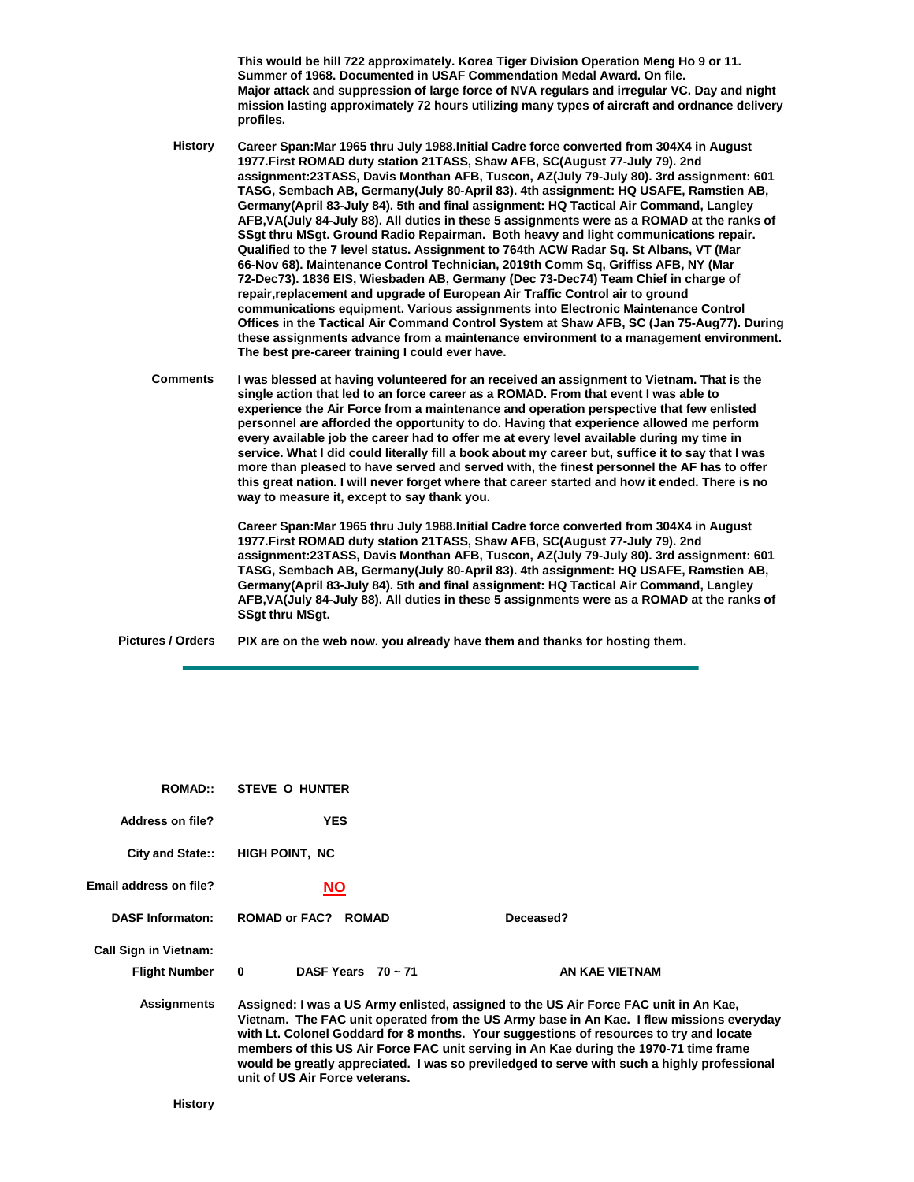This would be hill 722 approximately. Korea Tiger Division Operation Meng Ho 9 or 11. Summer of 1968. Documented in USAF Commendation Medal Award. On file. Major attack and suppression of large force of NVA regulars and irregular VC. Day and night mission lasting approximately 72 hours utilizing many types of aircraft and ordnance delivery profiles.

**History**

Career Span:Mar 1965 thru July 1988.Initial Cadre force converted from 304X4 in August 1977.First ROMAD duty station 21TASS, Shaw AFB, SC(August 77-July 79). 2nd assignment:23TASS, Davis Monthan AFB, Tuscon, AZ(July 79-July 80). 3rd assignment: 601 TASG, Sembach AB, Germany(July 80-April 83). 4th assignment: HQ USAFE, Ramstien AB, Germany(April 83-July 84). 5th and final assignment: HQ Tactical Air Command, Langley AFB,VA(July 84-July 88). All duties in these 5 assignments were as a ROMAD at the ranks of SSgt thru MSgt. Ground Radio Repairman. Both heavy and light communications repair. Qualified to the 7 level status. Assignment to 764th ACW Radar Sq. St Albans, VT (Mar 66-Nov 68). Maintenance Control Technician, 2019th Comm Sq, Griffiss AFB, NY (Mar 72-Dec73). 1836 EIS, Wiesbaden AB, Germany (Dec 73-Dec74) Team Chief in charge of repair,replacement and upgrade of European Air Traffic Control air to ground communications equipment. Various assignments into Electronic Maintenance Control Offices in the Tactical Air Command Control System at Shaw AFB, SC (Jan 75-Aug77). During these assignments advance from a maintenance environment to a management environment. The best pre-career training I could ever have.

**Comments**

I was blessed at having volunteered for an received an assignment to Vietnam. That is the single action that led to an force career as a ROMAD. From that event I was able to experience the Air Force from a maintenance and operation perspective that few enlisted personnel are afforded the opportunity to do. Having that experience allowed me perform every available job the career had to offer me at every level available during my time in service. What I did could literally fill a book about my career but, suffice it to say that I was more than pleased to have served and served with, the finest personnel the AF has to offer this great nation. I will never forget where that career started and how it ended. There is no way to measure it, except to say thank you.

Career Span:Mar 1965 thru July 1988.Initial Cadre force converted from 304X4 in August 1977.First ROMAD duty station 21TASS, Shaw AFB, SC(August 77-July 79). 2nd assignment:23TASS, Davis Monthan AFB, Tuscon, AZ(July 79-July 80). 3rd assignment: 601 TASG, Sembach AB, Germany(July 80-April 83). 4th assignment: HQ USAFE, Ramstien AB, Germany(April 83-July 84). 5th and final assignment: HQ Tactical Air Command, Langley AFB,VA(July 84-July 88). All duties in these 5 assignments were as a ROMAD at the ranks of SSgt thru MSgt.

**Pictures / Orders**

PIX are on the web now. you already have them and thanks for hosting them.

---

**ROMAD::** STEVE O HUNTER

**Address on file?** YES

**City and State::** HIGH POINT, NC

**Email address on file?** NO

**DASF Informaton:** ROMAD or FAC? ROMAD     **Deceased?**

**Call Sign in Vietnam:**

**Flight Number** 0     DASF Years 70 ~ 71     AN KAE VIETNAM

**Assignments**

Assigned: I was a US Army enlisted, assigned to the US Air Force FAC unit in An Kae, Vietnam. The FAC unit operated from the US Army base in An Kae. I flew missions everyday with Lt. Colonel Goddard for 8 months. Your suggestions of resources to try and locate members of this US Air Force FAC unit serving in An Kae during the 1970-71 time frame would be greatly appreciated. I was so previledged to serve with such a highly professional unit of US Air Force veterans.

**History**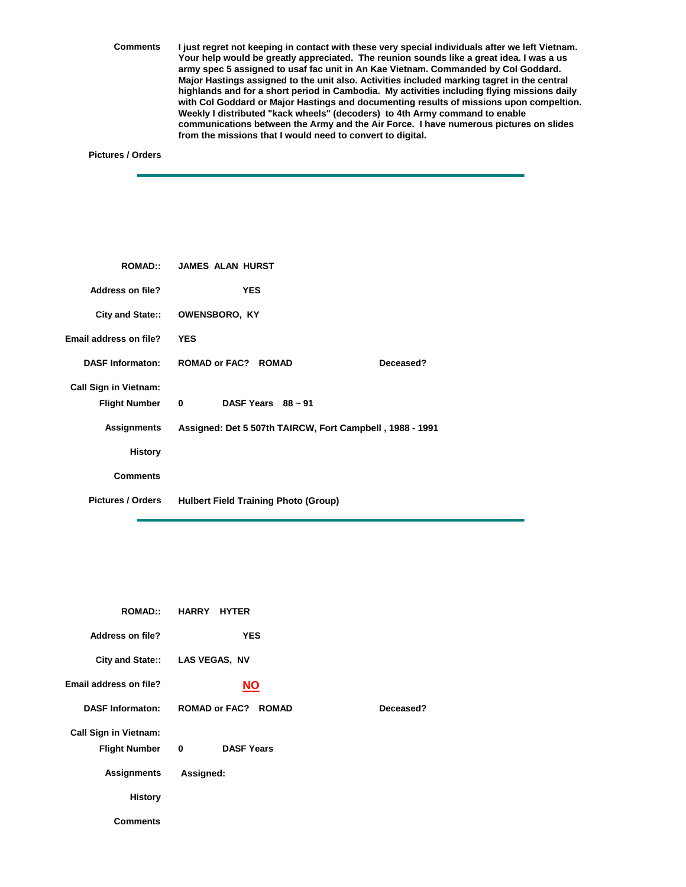**Comments** I just regret not keeping in contact with these very special individuals after we left Vietnam. Your help would be greatly appreciated. The reunion sounds like a great idea. I was a us army spec 5 assigned to usaf fac unit in An Kae Vietnam. Commanded by Col Goddard. Major Hastings assigned to the unit also. Activities included marking tagret in the central highlands and for a short period in Cambodia. My activities including flying missions daily with Col Goddard or Major Hastings and documenting results of missions upon compeltion. Weekly I distributed "kack wheels" (decoders) to 4th Army command to enable communications between the Army and the Air Force. I have numerous pictures on slides from the missions that I would need to convert to digital.

**Pictures / Orders**

---

**ROMAD::** JAMES ALAN HURST

**Address on file?** YES

**City and State::** OWENSBORO, KY

**Email address on file?** YES

**DASF Informaton:** ROMAD or FAC? ROMAD    **Deceased?**

**Call Sign in Vietnam:**

**Flight Number** 0    **DASF Years** 88 ~ 91

**Assignments** Assigned: Det 5 507th TAIRCW, Fort Campbell , 1988 - 1991

**History**

**Comments**

**Pictures / Orders** Hulbert Field Training Photo (Group)

---

**ROMAD::** HARRY HYTER

**Address on file?** YES

**City and State::** LAS VEGAS, NV

**Email address on file?** NO

**DASF Informaton:** ROMAD or FAC? ROMAD    **Deceased?**

**Call Sign in Vietnam:**

**Flight Number** 0    **DASF Years**

**Assignments** Assigned:

**History**

**Comments**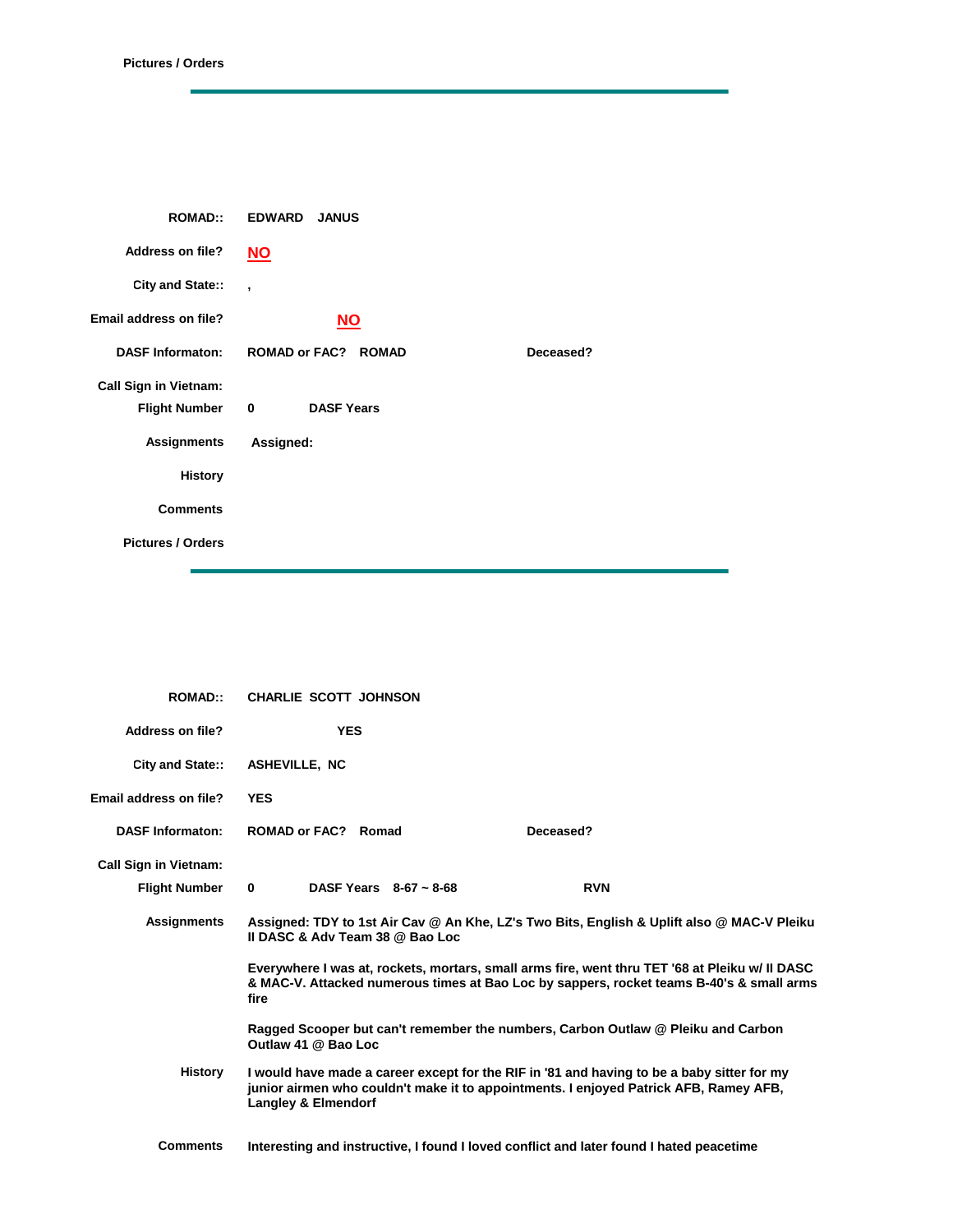**Pictures / Orders**

---

**ROMAD::** EDWARD JANUS

**Address on file?** NO

**City and State::** ,

**Email address on file?** NO

**DASF Informaton:** ROMAD or FAC? ROMAD **Deceased?**

**Call Sign in Vietnam:**

**Flight Number** 0 **DASF Years**

**Assignments** Assigned:

**History**

**Comments**

**Pictures / Orders**

---

**ROMAD::** CHARLIE SCOTT JOHNSON

**Address on file?** YES

**City and State::** ASHEVILLE, NC

**Email address on file?** YES

**DASF Informaton:** ROMAD or FAC? Romad **Deceased?**

**Call Sign in Vietnam:**

**Flight Number** 0 **DASF Years** 8-67 ~ 8-68 RVN

**Assignments** Assigned: TDY to 1st Air Cav @ An Khe, LZ's Two Bits, English & Uplift also @ MAC-V Pleiku II DASC & Adv Team 38 @ Bao Loc

Everywhere I was at, rockets, mortars, small arms fire, went thru TET '68 at Pleiku w/ II DASC & MAC-V. Attacked numerous times at Bao Loc by sappers, rocket teams B-40's & small arms fire

Ragged Scooper but can't remember the numbers, Carbon Outlaw @ Pleiku and Carbon Outlaw 41 @ Bao Loc

**History** I would have made a career except for the RIF in '81 and having to be a baby sitter for my junior airmen who couldn't make it to appointments. I enjoyed Patrick AFB, Ramey AFB, Langley & Elmendorf

**Comments** Interesting and instructive, I found I loved conflict and later found I hated peacetime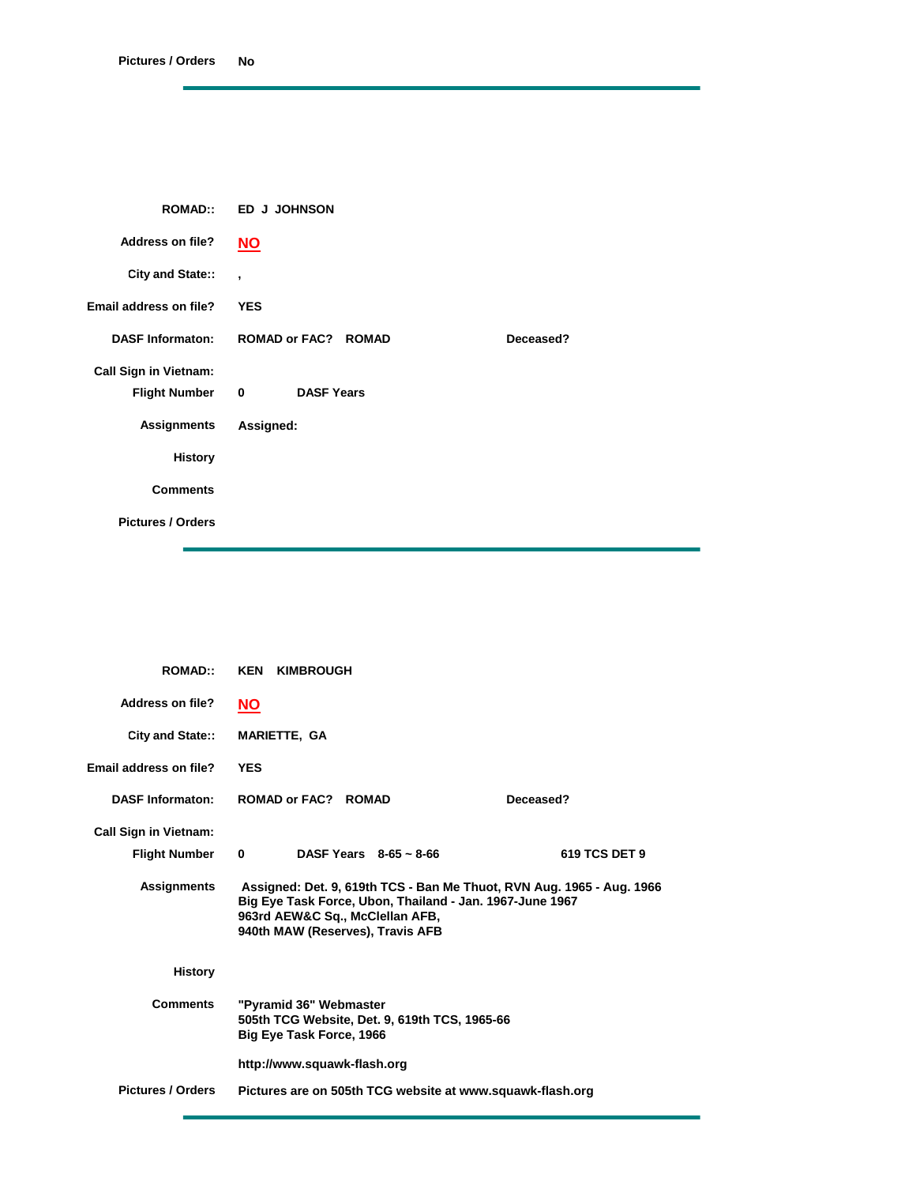**Pictures / Orders** No

---

**ROMAD::** ED J JOHNSON

**Address on file?** NO

**City and State::** ,

**Email address on file?** YES

**DASF Informaton:** ROMAD or FAC? ROMAD **Deceased?**

**Call Sign in Vietnam:**

**Flight Number** 0 **DASF Years**

**Assignments** Assigned:

**History**

**Comments**

**Pictures / Orders**

---

**ROMAD::** KEN KIMBROUGH

**Address on file?** NO

**City and State::** MARIETTE, GA

**Email address on file?** YES

**DASF Informaton:** ROMAD or FAC? ROMAD **Deceased?**

**Call Sign in Vietnam:**

**Flight Number** 0 **DASF Years** 8-65 ~ 8-66 619 TCS DET 9

**Assignments** Assigned: Det. 9, 619th TCS - Ban Me Thuot, RVN Aug. 1965 - Aug. 1966
Big Eye Task Force, Ubon, Thailand - Jan. 1967-June 1967
963rd AEW&C Sq., McClellan AFB,
940th MAW (Reserves), Travis AFB

**History**

**Comments** "Pyramid 36" Webmaster
505th TCG Website, Det. 9, 619th TCS, 1965-66
Big Eye Task Force, 1966

http://www.squawk-flash.org

**Pictures / Orders** Pictures are on 505th TCG website at www.squawk-flash.org

---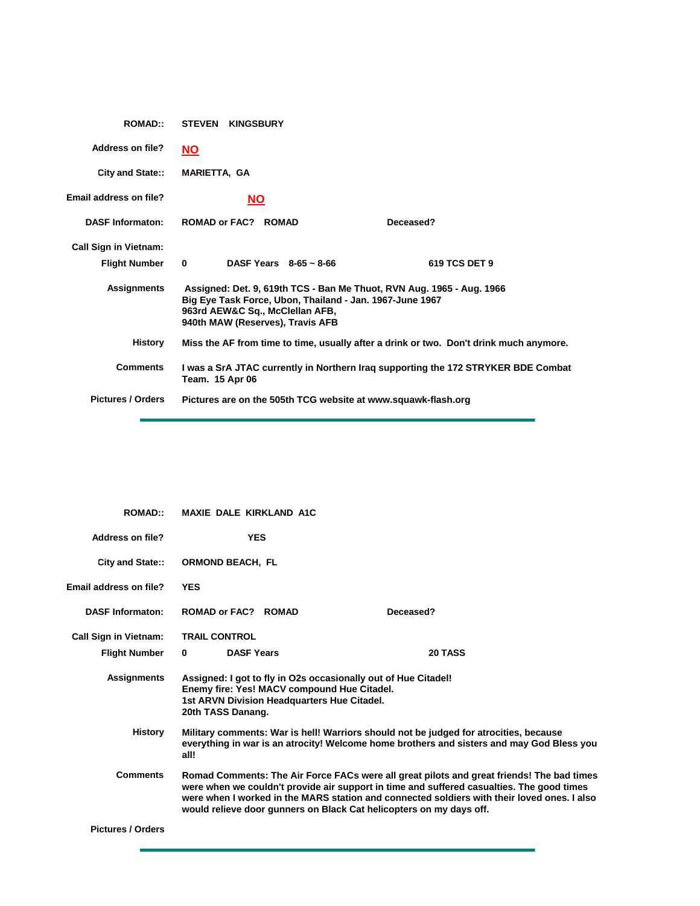**ROMAD::** STEVEN KINGSBURY

**Address on file?** NO

**City and State::** MARIETTA, GA

**Email address on file?** NO

**DASF Informaton:** ROMAD or FAC? ROMAD Deceased?

**Call Sign in Vietnam:**

**Flight Number** 0 DASF Years 8-65 ~ 8-66 619 TCS DET 9

**Assignments** Assigned: Det. 9, 619th TCS - Ban Me Thuot, RVN Aug. 1965 - Aug. 1966
Big Eye Task Force, Ubon, Thailand - Jan. 1967-June 1967
963rd AEW&C Sq., McClellan AFB,
940th MAW (Reserves), Travis AFB

**History** Miss the AF from time to time, usually after a drink or two. Don't drink much anymore.

**Comments** I was a SrA JTAC currently in Northern Iraq supporting the 172 STRYKER BDE Combat Team. 15 Apr 06

**Pictures / Orders** Pictures are on the 505th TCG website at www.squawk-flash.org

---

**ROMAD::** MAXIE DALE KIRKLAND A1C

**Address on file?** YES

**City and State::** ORMOND BEACH, FL

**Email address on file?** YES

**DASF Informaton:** ROMAD or FAC? ROMAD Deceased?

**Call Sign in Vietnam:** TRAIL CONTROL

**Flight Number** 0 DASF Years 20 TASS

**Assignments** Assigned: I got to fly in O2s occasionally out of Hue Citadel!
Enemy fire: Yes! MACV compound Hue Citadel.
1st ARVN Division Headquarters Hue Citadel.
20th TASS Danang.

**History** Military comments: War is hell! Warriors should not be judged for atrocities, because everything in war is an atrocity! Welcome home brothers and sisters and may God Bless you all!

**Comments** Romad Comments: The Air Force FACs were all great pilots and great friends! The bad times were when we couldn't provide air support in time and suffered casualties. The good times were when I worked in the MARS station and connected soldiers with their loved ones. I also would relieve door gunners on Black Cat helicopters on my days off.

**Pictures / Orders**

---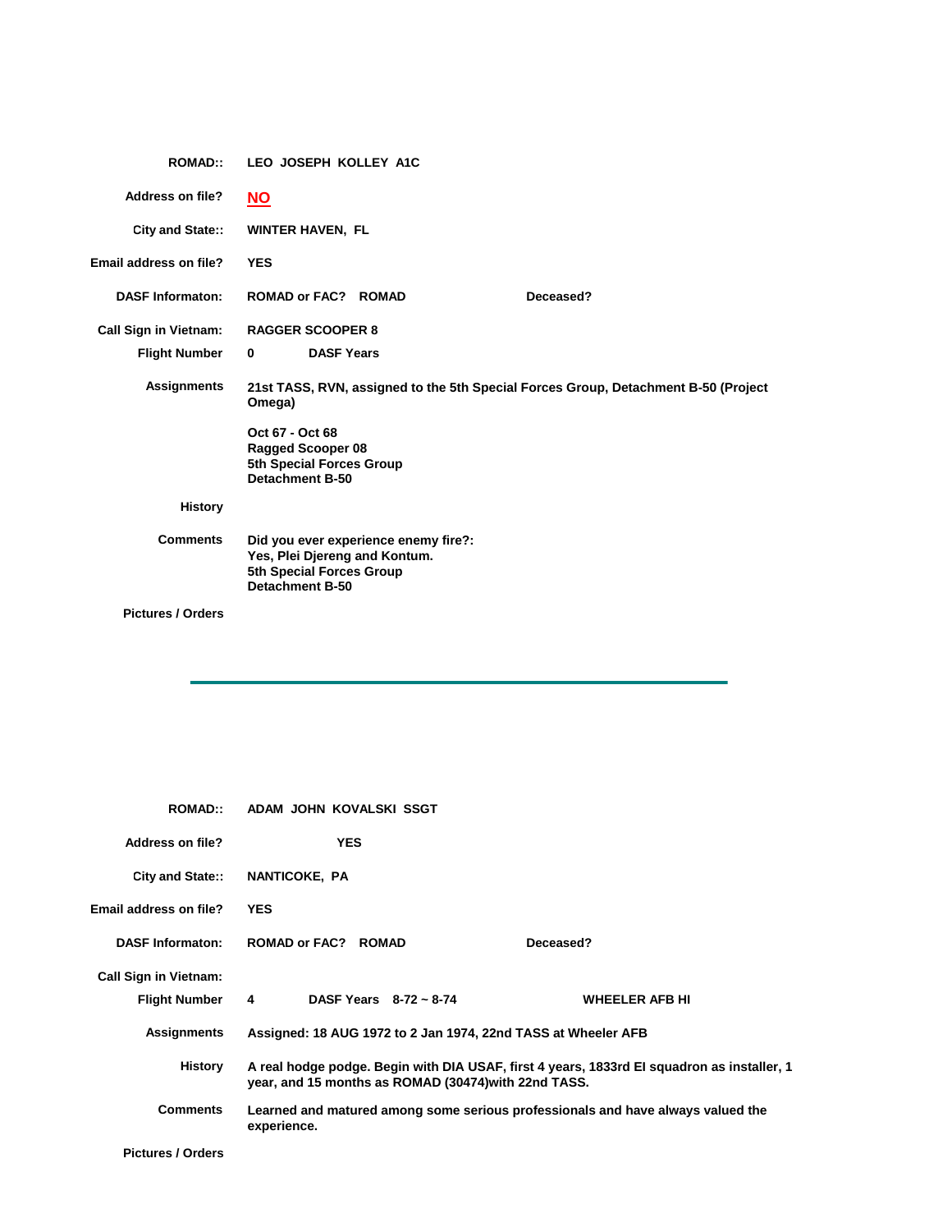| | |
|---|---|
| **ROMAD::** | **LEO JOSEPH KOLLEY A1C** |
| **Address on file?** | **NO** |
| **City and State::** | **WINTER HAVEN, FL** |
| **Email address on file?** | **YES** |
| **DASF Informaton:** | **ROMAD or FAC? ROMAD** **Deceased?** |
| **Call Sign in Vietnam:** | **RAGGER SCOOPER 8** |
| **Flight Number** | **0** **DASF Years** |
| **Assignments** | **21st TASS, RVN, assigned to the 5th Special Forces Group, Detachment B-50 (Project Omega)**<br><br>**Oct 67 - Oct 68**<br>**Ragged Scooper 08**<br>**5th Special Forces Group**<br>**Detachment B-50** |
| **History** | |
| **Comments** | **Did you ever experience enemy fire?:**<br>**Yes, Plei Djereng and Kontum.**<br>**5th Special Forces Group**<br>**Detachment B-50** |
| **Pictures / Orders** | |

---

| | |
|---|---|
| **ROMAD::** | **ADAM JOHN KOVALSKI SSGT** |
| **Address on file?** | **YES** |
| **City and State::** | **NANTICOKE, PA** |
| **Email address on file?** | **YES** |
| **DASF Informaton:** | **ROMAD or FAC? ROMAD** **Deceased?** |
| **Call Sign in Vietnam:** | |
| **Flight Number** | **4** **DASF Years 8-72 ~ 8-74** **WHEELER AFB HI** |
| **Assignments** | **Assigned: 18 AUG 1972 to 2 Jan 1974, 22nd TASS at Wheeler AFB** |
| **History** | **A real hodge podge. Begin with DIA USAF, first 4 years, 1833rd EI squadron as installer, 1 year, and 15 months as ROMAD (30474)with 22nd TASS.** |
| **Comments** | **Learned and matured among some serious professionals and have always valued the experience.** |
| **Pictures / Orders** | |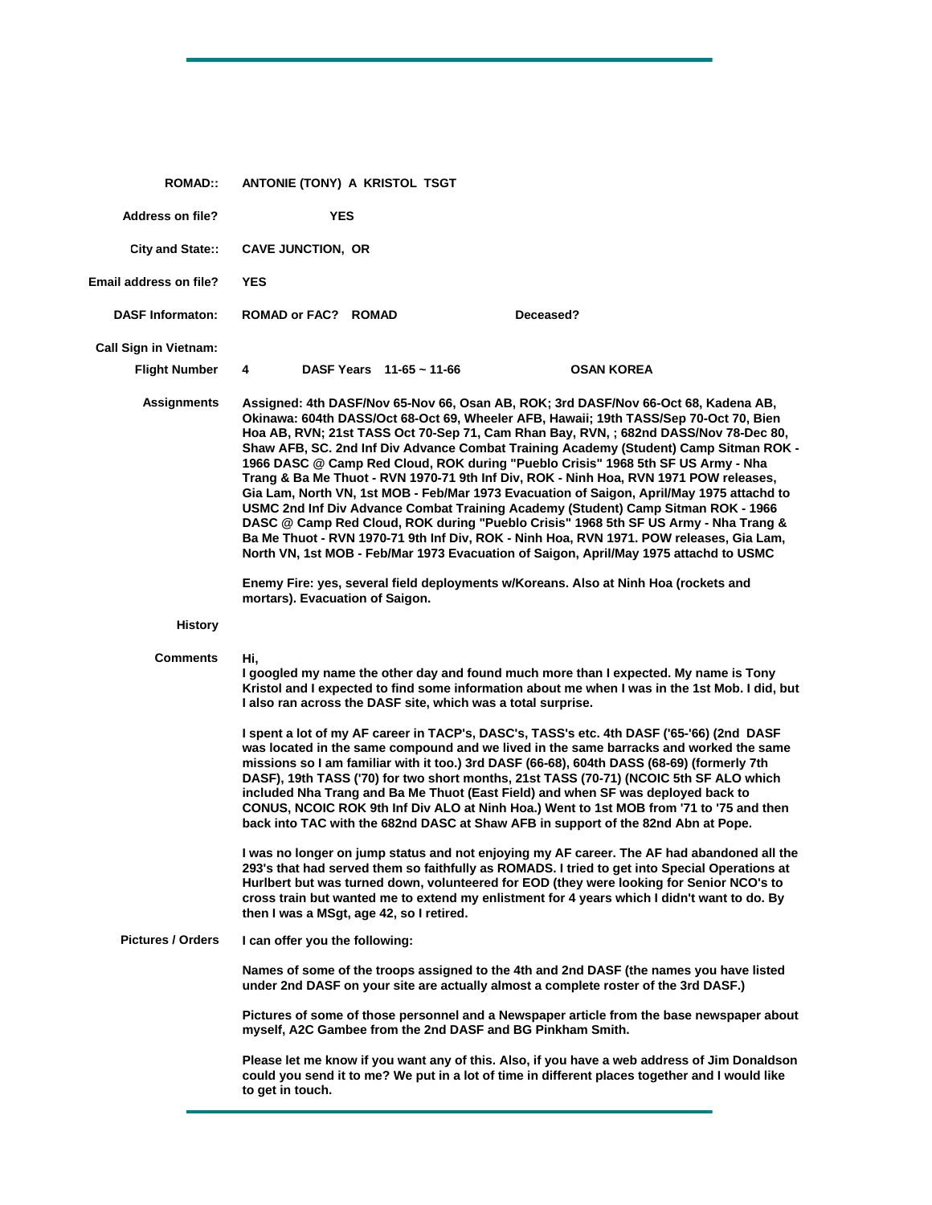**ROMAD::** ANTONIE (TONY) A KRISTOL TSGT

**Address on file?** YES

**City and State::** CAVE JUNCTION, OR

**Email address on file?** YES

**DASF Informaton:** ROMAD or FAC? ROMAD    Deceased?

**Call Sign in Vietnam:**

**Flight Number** 4    DASF Years 11-65 ~ 11-66    OSAN KOREA

**Assignments** Assigned: 4th DASF/Nov 65-Nov 66, Osan AB, ROK; 3rd DASF/Nov 66-Oct 68, Kadena AB, Okinawa: 604th DASS/Oct 68-Oct 69, Wheeler AFB, Hawaii; 19th TASS/Sep 70-Oct 70, Bien Hoa AB, RVN; 21st TASS Oct 70-Sep 71, Cam Rhan Bay, RVN, ; 682nd DASS/Nov 78-Dec 80, Shaw AFB, SC. 2nd Inf Div Advance Combat Training Academy (Student) Camp Sitman ROK - 1966 DASC @ Camp Red Cloud, ROK during "Pueblo Crisis" 1968 5th SF US Army - Nha Trang & Ba Me Thuot - RVN 1970-71 9th Inf Div, ROK - Ninh Hoa, RVN 1971 POW releases, Gia Lam, North VN, 1st MOB - Feb/Mar 1973 Evacuation of Saigon, April/May 1975 attachd to USMC 2nd Inf Div Advance Combat Training Academy (Student) Camp Sitman ROK - 1966 DASC @ Camp Red Cloud, ROK during "Pueblo Crisis" 1968 5th SF US Army - Nha Trang & Ba Me Thuot - RVN 1970-71 9th Inf Div, ROK - Ninh Hoa, RVN 1971. POW releases, Gia Lam, North VN, 1st MOB - Feb/Mar 1973 Evacuation of Saigon, April/May 1975 attachd to USMC

Enemy Fire: yes, several field deployments w/Koreans. Also at Ninh Hoa (rockets and mortars). Evacuation of Saigon.

**History**

**Comments** Hi,
I googled my name the other day and found much more than I expected. My name is Tony Kristol and I expected to find some information about me when I was in the 1st Mob. I did, but I also ran across the DASF site, which was a total surprise.

I spent a lot of my AF career in TACP's, DASC's, TASS's etc. 4th DASF ('65-'66) (2nd DASF was located in the same compound and we lived in the same barracks and worked the same missions so I am familiar with it too.) 3rd DASF (66-68), 604th DASS (68-69) (formerly 7th DASF), 19th TASS ('70) for two short months, 21st TASS (70-71) (NCOIC 5th SF ALO which included Nha Trang and Ba Me Thuot (East Field) and when SF was deployed back to CONUS, NCOIC ROK 9th Inf Div ALO at Ninh Hoa.) Went to 1st MOB from '71 to '75 and then back into TAC with the 682nd DASC at Shaw AFB in support of the 82nd Abn at Pope.

I was no longer on jump status and not enjoying my AF career. The AF had abandoned all the 293's that had served them so faithfully as ROMADS. I tried to get into Special Operations at Hurlbert but was turned down, volunteered for EOD (they were looking for Senior NCO's to cross train but wanted me to extend my enlistment for 4 years which I didn't want to do. By then I was a MSgt, age 42, so I retired.

**Pictures / Orders** I can offer you the following:

Names of some of the troops assigned to the 4th and 2nd DASF (the names you have listed under 2nd DASF on your site are actually almost a complete roster of the 3rd DASF.)

Pictures of some of those personnel and a Newspaper article from the base newspaper about myself, A2C Gambee from the 2nd DASF and BG Pinkham Smith.

Please let me know if you want any of this. Also, if you have a web address of Jim Donaldson could you send it to me? We put in a lot of time in different places together and I would like to get in touch.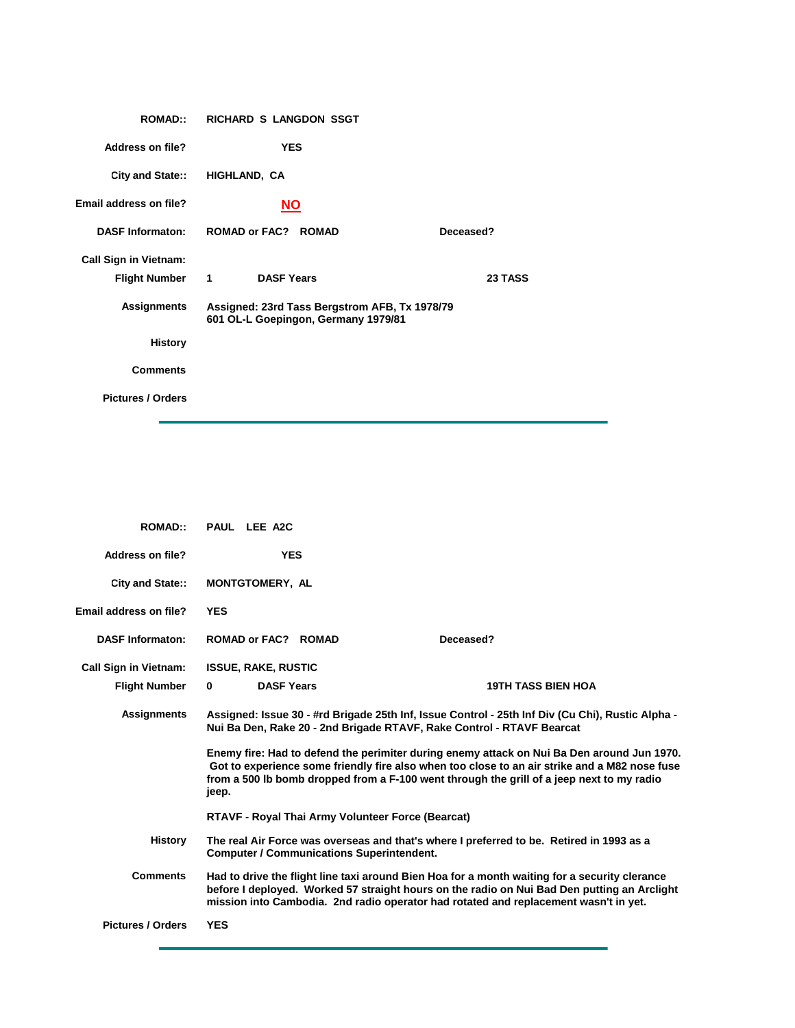**ROMAD::** RICHARD S LANGDON SSGT

**Address on file?** YES

**City and State::** HIGHLAND, CA

**Email address on file?** NO

**DASF Informaton:** ROMAD or FAC? ROMAD — Deceased?

**Call Sign in Vietnam:**

**Flight Number** 1 — **DASF Years** — 23 TASS

**Assignments** Assigned: 23rd Tass Bergstrom AFB, Tx 1978/79
601 OL-L Goepingon, Germany 1979/81

**History**

**Comments**

**Pictures / Orders**

---

**ROMAD::** PAUL LEE A2C

**Address on file?** YES

**City and State::** MONTGTOMERY, AL

**Email address on file?** YES

**DASF Informaton:** ROMAD or FAC? ROMAD — Deceased?

**Call Sign in Vietnam:** ISSUE, RAKE, RUSTIC

**Flight Number** 0 — **DASF Years** — 19TH TASS BIEN HOA

**Assignments** Assigned: Issue 30 - #rd Brigade 25th Inf, Issue Control - 25th Inf Div (Cu Chi), Rustic Alpha - Nui Ba Den, Rake 20 - 2nd Brigade RTAVF, Rake Control - RTAVF Bearcat

Enemy fire: Had to defend the perimiter during enemy attack on Nui Ba Den around Jun 1970. Got to experience some friendly fire also when too close to an air strike and a M82 nose fuse from a 500 lb bomb dropped from a F-100 went through the grill of a jeep next to my radio jeep.

RTAVF - Royal Thai Army Volunteer Force (Bearcat)

**History** The real Air Force was overseas and that's where I preferred to be. Retired in 1993 as a Computer / Communications Superintendent.

**Comments** Had to drive the flight line taxi around Bien Hoa for a month waiting for a security clerance before I deployed. Worked 57 straight hours on the radio on Nui Bad Den putting an Arclight mission into Cambodia. 2nd radio operator had rotated and replacement wasn't in yet.

**Pictures / Orders** YES

---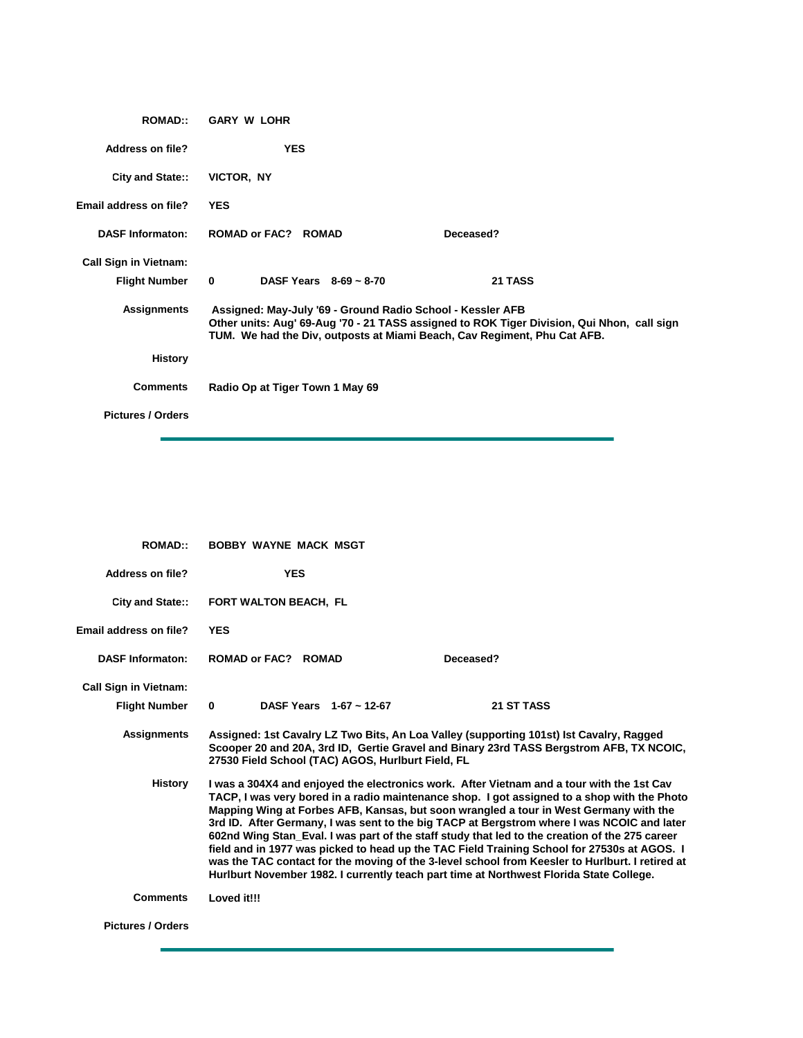**ROMAD::** GARY W LOHR

**Address on file?** YES

**City and State::** VICTOR, NY

**Email address on file?** YES

**DASF Informaton:** ROMAD or FAC? ROMAD Deceased?

**Call Sign in Vietnam:**

**Flight Number** 0 DASF Years 8-69 ~ 8-70 21 TASS

**Assignments** Assigned: May-July '69 - Ground Radio School - Kessler AFB
Other units: Aug' 69-Aug '70 - 21 TASS assigned to ROK Tiger Division, Qui Nhon, call sign TUM. We had the Div, outposts at Miami Beach, Cav Regiment, Phu Cat AFB.

**History**

**Comments** Radio Op at Tiger Town 1 May 69

**Pictures / Orders**

---

**ROMAD::** BOBBY WAYNE MACK MSGT

**Address on file?** YES

**City and State::** FORT WALTON BEACH, FL

**Email address on file?** YES

**DASF Informaton:** ROMAD or FAC? ROMAD Deceased?

**Call Sign in Vietnam:**

**Flight Number** 0 DASF Years 1-67 ~ 12-67 21 ST TASS

**Assignments** Assigned: 1st Cavalry LZ Two Bits, An Loa Valley (supporting 101st) Ist Cavalry, Ragged Scooper 20 and 20A, 3rd ID, Gertie Gravel and Binary 23rd TASS Bergstrom AFB, TX NCOIC, 27530 Field School (TAC) AGOS, Hurlburt Field, FL

**History** I was a 304X4 and enjoyed the electronics work. After Vietnam and a tour with the 1st Cav TACP, I was very bored in a radio maintenance shop. I got assigned to a shop with the Photo Mapping Wing at Forbes AFB, Kansas, but soon wrangled a tour in West Germany with the 3rd ID. After Germany, I was sent to the big TACP at Bergstrom where I was NCOIC and later 602nd Wing Stan_Eval. I was part of the staff study that led to the creation of the 275 career field and in 1977 was picked to head up the TAC Field Training School for 27530s at AGOS. I was the TAC contact for the moving of the 3-level school from Keesler to Hurlburt. I retired at Hurlburt November 1982. I currently teach part time at Northwest Florida State College.

**Comments** Loved it!!!

**Pictures / Orders**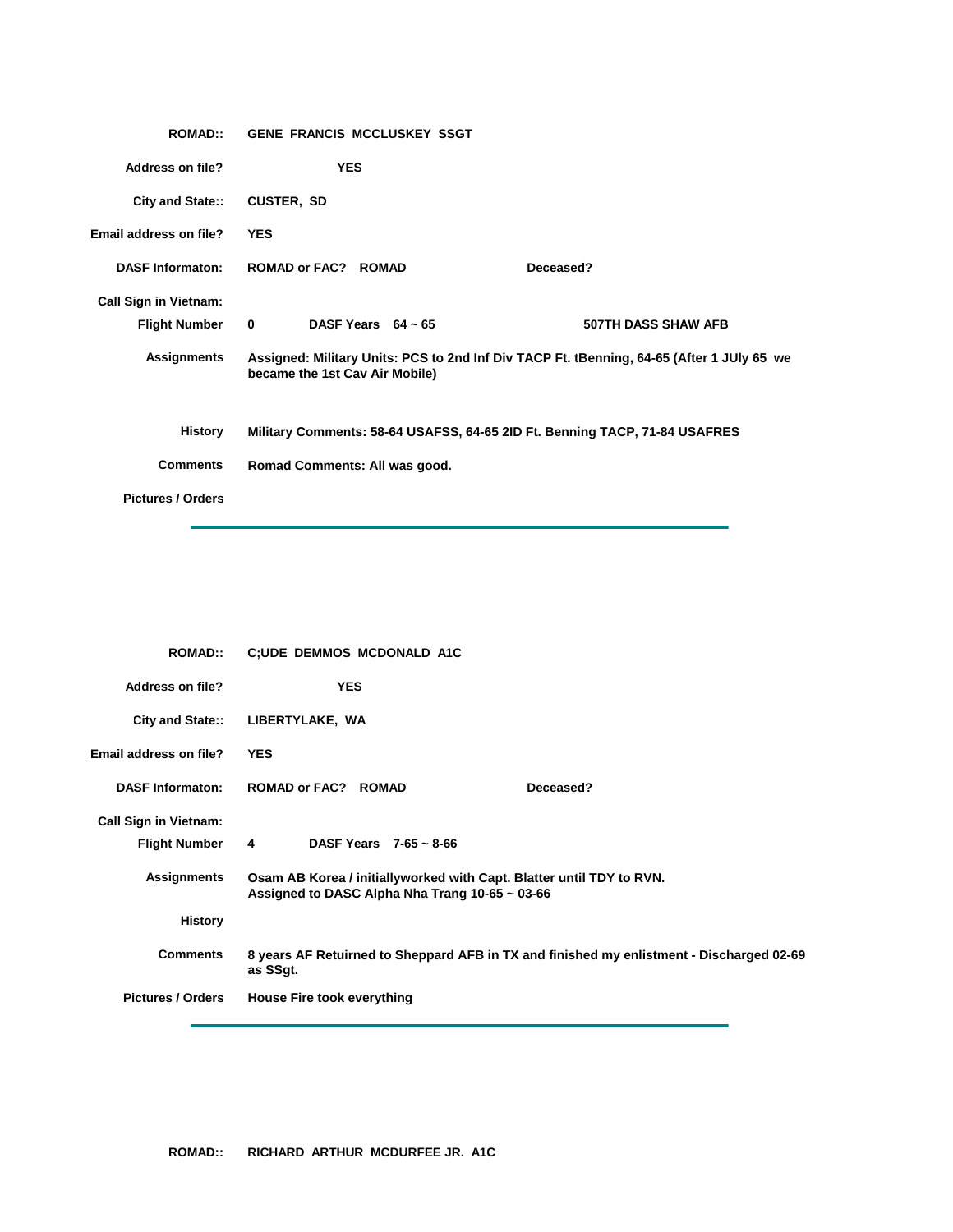**ROMAD::** GENE FRANCIS MCCLUSKEY SSGT

**Address on file?** YES

**City and State::** CUSTER, SD

**Email address on file?** YES

**DASF Informaton:** ROMAD or FAC? ROMAD &nbsp;&nbsp;&nbsp;&nbsp; Deceased?

**Call Sign in Vietnam:**

**Flight Number** 0 &nbsp;&nbsp;&nbsp;&nbsp; DASF Years 64 ~ 65 &nbsp;&nbsp;&nbsp;&nbsp; 507TH DASS SHAW AFB

**Assignments** Assigned: Military Units: PCS to 2nd Inf Div TACP Ft. tBenning, 64-65 (After 1 JUly 65 we became the 1st Cav Air Mobile)

**History** Military Comments: 58-64 USAFSS, 64-65 2ID Ft. Benning TACP, 71-84 USAFRES

**Comments** Romad Comments: All was good.

**Pictures / Orders**

---

**ROMAD::** C;UDE DEMMOS MCDONALD A1C

**Address on file?** YES

**City and State::** LIBERTYLAKE, WA

**Email address on file?** YES

**DASF Informaton:** ROMAD or FAC? ROMAD &nbsp;&nbsp;&nbsp;&nbsp; Deceased?

**Call Sign in Vietnam:**

**Flight Number** 4 &nbsp;&nbsp;&nbsp;&nbsp; DASF Years 7-65 ~ 8-66

**Assignments** Osam AB Korea / initiallyworked with Capt. Blatter until TDY to RVN. Assigned to DASC Alpha Nha Trang 10-65 ~ 03-66

**History**

**Comments** 8 years AF Retuirned to Sheppard AFB in TX and finished my enlistment - Discharged 02-69 as SSgt.

**Pictures / Orders** House Fire took everything

---

**ROMAD::** RICHARD ARTHUR MCDURFEE JR. A1C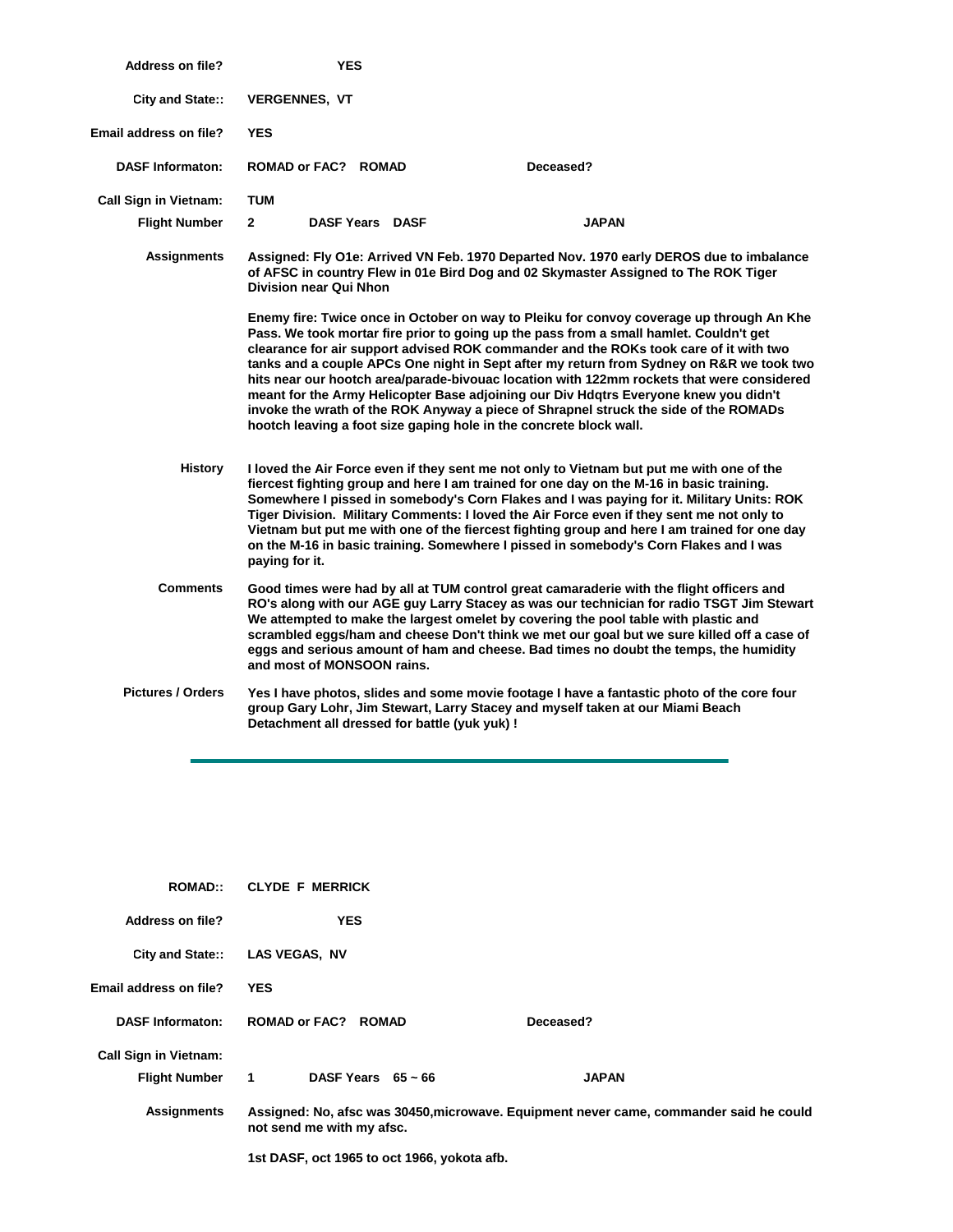**Address on file?** YES

**City and State::** VERGENNES, VT

**Email address on file?** YES

**DASF Informaton:** ROMAD or FAC? ROMAD Deceased?

**Call Sign in Vietnam:** TUM

**Flight Number** 2 DASF Years DASF JAPAN

**Assignments** Assigned: Fly O1e: Arrived VN Feb. 1970 Departed Nov. 1970 early DEROS due to imbalance of AFSC in country Flew in 01e Bird Dog and 02 Skymaster Assigned to The ROK Tiger Division near Qui Nhon

Enemy fire: Twice once in October on way to Pleiku for convoy coverage up through An Khe Pass. We took mortar fire prior to going up the pass from a small hamlet. Couldn't get clearance for air support advised ROK commander and the ROKs took care of it with two tanks and a couple APCs One night in Sept after my return from Sydney on R&R we took two hits near our hootch area/parade-bivouac location with 122mm rockets that were considered meant for the Army Helicopter Base adjoining our Div Hdqtrs Everyone knew you didn't invoke the wrath of the ROK Anyway a piece of Shrapnel struck the side of the ROMADs hootch leaving a foot size gaping hole in the concrete block wall.

**History** I loved the Air Force even if they sent me not only to Vietnam but put me with one of the fiercest fighting group and here I am trained for one day on the M-16 in basic training. Somewhere I pissed in somebody's Corn Flakes and I was paying for it. Military Units: ROK Tiger Division. Military Comments: I loved the Air Force even if they sent me not only to Vietnam but put me with one of the fiercest fighting group and here I am trained for one day on the M-16 in basic training. Somewhere I pissed in somebody's Corn Flakes and I was paying for it.

**Comments** Good times were had by all at TUM control great camaraderie with the flight officers and RO's along with our AGE guy Larry Stacey as was our technician for radio TSGT Jim Stewart We attempted to make the largest omelet by covering the pool table with plastic and scrambled eggs/ham and cheese Don't think we met our goal but we sure killed off a case of eggs and serious amount of ham and cheese. Bad times no doubt the temps, the humidity and most of MONSOON rains.

**Pictures / Orders** Yes I have photos, slides and some movie footage I have a fantastic photo of the core four group Gary Lohr, Jim Stewart, Larry Stacey and myself taken at our Miami Beach Detachment all dressed for battle (yuk yuk) !

---

**ROMAD::** CLYDE F MERRICK

**Address on file?** YES

**City and State::** LAS VEGAS, NV

**Email address on file?** YES

**DASF Informaton:** ROMAD or FAC? ROMAD Deceased?

**Call Sign in Vietnam:**

**Flight Number** 1 DASF Years 65 ~ 66 JAPAN

**Assignments** Assigned: No, afsc was 30450,microwave. Equipment never came, commander said he could not send me with my afsc.

1st DASF, oct 1965 to oct 1966, yokota afb.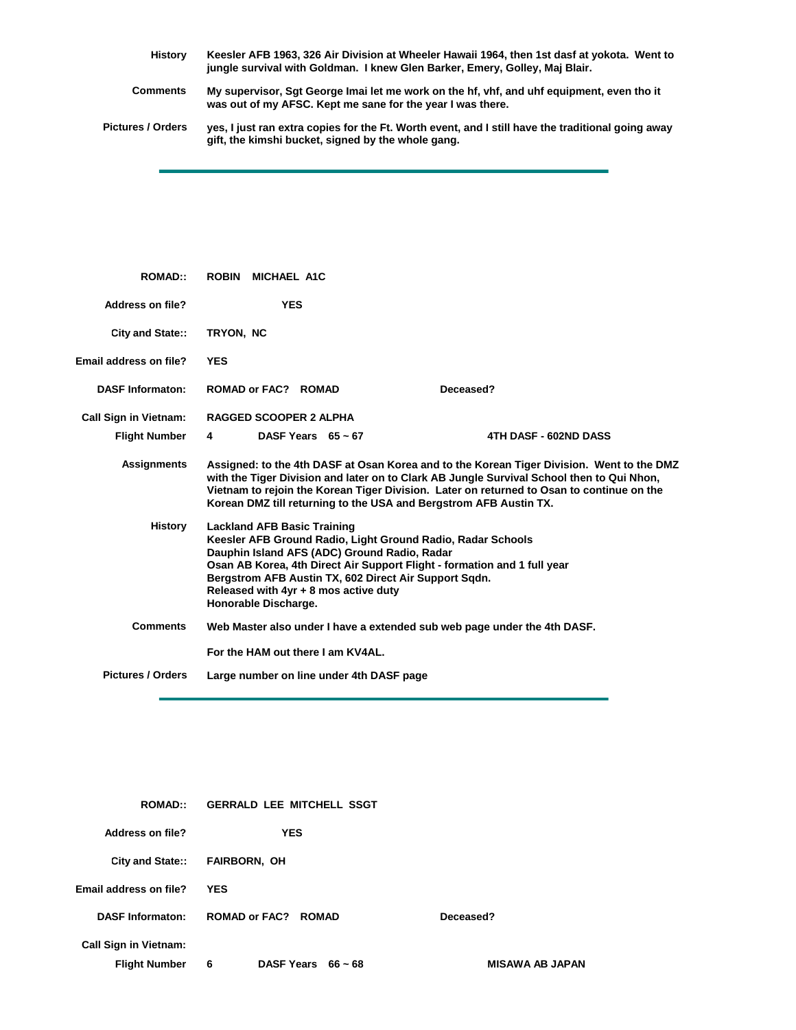**History** Keesler AFB 1963, 326 Air Division at Wheeler Hawaii 1964, then 1st dasf at yokota. Went to jungle survival with Goldman. I knew Glen Barker, Emery, Golley, Maj Blair.

**Comments** My supervisor, Sgt George Imai let me work on the hf, vhf, and uhf equipment, even tho it was out of my AFSC. Kept me sane for the year I was there.

**Pictures / Orders** yes, I just ran extra copies for the Ft. Worth event, and I still have the traditional going away gift, the kimshi bucket, signed by the whole gang.

---

**ROMAD::** ROBIN MICHAEL A1C

**Address on file?** YES

**City and State::** TRYON, NC

**Email address on file?** YES

**DASF Informaton:** ROMAD or FAC? ROMAD  Deceased?

**Call Sign in Vietnam:** RAGGED SCOOPER 2 ALPHA

**Flight Number** 4  DASF Years 65 ~ 67  4TH DASF - 602ND DASS

**Assignments** Assigned: to the 4th DASF at Osan Korea and to the Korean Tiger Division. Went to the DMZ with the Tiger Division and later on to Clark AB Jungle Survival School then to Qui Nhon, Vietnam to rejoin the Korean Tiger Division. Later on returned to Osan to continue on the Korean DMZ till returning to the USA and Bergstrom AFB Austin TX.

**History** Lackland AFB Basic Training
Keesler AFB Ground Radio, Light Ground Radio, Radar Schools
Dauphin Island AFS (ADC) Ground Radio, Radar
Osan AB Korea, 4th Direct Air Support Flight - formation and 1 full year
Bergstrom AFB Austin TX, 602 Direct Air Support Sqdn.
Released with 4yr + 8 mos active duty
Honorable Discharge.

**Comments** Web Master also under I have a extended sub web page under the 4th DASF.

For the HAM out there I am KV4AL.

**Pictures / Orders** Large number on line under 4th DASF page

---

**ROMAD::** GERRALD LEE MITCHELL SSGT

**Address on file?** YES

**City and State::** FAIRBORN, OH

**Email address on file?** YES

**DASF Informaton:** ROMAD or FAC? ROMAD  Deceased?

**Call Sign in Vietnam:**

**Flight Number** 6  DASF Years 66 ~ 68  MISAWA AB JAPAN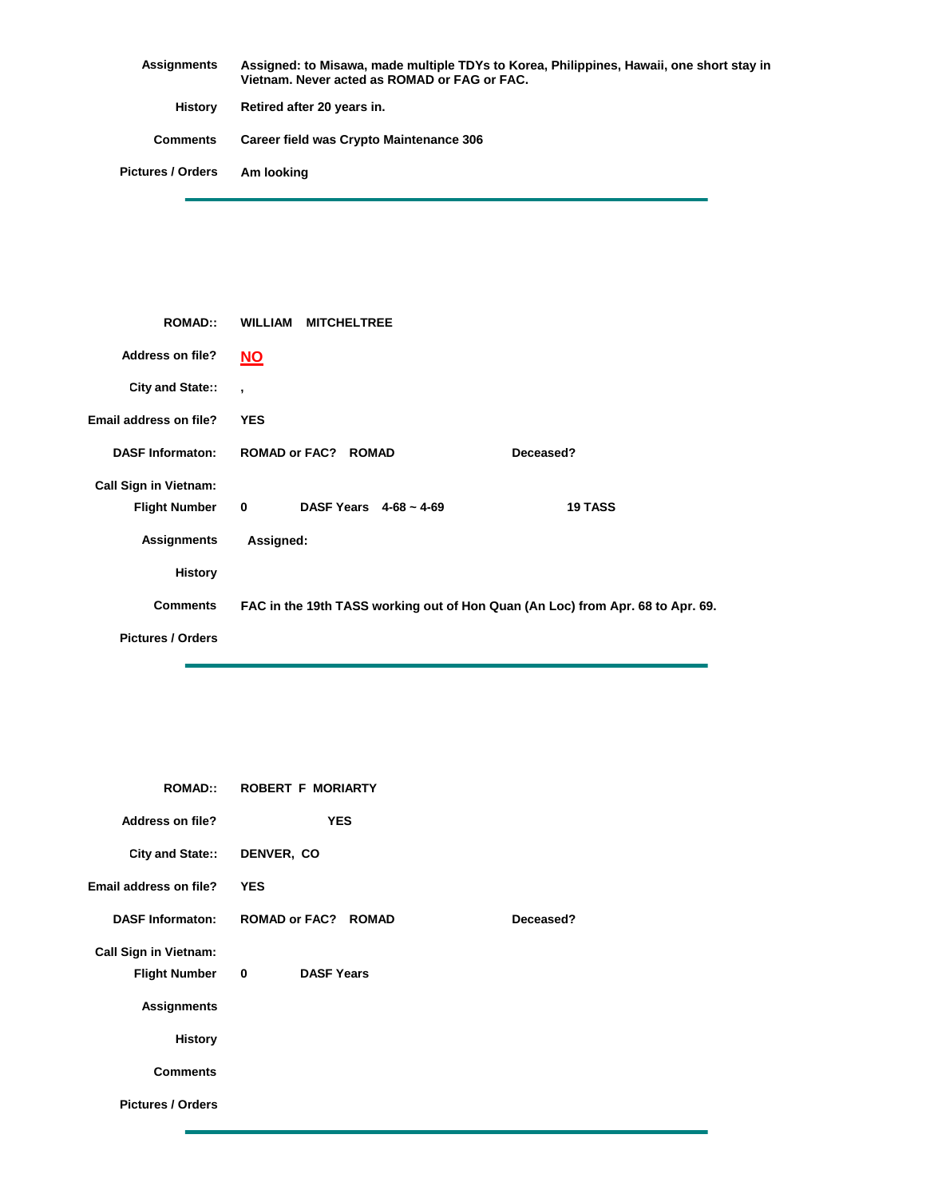**Assignments** Assigned: to Misawa, made multiple TDYs to Korea, Philippines, Hawaii, one short stay in Vietnam. Never acted as ROMAD or FAG or FAC.

**History** Retired after 20 years in.

**Comments** Career field was Crypto Maintenance 306

**Pictures / Orders** Am looking

---

**ROMAD::** WILLIAM MITCHELTREE

**Address on file?** NO

**City and State::** ,

**Email address on file?** YES

**DASF Informaton:** ROMAD or FAC? ROMAD **Deceased?**

**Call Sign in Vietnam:**

**Flight Number** 0 **DASF Years** 4-68 ~ 4-69 **19 TASS**

**Assignments** Assigned:

**History**

**Comments** FAC in the 19th TASS working out of Hon Quan (An Loc) from Apr. 68 to Apr. 69.

**Pictures / Orders**

---

**ROMAD::** ROBERT F MORIARTY

**Address on file?** YES

**City and State::** DENVER, CO

**Email address on file?** YES

**DASF Informaton:** ROMAD or FAC? ROMAD **Deceased?**

**Call Sign in Vietnam:**

**Flight Number** 0 **DASF Years**

**Assignments**

**History**

**Comments**

**Pictures / Orders**

---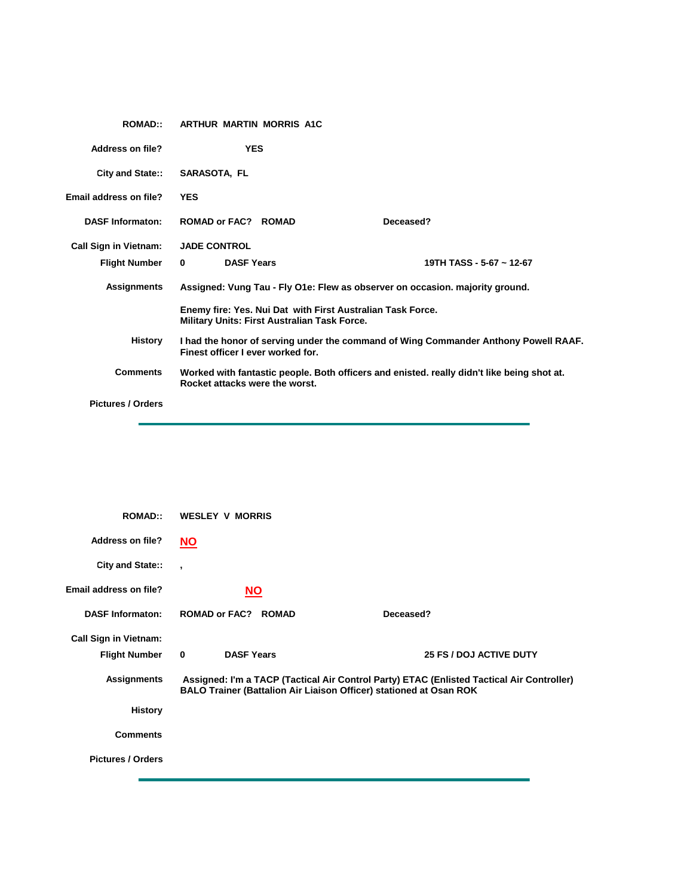**ROMAD::** ARTHUR MARTIN MORRIS A1C

**Address on file?** YES

**City and State::** SARASOTA, FL

**Email address on file?** YES

**DASF Informaton:** ROMAD or FAC? ROMAD　　　**Deceased?**

**Call Sign in Vietnam:** JADE CONTROL

**Flight Number** 0　　　**DASF Years**　　　19TH TASS - 5-67 ~ 12-67

**Assignments** Assigned: Vung Tau - Fly O1e: Flew as observer on occasion. majority ground.

Enemy fire: Yes. Nui Dat with First Australian Task Force.
Military Units: First Australian Task Force.

**History** I had the honor of serving under the command of Wing Commander Anthony Powell RAAF. Finest officer I ever worked for.

**Comments** Worked with fantastic people. Both officers and enisted. really didn't like being shot at. Rocket attacks were the worst.

**Pictures / Orders**

---

**ROMAD::** WESLEY V MORRIS

**Address on file?** NO

**City and State::** ,

**Email address on file?** NO

**DASF Informaton:** ROMAD or FAC? ROMAD　　　**Deceased?**

**Call Sign in Vietnam:**

**Flight Number** 0　　　**DASF Years**　　　25 FS / DOJ ACTIVE DUTY

**Assignments** Assigned: I'm a TACP (Tactical Air Control Party) ETAC (Enlisted Tactical Air Controller) BALO Trainer (Battalion Air Liaison Officer) stationed at Osan ROK

**History**

**Comments**

**Pictures / Orders**

---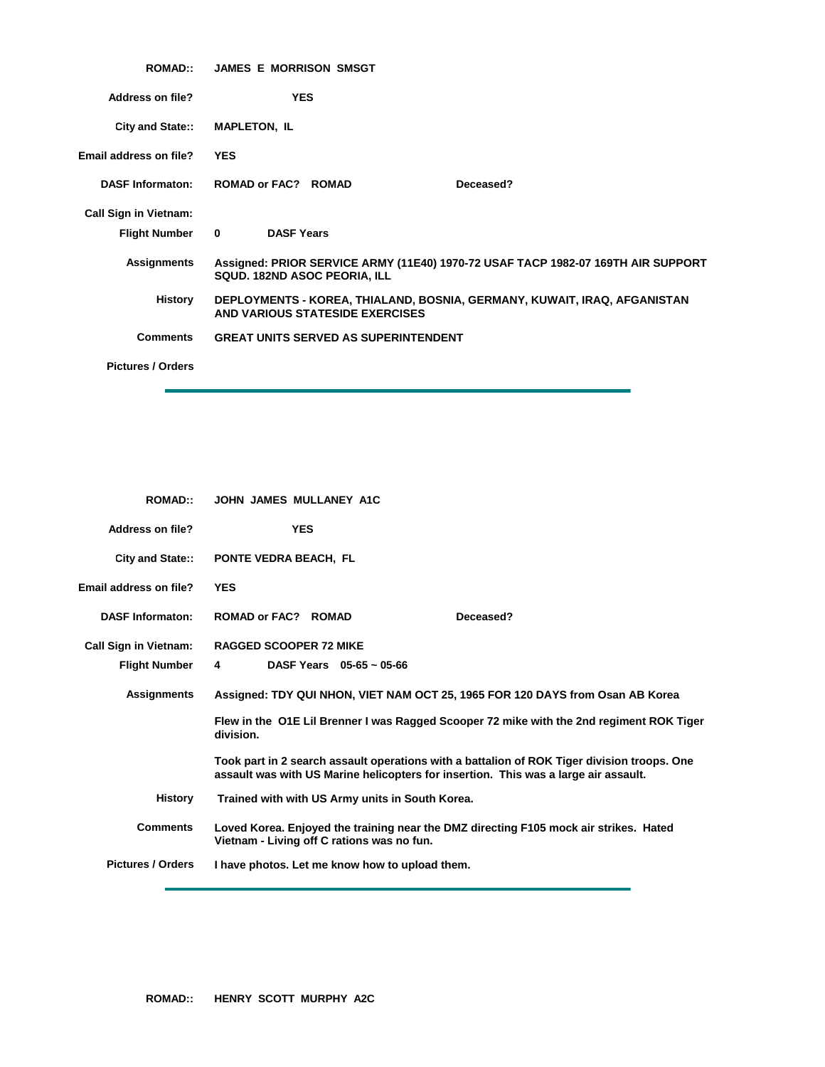**ROMAD::** JAMES E MORRISON SMSGT

**Address on file?** YES

**City and State::** MAPLETON, IL

**Email address on file?** YES

**DASF Informaton:** ROMAD or FAC? ROMAD — Deceased?

**Call Sign in Vietnam:**

**Flight Number** 0 — **DASF Years**

**Assignments** Assigned: PRIOR SERVICE ARMY (11E40) 1970-72 USAF TACP 1982-07 169TH AIR SUPPORT SQUD. 182ND ASOC PEORIA, ILL

**History** DEPLOYMENTS - KOREA, THIALAND, BOSNIA, GERMANY, KUWAIT, IRAQ, AFGANISTAN AND VARIOUS STATESIDE EXERCISES

**Comments** GREAT UNITS SERVED AS SUPERINTENDENT

**Pictures / Orders**

---

**ROMAD::** JOHN JAMES MULLANEY A1C

**Address on file?** YES

**City and State::** PONTE VEDRA BEACH, FL

**Email address on file?** YES

**DASF Informaton:** ROMAD or FAC? ROMAD — Deceased?

**Call Sign in Vietnam:** RAGGED SCOOPER 72 MIKE

**Flight Number** 4 — **DASF Years** 05-65 ~ 05-66

**Assignments** Assigned: TDY QUI NHON, VIET NAM OCT 25, 1965 FOR 120 DAYS from Osan AB Korea

Flew in the O1E Lil Brenner I was Ragged Scooper 72 mike with the 2nd regiment ROK Tiger division.

Took part in 2 search assault operations with a battalion of ROK Tiger division troops. One assault was with US Marine helicopters for insertion. This was a large air assault.

**History** Trained with with US Army units in South Korea.

**Comments** Loved Korea. Enjoyed the training near the DMZ directing F105 mock air strikes. Hated Vietnam - Living off C rations was no fun.

**Pictures / Orders** I have photos. Let me know how to upload them.

---

**ROMAD::** HENRY SCOTT MURPHY A2C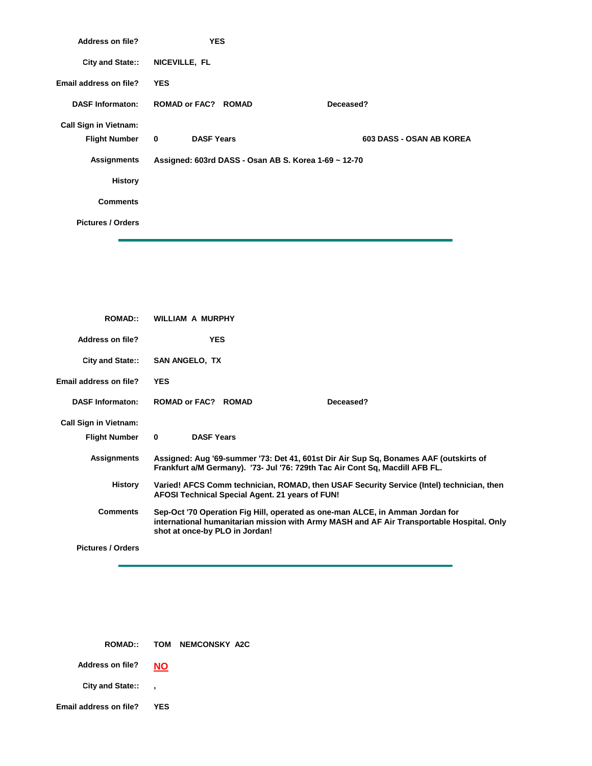**Address on file?** YES

**City and State::** NICEVILLE, FL

**Email address on file?** YES

**DASF Informaton:** ROMAD or FAC? ROMAD **Deceased?**

**Call Sign in Vietnam:**

**Flight Number** 0 **DASF Years** 603 DASS - OSAN AB KOREA

**Assignments** Assigned: 603rd DASS - Osan AB S. Korea 1-69 ~ 12-70

**History**

**Comments**

**Pictures / Orders**

---

**ROMAD::** WILLIAM A MURPHY

**Address on file?** YES

**City and State::** SAN ANGELO, TX

**Email address on file?** YES

**DASF Informaton:** ROMAD or FAC? ROMAD **Deceased?**

**Call Sign in Vietnam:**

**Flight Number** 0 **DASF Years**

**Assignments** Assigned: Aug '69-summer '73: Det 41, 601st Dir Air Sup Sq, Bonames AAF (outskirts of Frankfurt a/M Germany). '73- Jul '76: 729th Tac Air Cont Sq, Macdill AFB FL.

**History** Varied! AFCS Comm technician, ROMAD, then USAF Security Service (Intel) technician, then AFOSI Technical Special Agent. 21 years of FUN!

**Comments** Sep-Oct '70 Operation Fig Hill, operated as one-man ALCE, in Amman Jordan for international humanitarian mission with Army MASH and AF Air Transportable Hospital. Only shot at once-by PLO in Jordan!

**Pictures / Orders**

---

**ROMAD::** TOM NEMCONSKY A2C

**Address on file?** NO

**City and State::** ,

**Email address on file?** YES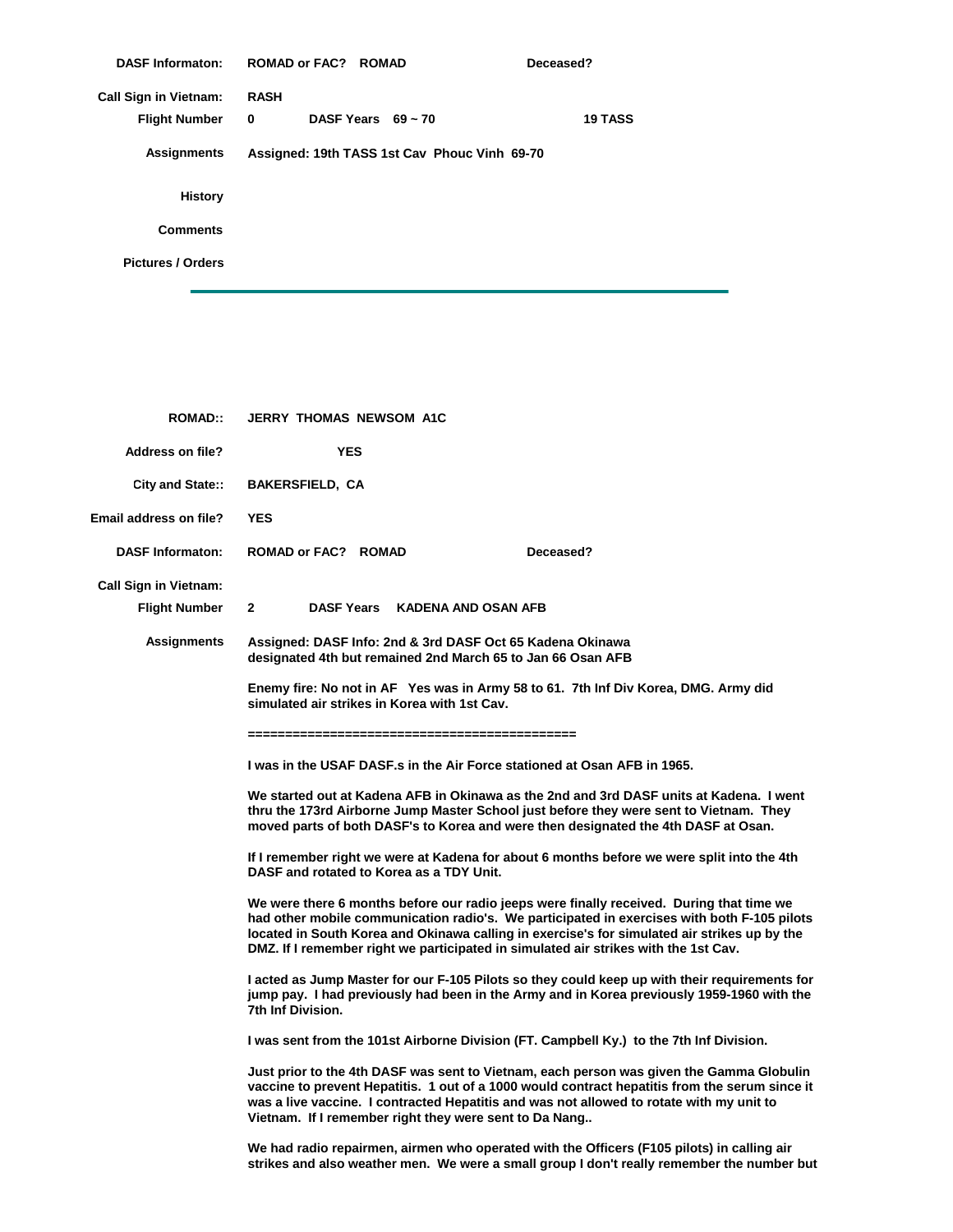**DASF Informaton:** ROMAD or FAC? ROMAD　　　Deceased?

**Call Sign in Vietnam:** RASH

**Flight Number** 0　　DASF Years 69 ~ 70　　19 TASS

**Assignments** Assigned: 19th TASS 1st Cav Phouc Vinh 69-70

**History**

**Comments**

**Pictures / Orders**

---

**ROMAD::** JERRY THOMAS NEWSOM A1C

**Address on file?** YES

**City and State::** BAKERSFIELD, CA

**Email address on file?** YES

**DASF Informaton:** ROMAD or FAC? ROMAD　　　Deceased?

**Call Sign in Vietnam:**

**Flight Number** 2　　DASF Years KADENA AND OSAN AFB

**Assignments** Assigned: DASF Info: 2nd & 3rd DASF Oct 65 Kadena Okinawa designated 4th but remained 2nd March 65 to Jan 66 Osan AFB

Enemy fire: No not in AF Yes was in Army 58 to 61. 7th Inf Div Korea, DMG. Army did simulated air strikes in Korea with 1st Cav.

============================================

I was in the USAF DASF.s in the Air Force stationed at Osan AFB in 1965.

We started out at Kadena AFB in Okinawa as the 2nd and 3rd DASF units at Kadena. I went thru the 173rd Airborne Jump Master School just before they were sent to Vietnam. They moved parts of both DASF's to Korea and were then designated the 4th DASF at Osan.

If I remember right we were at Kadena for about 6 months before we were split into the 4th DASF and rotated to Korea as a TDY Unit.

We were there 6 months before our radio jeeps were finally received. During that time we had other mobile communication radio's. We participated in exercises with both F-105 pilots located in South Korea and Okinawa calling in exercise's for simulated air strikes up by the DMZ. If I remember right we participated in simulated air strikes with the 1st Cav.

I acted as Jump Master for our F-105 Pilots so they could keep up with their requirements for jump pay. I had previously had been in the Army and in Korea previously 1959-1960 with the 7th Inf Division.

I was sent from the 101st Airborne Division (FT. Campbell Ky.) to the 7th Inf Division.

Just prior to the 4th DASF was sent to Vietnam, each person was given the Gamma Globulin vaccine to prevent Hepatitis. 1 out of a 1000 would contract hepatitis from the serum since it was a live vaccine. I contracted Hepatitis and was not allowed to rotate with my unit to Vietnam. If I remember right they were sent to Da Nang..

We had radio repairmen, airmen who operated with the Officers (F105 pilots) in calling air strikes and also weather men. We were a small group I don't really remember the number but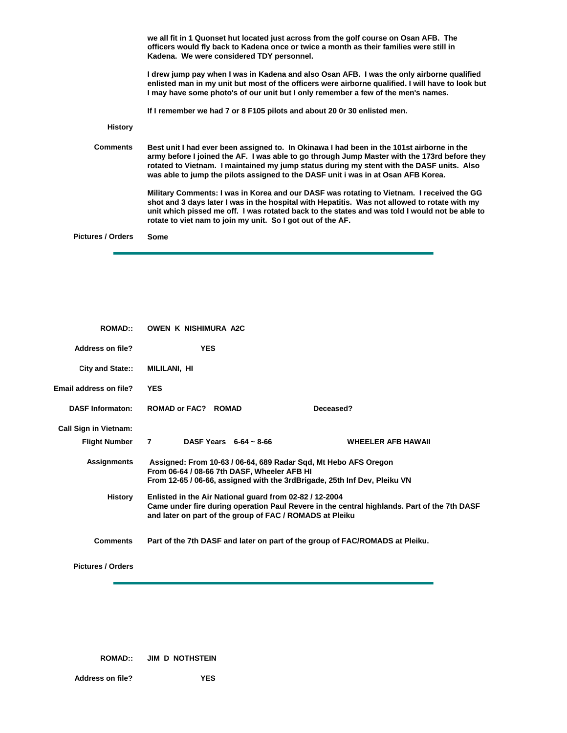we all fit in 1 Quonset hut located just across from the golf course on Osan AFB. The officers would fly back to Kadena once or twice a month as their families were still in Kadena. We were considered TDY personnel.

I drew jump pay when I was in Kadena and also Osan AFB. I was the only airborne qualified enlisted man in my unit but most of the officers were airborne qualified. I will have to look but I may have some photo's of our unit but I only remember a few of the men's names.

If I remember we had 7 or 8 F105 pilots and about 20 0r 30 enlisted men.

**History**

**Comments** Best unit I had ever been assigned to. In Okinawa I had been in the 101st airborne in the army before I joined the AF. I was able to go through Jump Master with the 173rd before they rotated to Vietnam. I maintained my jump status during my stent with the DASF units. Also was able to jump the pilots assigned to the DASF unit i was in at Osan AFB Korea.

Military Comments: I was in Korea and our DASF was rotating to Vietnam. I received the GG shot and 3 days later I was in the hospital with Hepatitis. Was not allowed to rotate with my unit which pissed me off. I was rotated back to the states and was told I would not be able to rotate to viet nam to join my unit. So I got out of the AF.

**Pictures / Orders** Some

---

**ROMAD::** OWEN K NISHIMURA A2C

**Address on file?** YES

**City and State::** MILILANI, HI

**Email address on file?** YES

**DASF Informaton:** ROMAD or FAC? ROMAD Deceased?

**Call Sign in Vietnam:**

**Flight Number** 7 DASF Years 6-64 ~ 8-66 WHEELER AFB HAWAII

**Assignments** Assigned: From 10-63 / 06-64, 689 Radar Sqd, Mt Hebo AFS Oregon
From 06-64 / 08-66 7th DASF, Wheeler AFB HI
From 12-65 / 06-66, assigned with the 3rdBrigade, 25th Inf Dev, Pleiku VN

**History** Enlisted in the Air National guard from 02-82 / 12-2004
Came under fire during operation Paul Revere in the central highlands. Part of the 7th DASF and later on part of the group of FAC / ROMADS at Pleiku

**Comments** Part of the 7th DASF and later on part of the group of FAC/ROMADS at Pleiku.

**Pictures / Orders**

---

**ROMAD::** JIM D NOTHSTEIN

**Address on file?** YES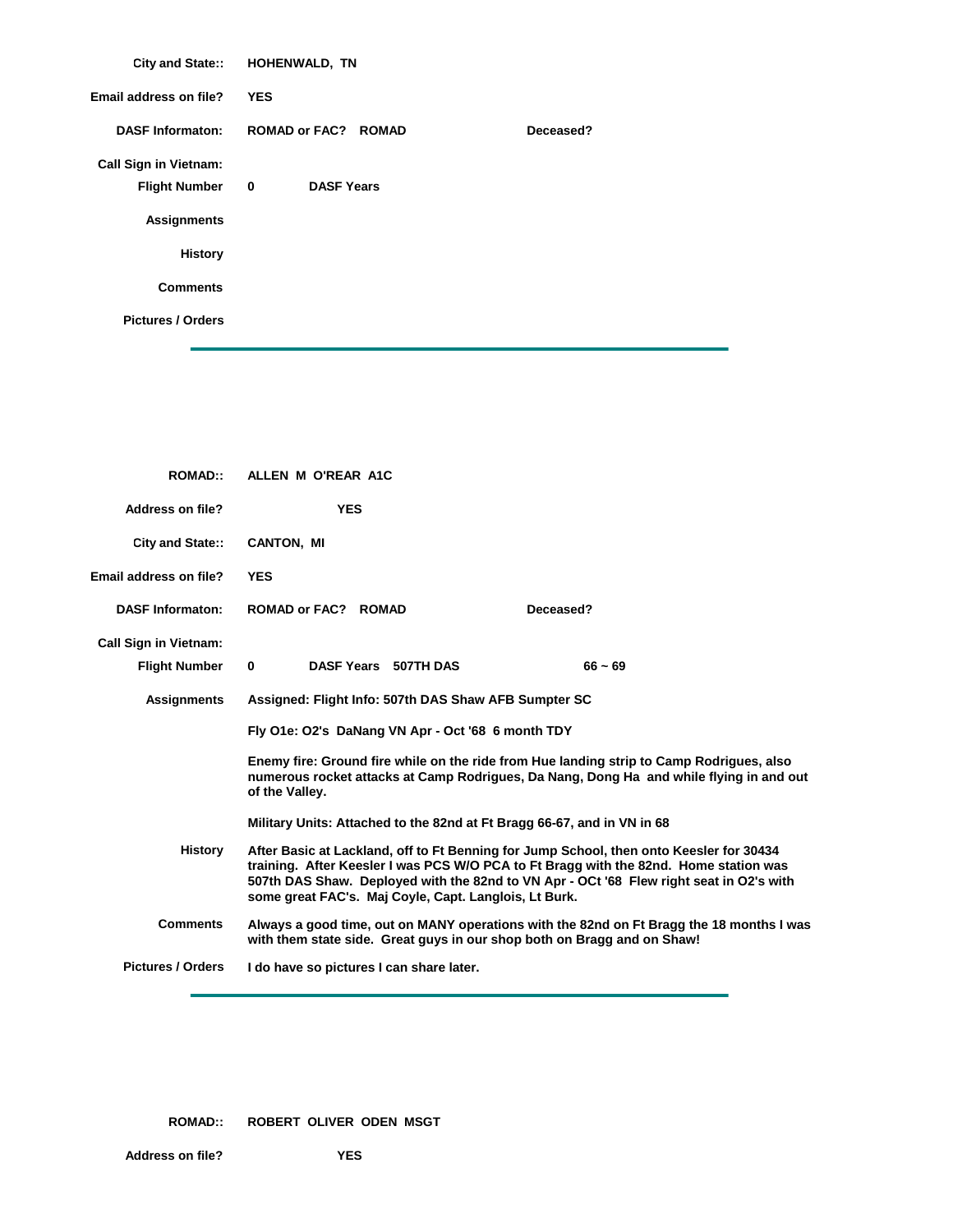**City and State::** HOHENWALD, TN

**Email address on file?** YES

**DASF Informaton:** ROMAD or FAC? ROMAD **Deceased?**

**Call Sign in Vietnam:**

**Flight Number** 0 **DASF Years**

**Assignments**

**History**

**Comments**

**Pictures / Orders**

---

**ROMAD::** ALLEN M O'REAR A1C

**Address on file?** YES

**City and State::** CANTON, MI

**Email address on file?** YES

**DASF Informaton:** ROMAD or FAC? ROMAD **Deceased?**

**Call Sign in Vietnam:**

**Flight Number** 0 **DASF Years** 507TH DAS 66 ~ 69

**Assignments** Assigned: Flight Info: 507th DAS Shaw AFB Sumpter SC

Fly O1e: O2's DaNang VN Apr - Oct '68 6 month TDY

Enemy fire: Ground fire while on the ride from Hue landing strip to Camp Rodrigues, also numerous rocket attacks at Camp Rodrigues, Da Nang, Dong Ha and while flying in and out of the Valley.

Military Units: Attached to the 82nd at Ft Bragg 66-67, and in VN in 68

**History** After Basic at Lackland, off to Ft Benning for Jump School, then onto Keesler for 30434 training. After Keesler I was PCS W/O PCA to Ft Bragg with the 82nd. Home station was 507th DAS Shaw. Deployed with the 82nd to VN Apr - OCt '68 Flew right seat in O2's with some great FAC's. Maj Coyle, Capt. Langlois, Lt Burk.

**Comments** Always a good time, out on MANY operations with the 82nd on Ft Bragg the 18 months I was with them state side. Great guys in our shop both on Bragg and on Shaw!

**Pictures / Orders** I do have so pictures I can share later.

---

**ROMAD::** ROBERT OLIVER ODEN MSGT

**Address on file?** YES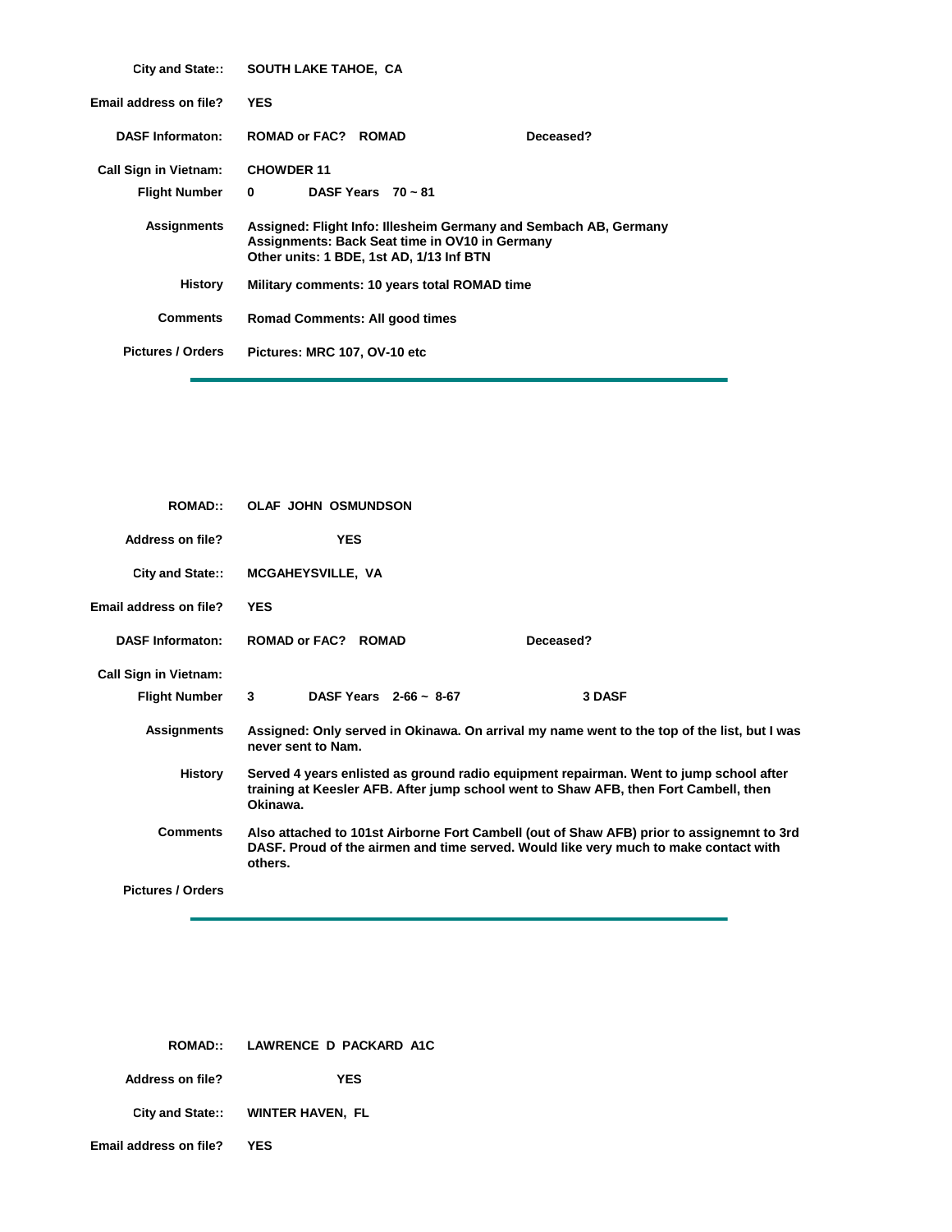**City and State::** SOUTH LAKE TAHOE, CA

**Email address on file?** YES

**DASF Informaton:** ROMAD or FAC? ROMAD    Deceased?

**Call Sign in Vietnam:** CHOWDER 11

**Flight Number** 0    DASF Years 70 ~ 81

**Assignments** Assigned: Flight Info: Illesheim Germany and Sembach AB, Germany
Assignments: Back Seat time in OV10 in Germany
Other units: 1 BDE, 1st AD, 1/13 Inf BTN

**History** Military comments: 10 years total ROMAD time

**Comments** Romad Comments: All good times

**Pictures / Orders** Pictures: MRC 107, OV-10 etc

---

**ROMAD::** OLAF JOHN OSMUNDSON

**Address on file?** YES

**City and State::** MCGAHEYSVILLE, VA

**Email address on file?** YES

**DASF Informaton:** ROMAD or FAC? ROMAD    Deceased?

**Call Sign in Vietnam:**

**Flight Number** 3    DASF Years 2-66 ~ 8-67    3 DASF

**Assignments** Assigned: Only served in Okinawa. On arrival my name went to the top of the list, but I was never sent to Nam.

**History** Served 4 years enlisted as ground radio equipment repairman. Went to jump school after training at Keesler AFB. After jump school went to Shaw AFB, then Fort Cambell, then Okinawa.

**Comments** Also attached to 101st Airborne Fort Cambell (out of Shaw AFB) prior to assignemnt to 3rd DASF. Proud of the airmen and time served. Would like very much to make contact with others.

**Pictures / Orders**

---

**ROMAD::** LAWRENCE D PACKARD A1C

**Address on file?** YES

**City and State::** WINTER HAVEN, FL

**Email address on file?** YES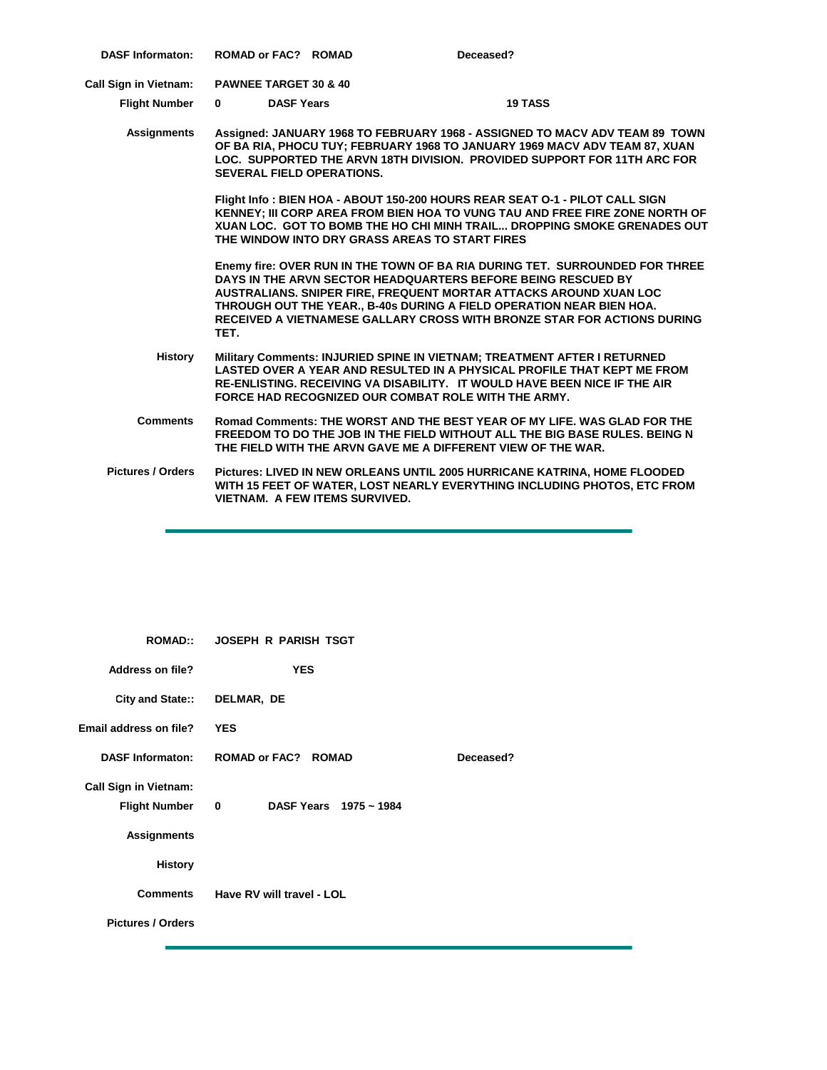**DASF Informaton:** ROMAD or FAC? ROMAD **Deceased?**

**Call Sign in Vietnam:** PAWNEE TARGET 30 & 40

**Flight Number** 0 **DASF Years** **19 TASS**

**Assignments** Assigned: JANUARY 1968 TO FEBRUARY 1968 - ASSIGNED TO MACV ADV TEAM 89 TOWN OF BA RIA, PHOCU TUY; FEBRUARY 1968 TO JANUARY 1969 MACV ADV TEAM 87, XUAN LOC. SUPPORTED THE ARVN 18TH DIVISION. PROVIDED SUPPORT FOR 11TH ARC FOR SEVERAL FIELD OPERATIONS.

Flight Info : BIEN HOA - ABOUT 150-200 HOURS REAR SEAT O-1 - PILOT CALL SIGN KENNEY; III CORP AREA FROM BIEN HOA TO VUNG TAU AND FREE FIRE ZONE NORTH OF XUAN LOC. GOT TO BOMB THE HO CHI MINH TRAIL... DROPPING SMOKE GRENADES OUT THE WINDOW INTO DRY GRASS AREAS TO START FIRES

Enemy fire: OVER RUN IN THE TOWN OF BA RIA DURING TET. SURROUNDED FOR THREE DAYS IN THE ARVN SECTOR HEADQUARTERS BEFORE BEING RESCUED BY AUSTRALIANS. SNIPER FIRE, FREQUENT MORTAR ATTACKS AROUND XUAN LOC THROUGH OUT THE YEAR., B-40s DURING A FIELD OPERATION NEAR BIEN HOA. RECEIVED A VIETNAMESE GALLARY CROSS WITH BRONZE STAR FOR ACTIONS DURING TET.

**History** Military Comments: INJURIED SPINE IN VIETNAM; TREATMENT AFTER I RETURNED LASTED OVER A YEAR AND RESULTED IN A PHYSICAL PROFILE THAT KEPT ME FROM RE-ENLISTING. RECEIVING VA DISABILITY. IT WOULD HAVE BEEN NICE IF THE AIR FORCE HAD RECOGNIZED OUR COMBAT ROLE WITH THE ARMY.

**Comments** Romad Comments: THE WORST AND THE BEST YEAR OF MY LIFE. WAS GLAD FOR THE FREEDOM TO DO THE JOB IN THE FIELD WITHOUT ALL THE BIG BASE RULES. BEING N THE FIELD WITH THE ARVN GAVE ME A DIFFERENT VIEW OF THE WAR.

**Pictures / Orders** Pictures: LIVED IN NEW ORLEANS UNTIL 2005 HURRICANE KATRINA, HOME FLOODED WITH 15 FEET OF WATER, LOST NEARLY EVERYTHING INCLUDING PHOTOS, ETC FROM VIETNAM. A FEW ITEMS SURVIVED.

---

**ROMAD::** JOSEPH R PARISH TSGT

**Address on file?** YES

**City and State::** DELMAR, DE

**Email address on file?** YES

**DASF Informaton:** ROMAD or FAC? ROMAD **Deceased?**

**Call Sign in Vietnam:**

**Flight Number** 0 **DASF Years** 1975 ~ 1984

**Assignments**

**History**

**Comments** Have RV will travel - LOL

**Pictures / Orders**

---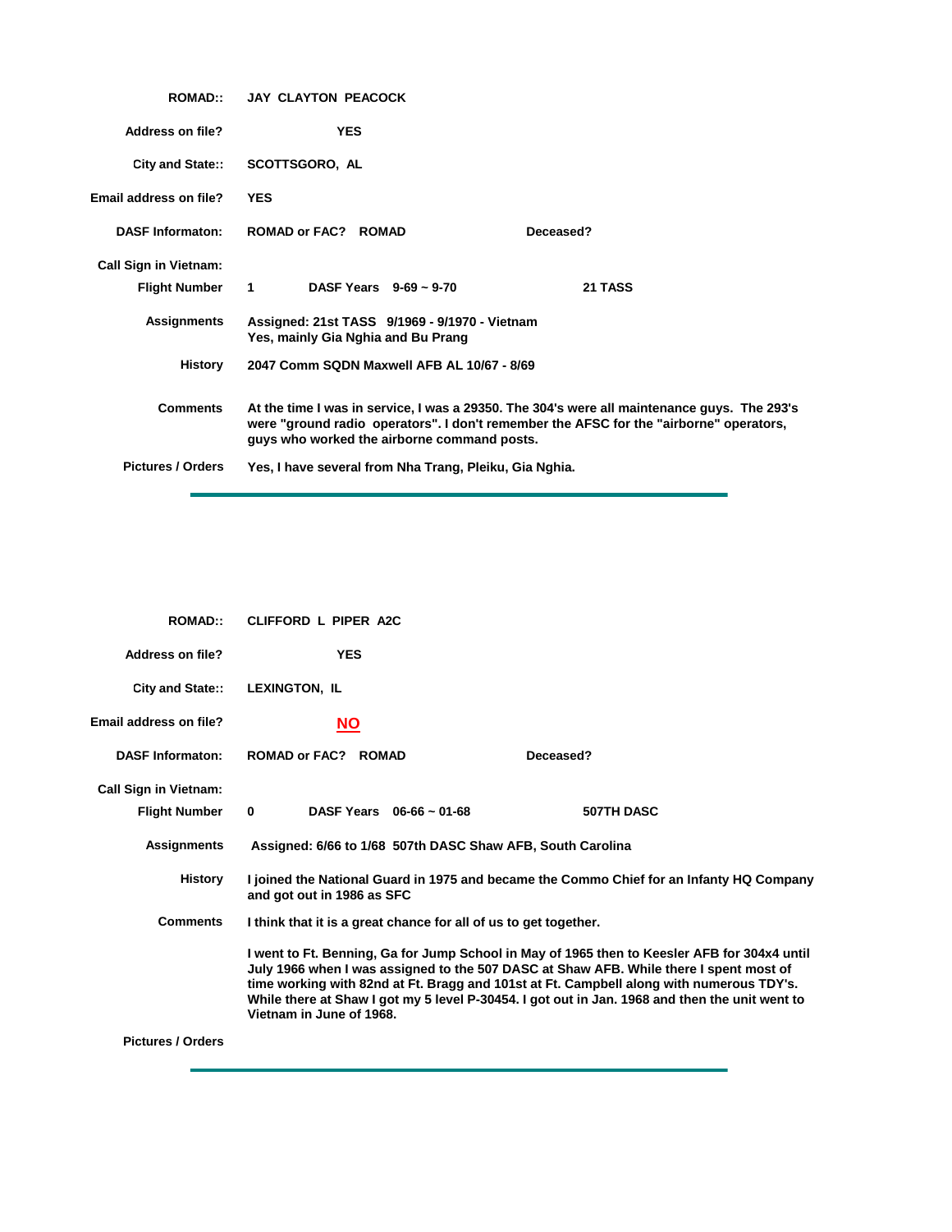**ROMAD::** JAY CLAYTON PEACOCK

**Address on file?** YES

**City and State::** SCOTTSGORO, AL

**Email address on file?** YES

**DASF Informaton:** ROMAD or FAC? ROMAD — Deceased?

**Call Sign in Vietnam:**

**Flight Number** 1 — **DASF Years** 9-69 ~ 9-70 — 21 TASS

**Assignments** Assigned: 21st TASS 9/1969 - 9/1970 - Vietnam
Yes, mainly Gia Nghia and Bu Prang

**History** 2047 Comm SQDN Maxwell AFB AL 10/67 - 8/69

**Comments** At the time I was in service, I was a 29350. The 304's were all maintenance guys. The 293's were "ground radio operators". I don't remember the AFSC for the "airborne" operators, guys who worked the airborne command posts.

**Pictures / Orders** Yes, I have several from Nha Trang, Pleiku, Gia Nghia.

---

**ROMAD::** CLIFFORD L PIPER A2C

**Address on file?** YES

**City and State::** LEXINGTON, IL

**Email address on file?** NO

**DASF Informaton:** ROMAD or FAC? ROMAD — Deceased?

**Call Sign in Vietnam:**

**Flight Number** 0 — **DASF Years** 06-66 ~ 01-68 — 507TH DASC

**Assignments** Assigned: 6/66 to 1/68 507th DASC Shaw AFB, South Carolina

**History** I joined the National Guard in 1975 and became the Commo Chief for an Infanty HQ Company and got out in 1986 as SFC

**Comments** I think that it is a great chance for all of us to get together.

I went to Ft. Benning, Ga for Jump School in May of 1965 then to Keesler AFB for 304x4 until July 1966 when I was assigned to the 507 DASC at Shaw AFB. While there I spent most of time working with 82nd at Ft. Bragg and 101st at Ft. Campbell along with numerous TDY's. While there at Shaw I got my 5 level P-30454. I got out in Jan. 1968 and then the unit went to Vietnam in June of 1968.

**Pictures / Orders**

---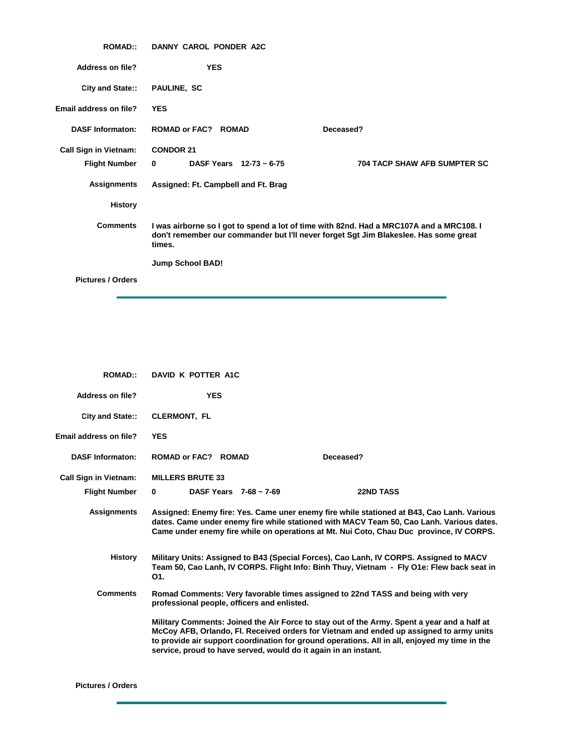**ROMAD::** DANNY CAROL PONDER A2C

**Address on file?** YES

**City and State::** PAULINE, SC

**Email address on file?** YES

**DASF Informaton:** ROMAD or FAC? ROMAD Deceased?

**Call Sign in Vietnam:** CONDOR 21

**Flight Number** 0 DASF Years 12-73 ~ 6-75 704 TACP SHAW AFB SUMPTER SC

**Assignments** Assigned: Ft. Campbell and Ft. Brag

**History**

**Comments** I was airborne so I got to spend a lot of time with 82nd. Had a MRC107A and a MRC108. I don't remember our commander but I'll never forget Sgt Jim Blakeslee. Has some great times.

Jump School BAD!

**Pictures / Orders**

---

**ROMAD::** DAVID K POTTER A1C

**Address on file?** YES

**City and State::** CLERMONT, FL

**Email address on file?** YES

**DASF Informaton:** ROMAD or FAC? ROMAD Deceased?

**Call Sign in Vietnam:** MILLERS BRUTE 33

**Flight Number** 0 DASF Years 7-68 ~ 7-69 22ND TASS

**Assignments** Assigned: Enemy fire: Yes. Came uner enemy fire while stationed at B43, Cao Lanh. Various dates. Came under enemy fire while stationed with MACV Team 50, Cao Lanh. Various dates. Came under enemy fire while on operations at Mt. Nui Coto, Chau Duc province, IV CORPS.

**History** Military Units: Assigned to B43 (Special Forces), Cao Lanh, IV CORPS. Assigned to MACV Team 50, Cao Lanh, IV CORPS. Flight Info: Binh Thuy, Vietnam - Fly O1e: Flew back seat in O1.

**Comments** Romad Comments: Very favorable times assigned to 22nd TASS and being with very professional people, officers and enlisted.

Military Comments: Joined the Air Force to stay out of the Army. Spent a year and a half at McCoy AFB, Orlando, Fl. Received orders for Vietnam and ended up assigned to army units to provide air support coordination for ground operations. All in all, enjoyed my time in the service, proud to have served, would do it again in an instant.

**Pictures / Orders**

---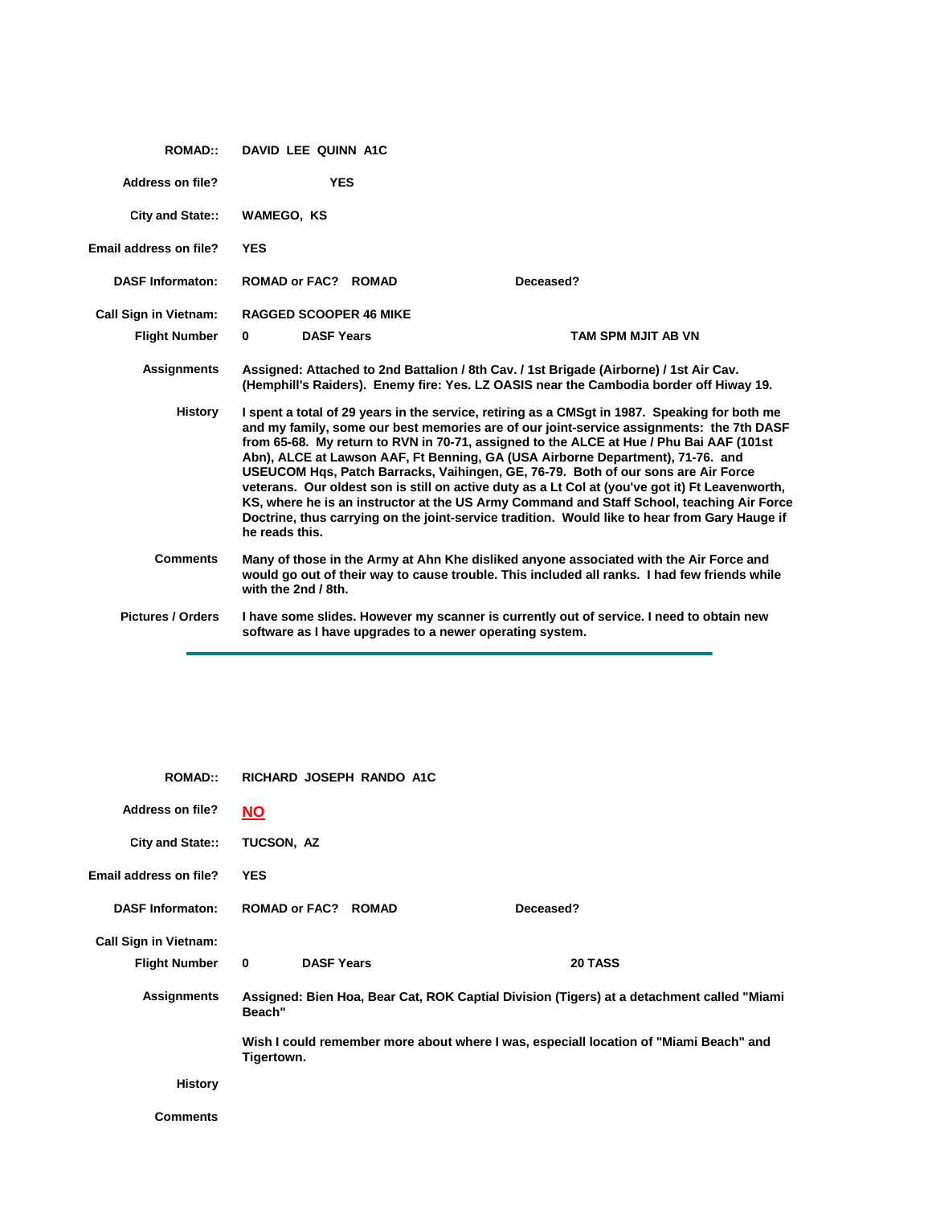**ROMAD::** DAVID LEE QUINN A1C

**Address on file?** YES

**City and State::** WAMEGO, KS

**Email address on file?** YES

**DASF Informaton:** ROMAD or FAC? ROMAD Deceased?

**Call Sign in Vietnam:** RAGGED SCOOPER 46 MIKE

**Flight Number** 0 **DASF Years** TAM SPM MJIT AB VN

**Assignments** Assigned: Attached to 2nd Battalion / 8th Cav. / 1st Brigade (Airborne) / 1st Air Cav. (Hemphill's Raiders). Enemy fire: Yes. LZ OASIS near the Cambodia border off Hiway 19.

**History** I spent a total of 29 years in the service, retiring as a CMSgt in 1987. Speaking for both me and my family, some our best memories are of our joint-service assignments: the 7th DASF from 65-68. My return to RVN in 70-71, assigned to the ALCE at Hue / Phu Bai AAF (101st Abn), ALCE at Lawson AAF, Ft Benning, GA (USA Airborne Department), 71-76. and USEUCOM Hqs, Patch Barracks, Vaihingen, GE, 76-79. Both of our sons are Air Force veterans. Our oldest son is still on active duty as a Lt Col at (you've got it) Ft Leavenworth, KS, where he is an instructor at the US Army Command and Staff School, teaching Air Force Doctrine, thus carrying on the joint-service tradition. Would like to hear from Gary Hauge if he reads this.

**Comments** Many of those in the Army at Ahn Khe disliked anyone associated with the Air Force and would go out of their way to cause trouble. This included all ranks. I had few friends while with the 2nd / 8th.

**Pictures / Orders** I have some slides. However my scanner is currently out of service. I need to obtain new software as I have upgrades to a newer operating system.

---

**ROMAD::** RICHARD JOSEPH RANDO A1C

**Address on file?** NO

**City and State::** TUCSON, AZ

**Email address on file?** YES

**DASF Informaton:** ROMAD or FAC? ROMAD Deceased?

**Call Sign in Vietnam:**

**Flight Number** 0 **DASF Years** 20 TASS

**Assignments** Assigned: Bien Hoa, Bear Cat, ROK Captial Division (Tigers) at a detachment called "Miami Beach"

Wish I could remember more about where I was, especiall location of "Miami Beach" and Tigertown.

**History**

**Comments**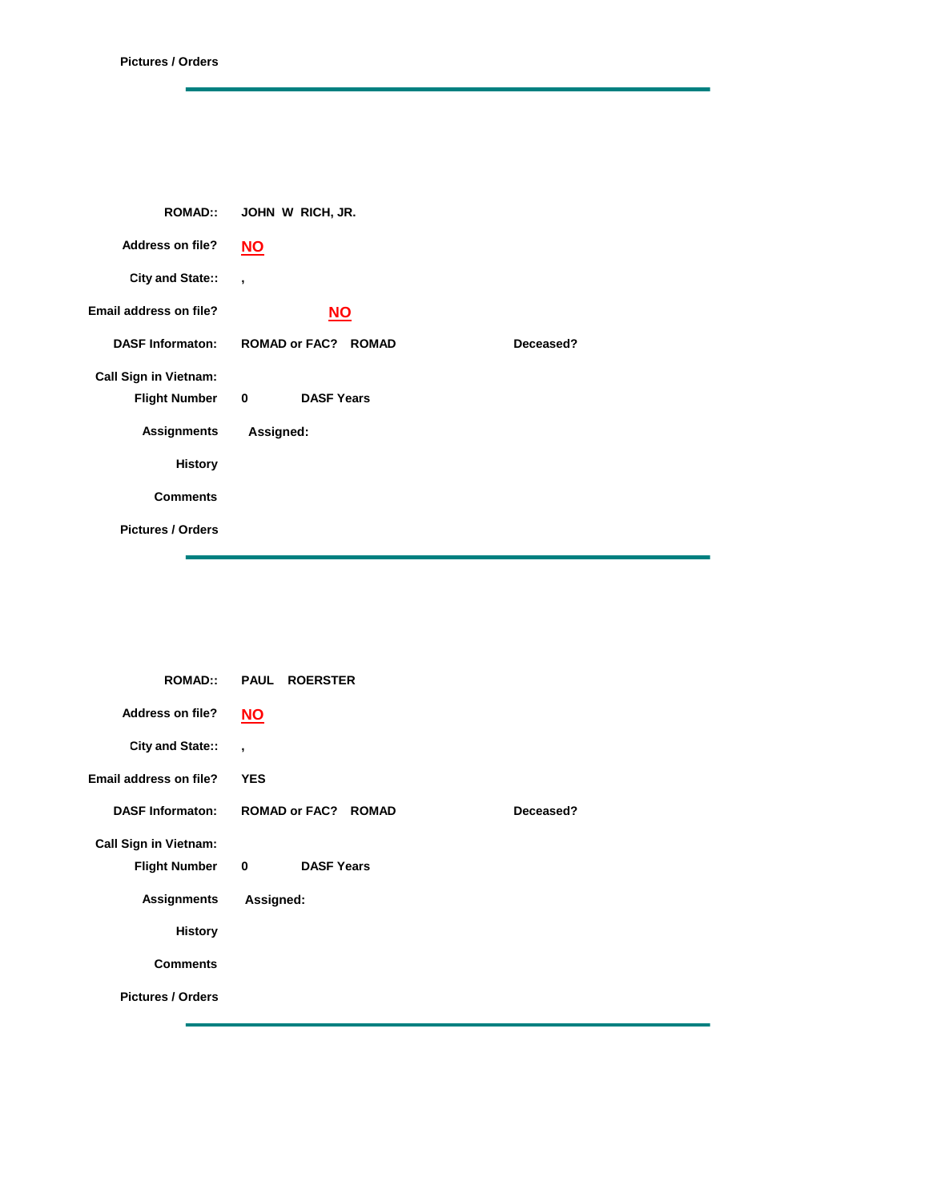**Pictures / Orders**

---

**ROMAD::** JOHN W RICH, JR.

**Address on file?** NO

**City and State::** ,

**Email address on file?** NO

**DASF Informaton:** ROMAD or FAC? ROMAD **Deceased?**

**Call Sign in Vietnam:**

**Flight Number** 0 **DASF Years**

**Assignments** **Assigned:**

**History**

**Comments**

**Pictures / Orders**

---

**ROMAD::** PAUL ROERSTER

**Address on file?** NO

**City and State::** ,

**Email address on file?** YES

**DASF Informaton:** ROMAD or FAC? ROMAD **Deceased?**

**Call Sign in Vietnam:**

**Flight Number** 0 **DASF Years**

**Assignments** **Assigned:**

**History**

**Comments**

**Pictures / Orders**

---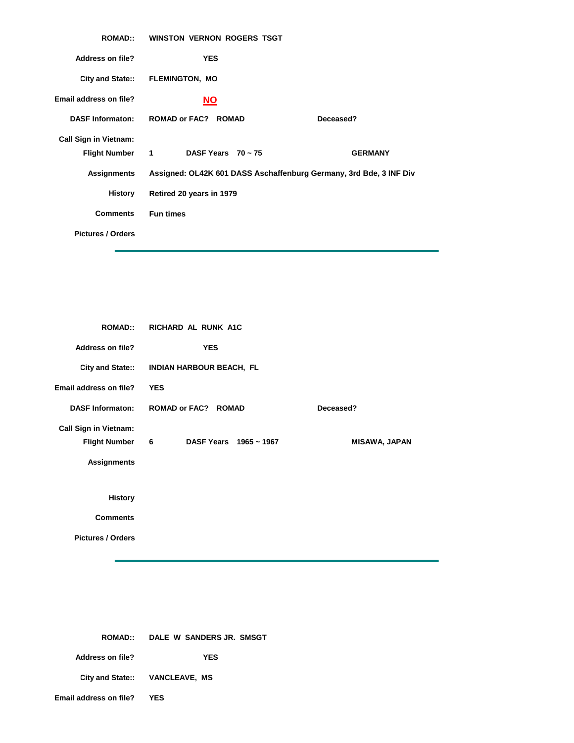**ROMAD::** WINSTON VERNON ROGERS TSGT

**Address on file?** YES

**City and State::** FLEMINGTON, MO

**Email address on file?** NO

**DASF Informaton:** ROMAD or FAC? ROMAD **Deceased?**

**Call Sign in Vietnam:**

**Flight Number** 1 **DASF Years** 70 ~ 75 GERMANY

**Assignments** Assigned: OL42K 601 DASS Aschaffenburg Germany, 3rd Bde, 3 INF Div

**History** Retired 20 years in 1979

**Comments** Fun times

**Pictures / Orders**

---

**ROMAD::** RICHARD AL RUNK A1C

**Address on file?** YES

**City and State::** INDIAN HARBOUR BEACH, FL

**Email address on file?** YES

**DASF Informaton:** ROMAD or FAC? ROMAD **Deceased?**

**Call Sign in Vietnam:**

**Flight Number** 6 **DASF Years** 1965 ~ 1967 MISAWA, JAPAN

**Assignments**

**History**

**Comments**

**Pictures / Orders**

---

**ROMAD::** DALE W SANDERS JR. SMSGT

**Address on file?** YES

**City and State::** VANCLEAVE, MS

**Email address on file?** YES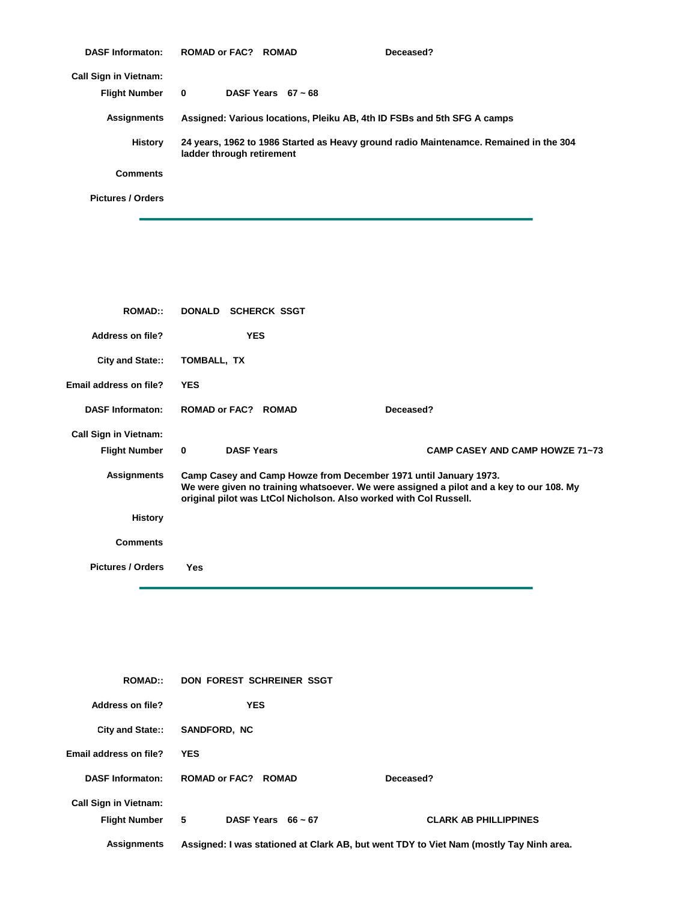**DASF Informaton:** ROMAD or FAC? ROMAD Deceased?

**Call Sign in Vietnam:**

**Flight Number** 0 DASF Years 67 ~ 68

**Assignments** Assigned: Various locations, Pleiku AB, 4th ID FSBs and 5th SFG A camps

**History** 24 years, 1962 to 1986 Started as Heavy ground radio Maintenamce. Remained in the 304 ladder through retirement

**Comments**

**Pictures / Orders**

---

**ROMAD::** DONALD SCHERCK SSGT

**Address on file?** YES

**City and State::** TOMBALL, TX

**Email address on file?** YES

**DASF Informaton:** ROMAD or FAC? ROMAD Deceased?

**Call Sign in Vietnam:**

**Flight Number** 0 DASF Years CAMP CASEY AND CAMP HOWZE 71~73

**Assignments** Camp Casey and Camp Howze from December 1971 until January 1973.
We were given no training whatsoever. We were assigned a pilot and a key to our 108. My original pilot was LtCol Nicholson. Also worked with Col Russell.

**History**

**Comments**

**Pictures / Orders** Yes

---

**ROMAD::** DON FOREST SCHREINER SSGT

**Address on file?** YES

**City and State::** SANDFORD, NC

**Email address on file?** YES

**DASF Informaton:** ROMAD or FAC? ROMAD Deceased?

**Call Sign in Vietnam:**

**Flight Number** 5 DASF Years 66 ~ 67 CLARK AB PHILLIPPINES

**Assignments** Assigned: I was stationed at Clark AB, but went TDY to Viet Nam (mostly Tay Ninh area.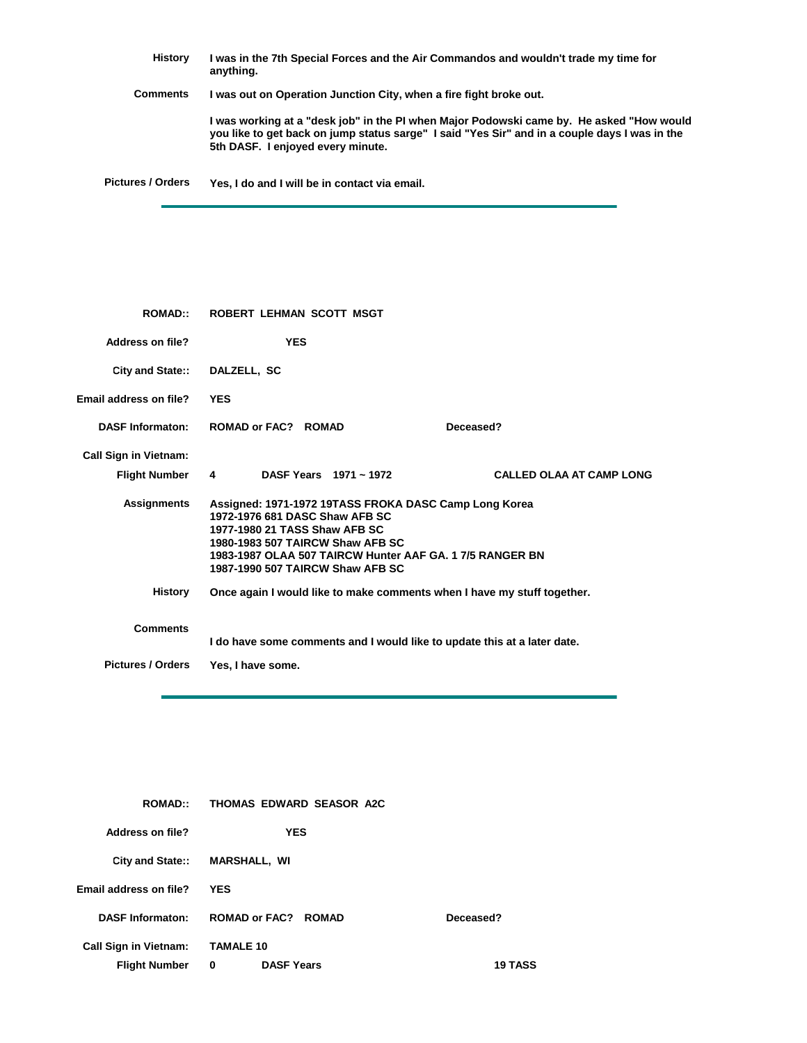**History** I was in the 7th Special Forces and the Air Commandos and wouldn't trade my time for anything.

**Comments** I was out on Operation Junction City, when a fire fight broke out.

I was working at a "desk job" in the PI when Major Podowski came by. He asked "How would you like to get back on jump status sarge" I said "Yes Sir" and in a couple days I was in the 5th DASF. I enjoyed every minute.

**Pictures / Orders** Yes, I do and I will be in contact via email.

---

**ROMAD::** ROBERT LEHMAN SCOTT MSGT

**Address on file?** YES

**City and State::** DALZELL, SC

**Email address on file?** YES

**DASF Informaton:** ROMAD or FAC? ROMAD  **Deceased?**

**Call Sign in Vietnam:**

**Flight Number** 4  **DASF Years** 1971 ~ 1972  CALLED OLAA AT CAMP LONG

**Assignments** Assigned: 1971-1972 19TASS FROKA DASC Camp Long Korea
1972-1976 681 DASC Shaw AFB SC
1977-1980 21 TASS Shaw AFB SC
1980-1983 507 TAIRCW Shaw AFB SC
1983-1987 OLAA 507 TAIRCW Hunter AAF GA. 1 7/5 RANGER BN
1987-1990 507 TAIRCW Shaw AFB SC

**History** Once again I would like to make comments when I have my stuff together.

**Comments** I do have some comments and I would like to update this at a later date.

**Pictures / Orders** Yes, I have some.

---

**ROMAD::** THOMAS EDWARD SEASOR A2C

**Address on file?** YES

**City and State::** MARSHALL, WI

**Email address on file?** YES

**DASF Informaton:** ROMAD or FAC? ROMAD  **Deceased?**

**Call Sign in Vietnam:** TAMALE 10

**Flight Number** 0  **DASF Years**  19 TASS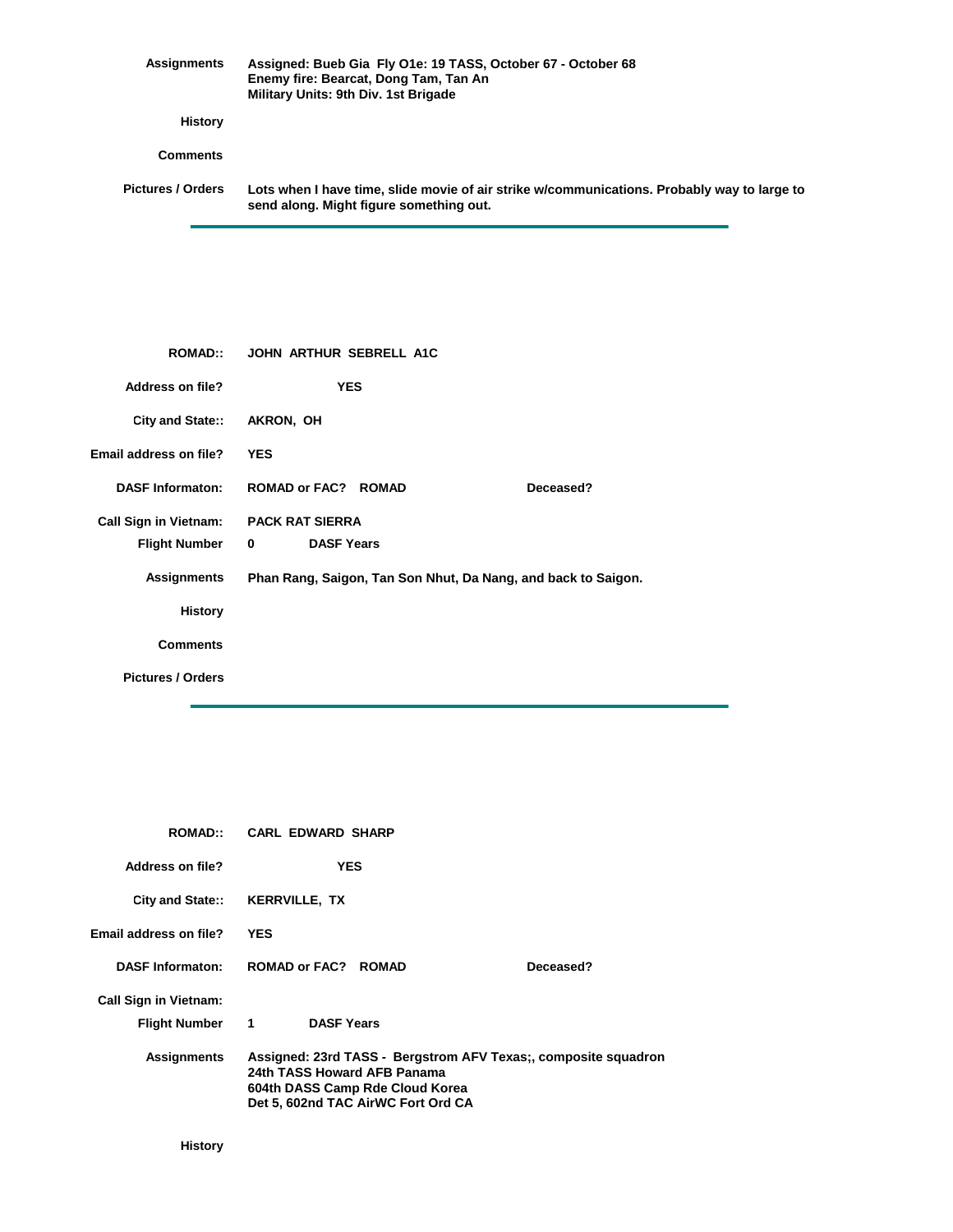**Assignments** Assigned: Bueb Gia Fly O1e: 19 TASS, October 67 - October 68
Enemy fire: Bearcat, Dong Tam, Tan An
Military Units: 9th Div. 1st Brigade

**History**

**Comments**

**Pictures / Orders** Lots when I have time, slide movie of air strike w/communications. Probably way to large to send along. Might figure something out.

---

**ROMAD::** JOHN ARTHUR SEBRELL A1C

**Address on file?** YES

**City and State::** AKRON, OH

**Email address on file?** YES

**DASF Informaton:** ROMAD or FAC? ROMAD **Deceased?**

**Call Sign in Vietnam:** PACK RAT SIERRA

**Flight Number** 0 **DASF Years**

**Assignments** Phan Rang, Saigon, Tan Son Nhut, Da Nang, and back to Saigon.

**History**

**Comments**

**Pictures / Orders**

---

**ROMAD::** CARL EDWARD SHARP

**Address on file?** YES

**City and State::** KERRVILLE, TX

**Email address on file?** YES

**DASF Informaton:** ROMAD or FAC? ROMAD **Deceased?**

**Call Sign in Vietnam:**

**Flight Number** 1 **DASF Years**

**Assignments** Assigned: 23rd TASS - Bergstrom AFV Texas;, composite squadron
24th TASS Howard AFB Panama
604th DASS Camp Rde Cloud Korea
Det 5, 602nd TAC AirWC Fort Ord CA

**History**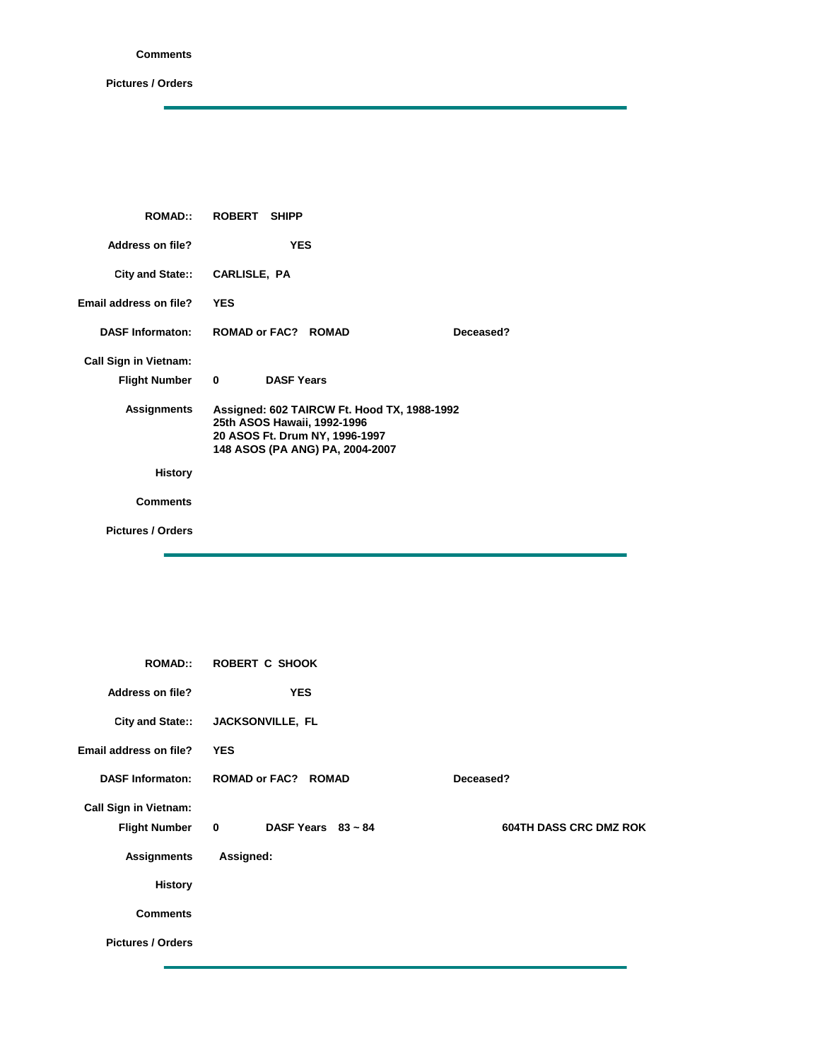**Comments**

**Pictures / Orders**

---

**ROMAD::** ROBERT SHIPP

**Address on file?** YES

**City and State::** CARLISLE, PA

**Email address on file?** YES

**DASF Informaton:** ROMAD or FAC? ROMAD **Deceased?**

**Call Sign in Vietnam:**

**Flight Number** 0 **DASF Years**

**Assignments** Assigned: 602 TAIRCW Ft. Hood TX, 1988-1992
25th ASOS Hawaii, 1992-1996
20 ASOS Ft. Drum NY, 1996-1997
148 ASOS (PA ANG) PA, 2004-2007

**History**

**Comments**

**Pictures / Orders**

---

**ROMAD::** ROBERT C SHOOK

**Address on file?** YES

**City and State::** JACKSONVILLE, FL

**Email address on file?** YES

**DASF Informaton:** ROMAD or FAC? ROMAD **Deceased?**

**Call Sign in Vietnam:**

**Flight Number** 0 **DASF Years** 83 ~ 84 604TH DASS CRC DMZ ROK

**Assignments** Assigned:

**History**

**Comments**

**Pictures / Orders**

---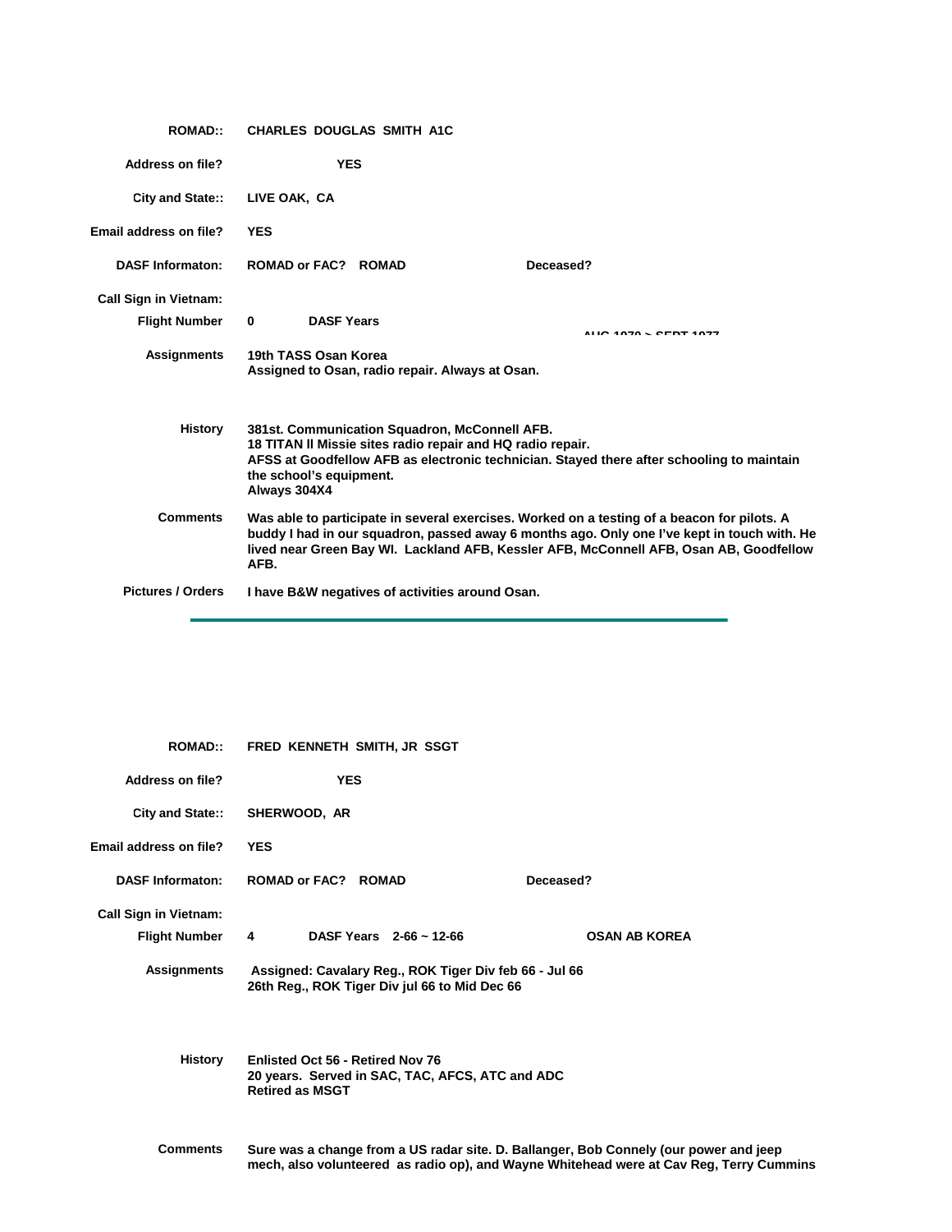**ROMAD::** CHARLES DOUGLAS SMITH A1C

**Address on file?** YES

**City and State::** LIVE OAK, CA

**Email address on file?** YES

**DASF Informaton:** ROMAD or FAC? ROMAD  **Deceased?**

**Call Sign in Vietnam:**

**Flight Number** 0  **DASF Years** AUG 1970 > SEPT 1977

**Assignments** 19th TASS Osan Korea
Assigned to Osan, radio repair. Always at Osan.

**History** 381st. Communication Squadron, McConnell AFB.
18 TITAN II Missie sites radio repair and HQ radio repair.
AFSS at Goodfellow AFB as electronic technician. Stayed there after schooling to maintain the school's equipment.
Always 304X4

**Comments** Was able to participate in several exercises. Worked on a testing of a beacon for pilots. A buddy I had in our squadron, passed away 6 months ago. Only one I've kept in touch with. He lived near Green Bay WI. Lackland AFB, Kessler AFB, McConnell AFB, Osan AB, Goodfellow AFB.

**Pictures / Orders** I have B&W negatives of activities around Osan.

---

**ROMAD::** FRED KENNETH SMITH, JR SSGT

**Address on file?** YES

**City and State::** SHERWOOD, AR

**Email address on file?** YES

**DASF Informaton:** ROMAD or FAC? ROMAD  **Deceased?**

**Call Sign in Vietnam:**

**Flight Number** 4  **DASF Years** 2-66 ~ 12-66  OSAN AB KOREA

**Assignments** Assigned: Cavalary Reg., ROK Tiger Div feb 66 - Jul 66
26th Reg., ROK Tiger Div jul 66 to Mid Dec 66

**History** Enlisted Oct 56 - Retired Nov 76
20 years. Served in SAC, TAC, AFCS, ATC and ADC
Retired as MSGT

**Comments** Sure was a change from a US radar site. D. Ballanger, Bob Connely (our power and jeep mech, also volunteered as radio op), and Wayne Whitehead were at Cav Reg, Terry Cummins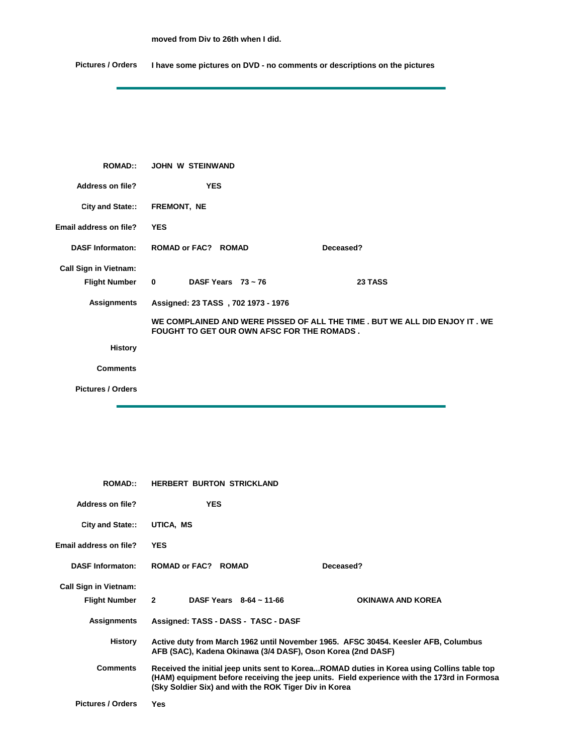moved from Div to 26th when I did.

**Pictures / Orders** I have some pictures on DVD - no comments or descriptions on the pictures

---

**ROMAD::** JOHN W STEINWAND

**Address on file?** YES

**City and State::** FREMONT, NE

**Email address on file?** YES

**DASF Informaton:** ROMAD or FAC? ROMAD  Deceased?

**Call Sign in Vietnam:**

**Flight Number** 0  DASF Years 73 ~ 76  23 TASS

**Assignments** Assigned: 23 TASS , 702 1973 - 1976

WE COMPLAINED AND WERE PISSED OF ALL THE TIME . BUT WE ALL DID ENJOY IT . WE FOUGHT TO GET OUR OWN AFSC FOR THE ROMADS .

**History**

**Comments**

**Pictures / Orders**

---

**ROMAD::** HERBERT BURTON STRICKLAND

**Address on file?** YES

**City and State::** UTICA, MS

**Email address on file?** YES

**DASF Informaton:** ROMAD or FAC? ROMAD  Deceased?

**Call Sign in Vietnam:**

**Flight Number** 2  DASF Years 8-64 ~ 11-66  OKINAWA AND KOREA

**Assignments** Assigned: TASS - DASS - TASC - DASF

**History** Active duty from March 1962 until November 1965. AFSC 30454. Keesler AFB, Columbus AFB (SAC), Kadena Okinawa (3/4 DASF), Oson Korea (2nd DASF)

**Comments** Received the initial jeep units sent to Korea...ROMAD duties in Korea using Collins table top (HAM) equipment before receiving the jeep units. Field experience with the 173rd in Formosa (Sky Soldier Six) and with the ROK Tiger Div in Korea

**Pictures / Orders** Yes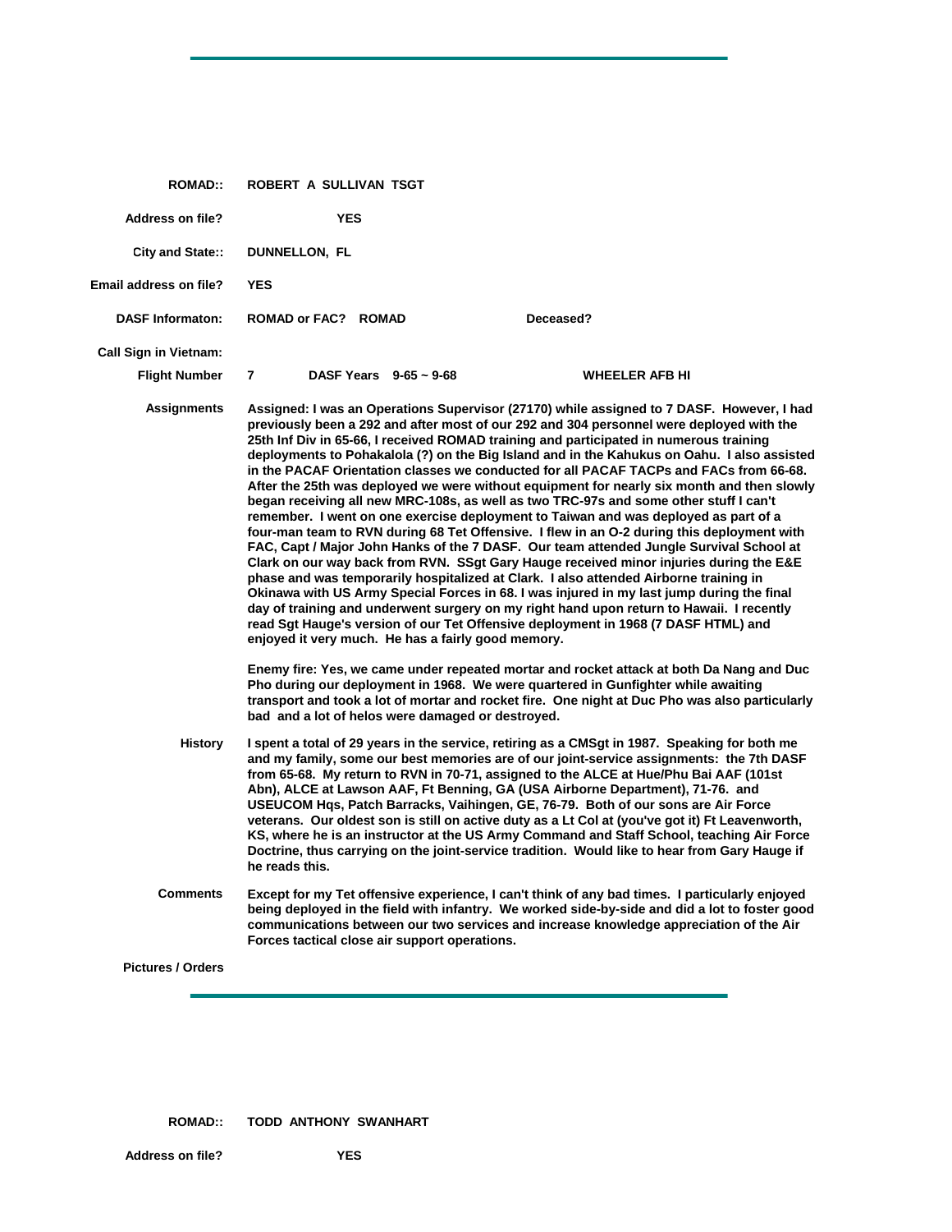---

**ROMAD::** ROBERT A SULLIVAN TSGT

**Address on file?** YES

**City and State::** DUNNELLON, FL

**Email address on file?** YES

**DASF Informaton:** ROMAD or FAC? ROMAD    **Deceased?**

**Call Sign in Vietnam:**

**Flight Number** 7    **DASF Years** 9-65 ~ 9-68    WHEELER AFB HI

**Assignments**

Assigned: I was an Operations Supervisor (27170) while assigned to 7 DASF. However, I had previously been a 292 and after most of our 292 and 304 personnel were deployed with the 25th Inf Div in 65-66, I received ROMAD training and participated in numerous training deployments to Pohakalola (?) on the Big Island and in the Kahukus on Oahu. I also assisted in the PACAF Orientation classes we conducted for all PACAF TACPs and FACs from 66-68. After the 25th was deployed we were without equipment for nearly six month and then slowly began receiving all new MRC-108s, as well as two TRC-97s and some other stuff I can't remember. I went on one exercise deployment to Taiwan and was deployed as part of a four-man team to RVN during 68 Tet Offensive. I flew in an O-2 during this deployment with FAC, Capt / Major John Hanks of the 7 DASF. Our team attended Jungle Survival School at Clark on our way back from RVN. SSgt Gary Hauge received minor injuries during the E&E phase and was temporarily hospitalized at Clark. I also attended Airborne training in Okinawa with US Army Special Forces in 68. I was injured in my last jump during the final day of training and underwent surgery on my right hand upon return to Hawaii. I recently read Sgt Hauge's version of our Tet Offensive deployment in 1968 (7 DASF HTML) and enjoyed it very much. He has a fairly good memory.

Enemy fire: Yes, we came under repeated mortar and rocket attack at both Da Nang and Duc Pho during our deployment in 1968. We were quartered in Gunfighter while awaiting transport and took a lot of mortar and rocket fire. One night at Duc Pho was also particularly bad and a lot of helos were damaged or destroyed.

**History**

I spent a total of 29 years in the service, retiring as a CMSgt in 1987. Speaking for both me and my family, some our best memories are of our joint-service assignments: the 7th DASF from 65-68. My return to RVN in 70-71, assigned to the ALCE at Hue/Phu Bai AAF (101st Abn), ALCE at Lawson AAF, Ft Benning, GA (USA Airborne Department), 71-76. and USEUCOM Hqs, Patch Barracks, Vaihingen, GE, 76-79. Both of our sons are Air Force veterans. Our oldest son is still on active duty as a Lt Col at (you've got it) Ft Leavenworth, KS, where he is an instructor at the US Army Command and Staff School, teaching Air Force Doctrine, thus carrying on the joint-service tradition. Would like to hear from Gary Hauge if he reads this.

**Comments**

Except for my Tet offensive experience, I can't think of any bad times. I particularly enjoyed being deployed in the field with infantry. We worked side-by-side and did a lot to foster good communications between our two services and increase knowledge appreciation of the Air Forces tactical close air support operations.

**Pictures / Orders**

---

**ROMAD::** TODD ANTHONY SWANHART

**Address on file?** YES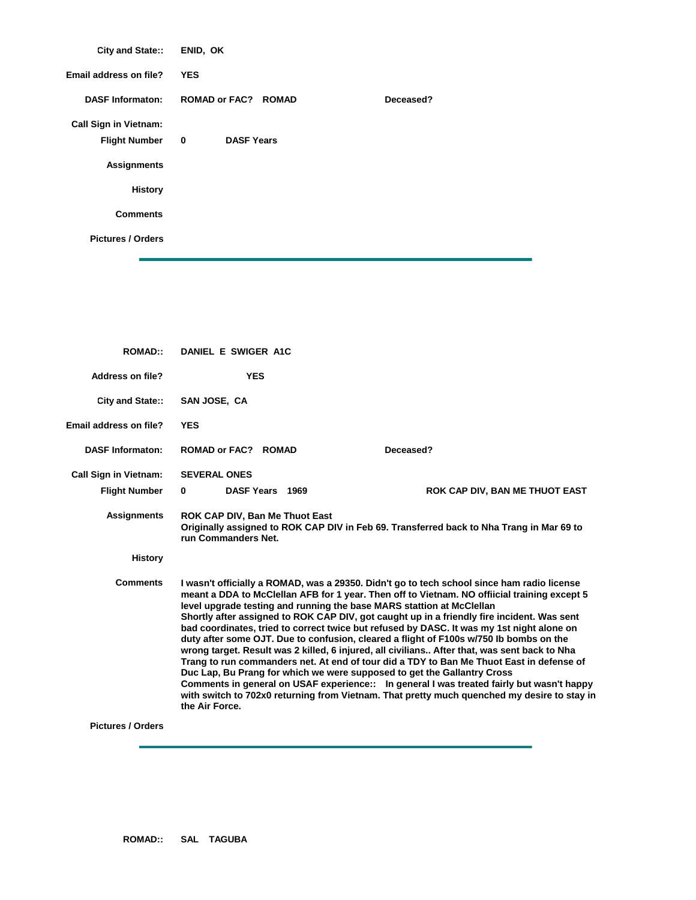**City and State::** ENID, OK

**Email address on file?** YES

**DASF Informaton:** ROMAD or FAC? ROMAD **Deceased?**

**Call Sign in Vietnam:**

**Flight Number** 0 **DASF Years**

**Assignments**

**History**

**Comments**

**Pictures / Orders**

---

**ROMAD::** DANIEL E SWIGER A1C

**Address on file?** YES

**City and State::** SAN JOSE, CA

**Email address on file?** YES

**DASF Informaton:** ROMAD or FAC? ROMAD **Deceased?**

**Call Sign in Vietnam:** SEVERAL ONES

**Flight Number** 0 **DASF Years** 1969 ROK CAP DIV, BAN ME THUOT EAST

**Assignments** ROK CAP DIV, Ban Me Thuot East
Originally assigned to ROK CAP DIV in Feb 69. Transferred back to Nha Trang in Mar 69 to run Commanders Net.

**History**

**Comments** I wasn't officially a ROMAD, was a 29350. Didn't go to tech school since ham radio license meant a DDA to McClellan AFB for 1 year. Then off to Vietnam. NO offiicial training except 5 level upgrade testing and running the base MARS stattion at McClellan
Shortly after assigned to ROK CAP DIV, got caught up in a friendly fire incident. Was sent bad coordinates, tried to correct twice but refused by DASC. It was my 1st night alone on duty after some OJT. Due to confusion, cleared a flight of F100s w/750 lb bombs on the wrong target. Result was 2 killed, 6 injured, all civilians.. After that, was sent back to Nha Trang to run commanders net. At end of tour did a TDY to Ban Me Thuot East in defense of Duc Lap, Bu Prang for which we were supposed to get the Gallantry Cross
Comments in general on USAF experience:: In general I was treated fairly but wasn't happy with switch to 702x0 returning from Vietnam. That pretty much quenched my desire to stay in the Air Force.

**Pictures / Orders**

---

**ROMAD::** SAL TAGUBA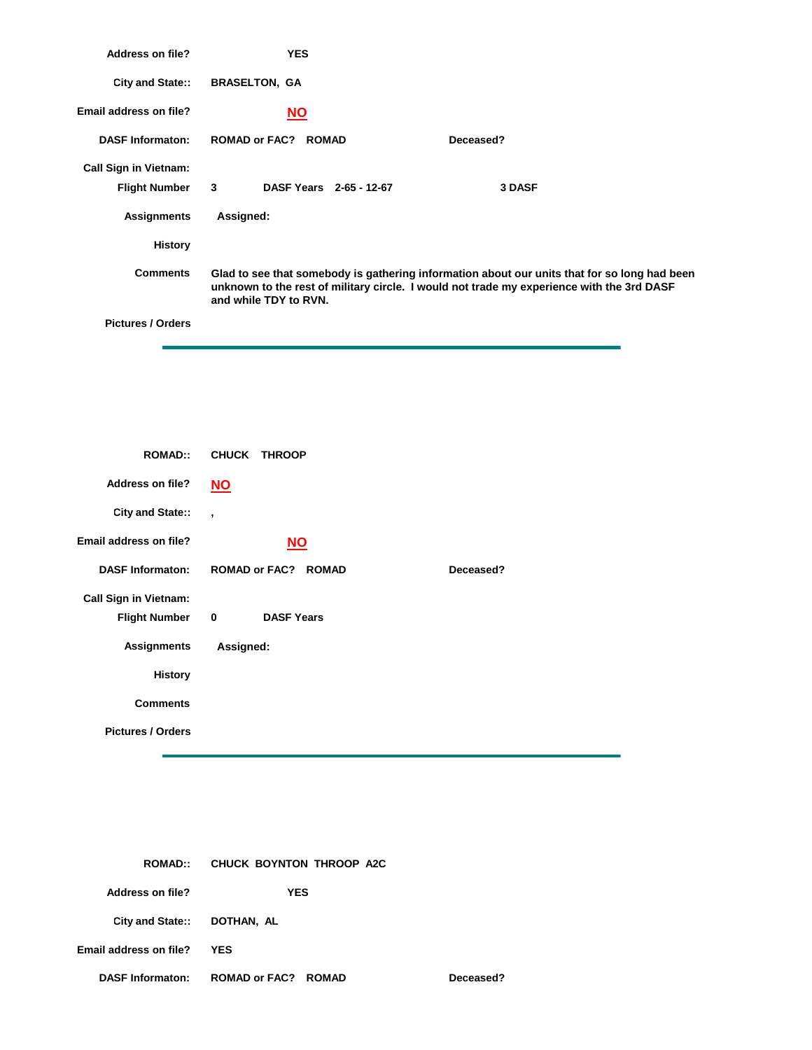**Address on file?** YES

**City and State::** BRASELTON, GA

**Email address on file?** **NO**

**DASF Informaton:** ROMAD or FAC? ROMAD **Deceased?**

**Call Sign in Vietnam:**

**Flight Number** 3 **DASF Years** 2-65 - 12-67 3 DASF

**Assignments** Assigned:

**History**

**Comments** Glad to see that somebody is gathering information about our units that for so long had been unknown to the rest of military circle. I would not trade my experience with the 3rd DASF and while TDY to RVN.

**Pictures / Orders**

---

**ROMAD::** CHUCK THROOP

**Address on file?** **NO**

**City and State::** ,

**Email address on file?** **NO**

**DASF Informaton:** ROMAD or FAC? ROMAD **Deceased?**

**Call Sign in Vietnam:**

**Flight Number** 0 **DASF Years**

**Assignments** Assigned:

**History**

**Comments**

**Pictures / Orders**

---

**ROMAD::** CHUCK BOYNTON THROOP A2C

**Address on file?** YES

**City and State::** DOTHAN, AL

**Email address on file?** YES

**DASF Informaton:** ROMAD or FAC? ROMAD **Deceased?**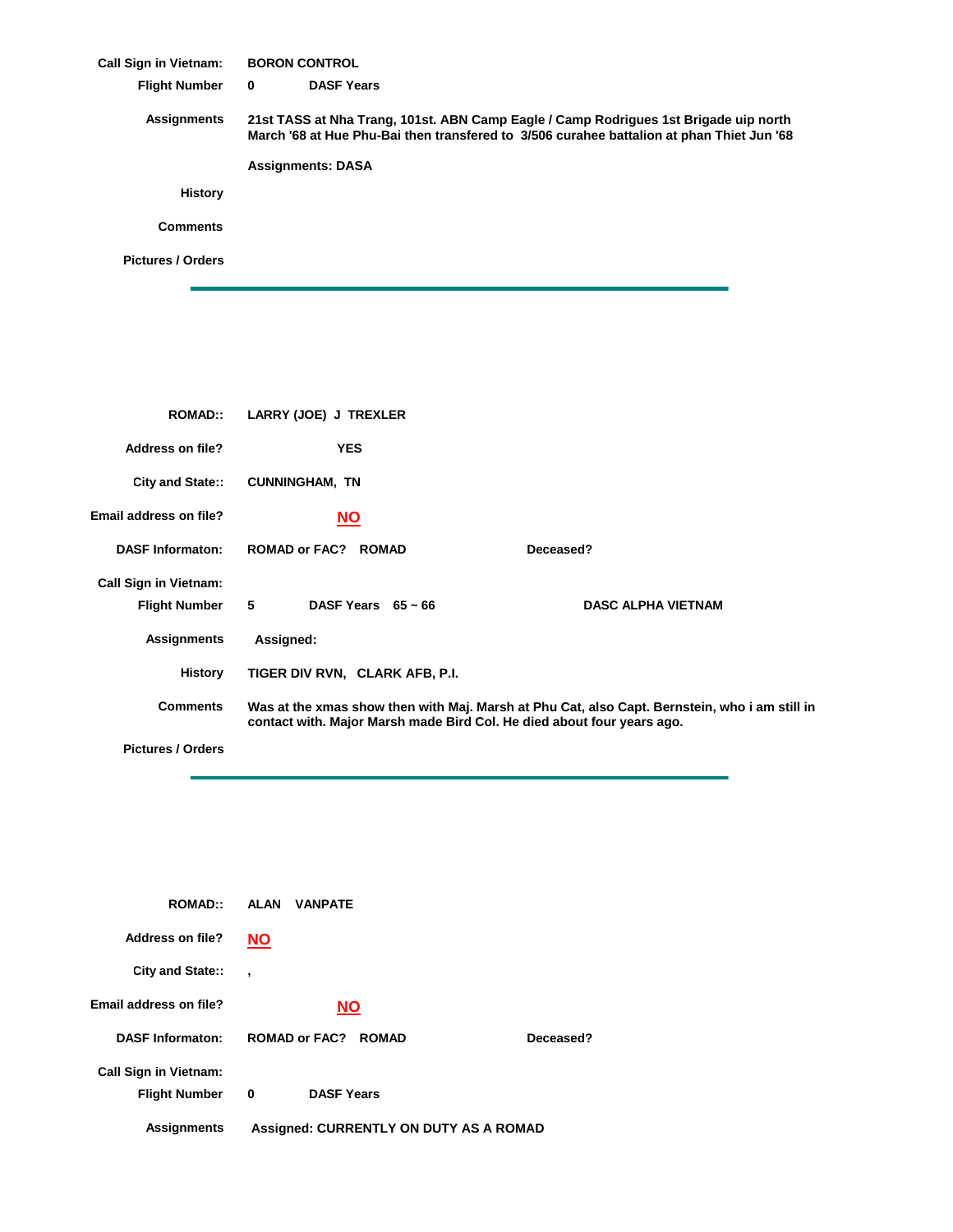**Call Sign in Vietnam:** BORON CONTROL

**Flight Number** 0 **DASF Years**

**Assignments** 21st TASS at Nha Trang, 101st. ABN Camp Eagle / Camp Rodrigues 1st Brigade uip north March '68 at Hue Phu-Bai then transfered to 3/506 curahee battalion at phan Thiet Jun '68

**Assignments: DASA**

**History**

**Comments**

**Pictures / Orders**

---

**ROMAD::** LARRY (JOE) J TREXLER

**Address on file?** YES

**City and State::** CUNNINGHAM, TN

**Email address on file?** NO

**DASF Informaton:** ROMAD or FAC? ROMAD **Deceased?**

**Call Sign in Vietnam:**

**Flight Number** 5 **DASF Years** 65 ~ 66 DASC ALPHA VIETNAM

**Assignments** Assigned:

**History** TIGER DIV RVN, CLARK AFB, P.I.

**Comments** Was at the xmas show then with Maj. Marsh at Phu Cat, also Capt. Bernstein, who i am still in contact with. Major Marsh made Bird Col. He died about four years ago.

**Pictures / Orders**

---

**ROMAD::** ALAN VANPATE

**Address on file?** NO

**City and State::** ,

**Email address on file?** NO

**DASF Informaton:** ROMAD or FAC? ROMAD **Deceased?**

**Call Sign in Vietnam:**

**Flight Number** 0 **DASF Years**

**Assignments** Assigned: CURRENTLY ON DUTY AS A ROMAD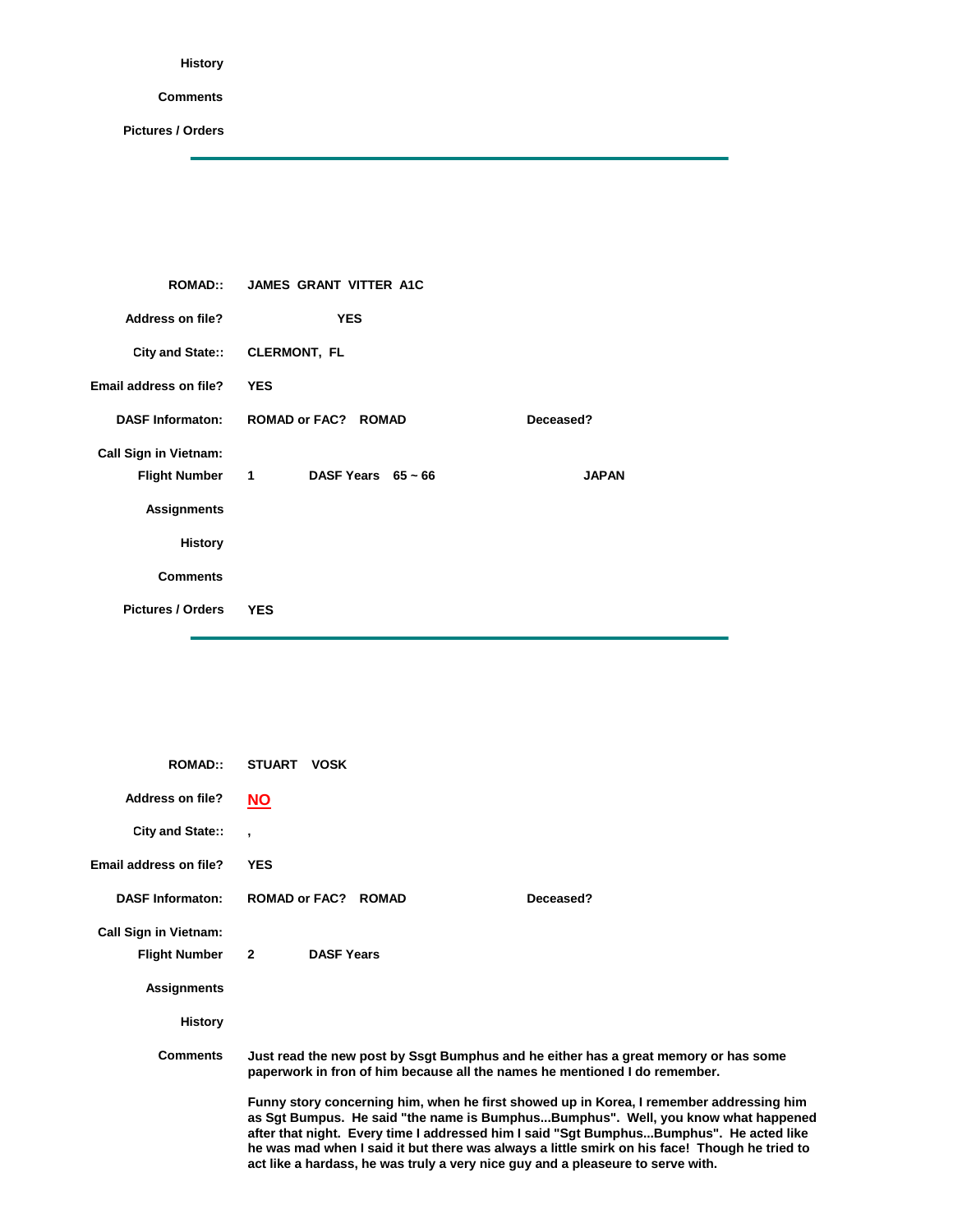**History**

**Comments**

**Pictures / Orders**

---

**ROMAD::** **JAMES GRANT VITTER A1C**

**Address on file?** **YES**

**City and State::** **CLERMONT, FL**

**Email address on file?** **YES**

**DASF Informaton:** **ROMAD or FAC? ROMAD** **Deceased?**

**Call Sign in Vietnam:**

**Flight Number** **1** **DASF Years 65 ~ 66** **JAPAN**

**Assignments**

**History**

**Comments**

**Pictures / Orders** **YES**

---

**ROMAD::** **STUART VOSK**

**Address on file?** **NO**

**City and State::** **,**

**Email address on file?** **YES**

**DASF Informaton:** **ROMAD or FAC? ROMAD** **Deceased?**

**Call Sign in Vietnam:**

**Flight Number** **2** **DASF Years**

**Assignments**

**History**

**Comments**

**Just read the new post by Ssgt Bumphus and he either has a great memory or has some paperwork in fron of him because all the names he mentioned I do remember.**

**Funny story concerning him, when he first showed up in Korea, I remember addressing him as Sgt Bumpus. He said "the name is Bumphus...Bumphus". Well, you know what happened after that night. Every time I addressed him I said "Sgt Bumphus...Bumphus". He acted like he was mad when I said it but there was always a little smirk on his face! Though he tried to act like a hardass, he was truly a very nice guy and a pleaseure to serve with.**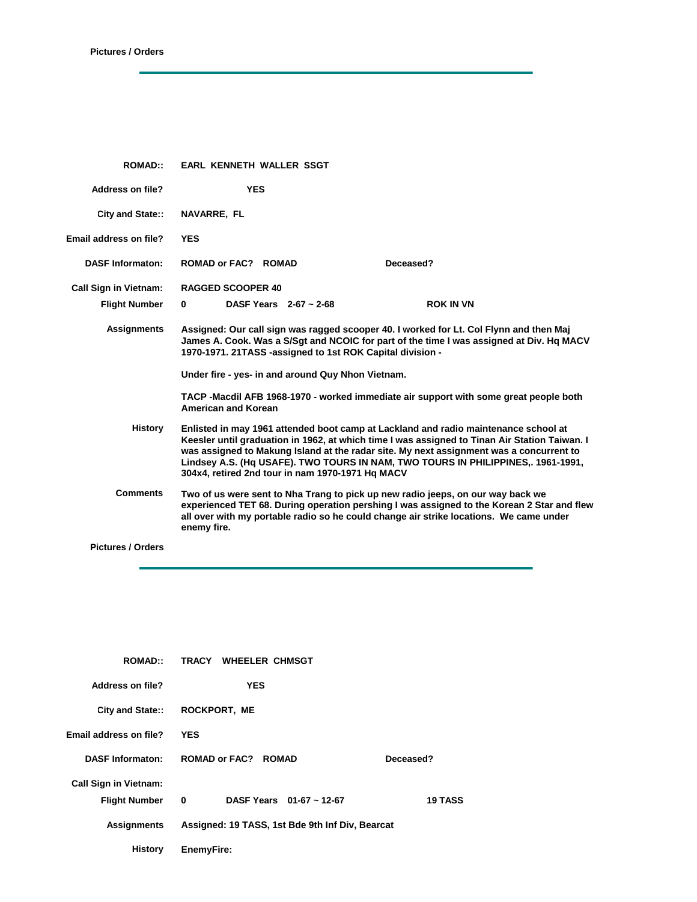**Pictures / Orders**

---

**ROMAD::** EARL KENNETH WALLER SSGT

**Address on file?** YES

**City and State::** NAVARRE, FL

**Email address on file?** YES

**DASF Informaton:** ROMAD or FAC? ROMAD Deceased?

**Call Sign in Vietnam:** RAGGED SCOOPER 40

**Flight Number** 0 DASF Years 2-67 ~ 2-68 ROK IN VN

**Assignments**

Assigned: Our call sign was ragged scooper 40. I worked for Lt. Col Flynn and then Maj James A. Cook. Was a S/Sgt and NCOIC for part of the time I was assigned at Div. Hq MACV 1970-1971. 21TASS -assigned to 1st ROK Capital division -

Under fire - yes- in and around Quy Nhon Vietnam.

TACP -Macdil AFB 1968-1970 - worked immediate air support with some great people both American and Korean

**History**

Enlisted in may 1961 attended boot camp at Lackland and radio maintenance school at Keesler until graduation in 1962, at which time I was assigned to Tinan Air Station Taiwan. I was assigned to Makung Island at the radar site. My next assignment was a concurrent to Lindsey A.S. (Hq USAFE). TWO TOURS IN NAM, TWO TOURS IN PHILIPPINES,. 1961-1991, 304x4, retired 2nd tour in nam 1970-1971 Hq MACV

**Comments**

Two of us were sent to Nha Trang to pick up new radio jeeps, on our way back we experienced TET 68. During operation pershing I was assigned to the Korean 2 Star and flew all over with my portable radio so he could change air strike locations. We came under enemy fire.

**Pictures / Orders**

---

**ROMAD::** TRACY WHEELER CHMSGT

**Address on file?** YES

**City and State::** ROCKPORT, ME

**Email address on file?** YES

**DASF Informaton:** ROMAD or FAC? ROMAD Deceased?

**Call Sign in Vietnam:**

**Flight Number** 0 DASF Years 01-67 ~ 12-67 19 TASS

**Assignments** Assigned: 19 TASS, 1st Bde 9th Inf Div, Bearcat

**History** EnemyFire: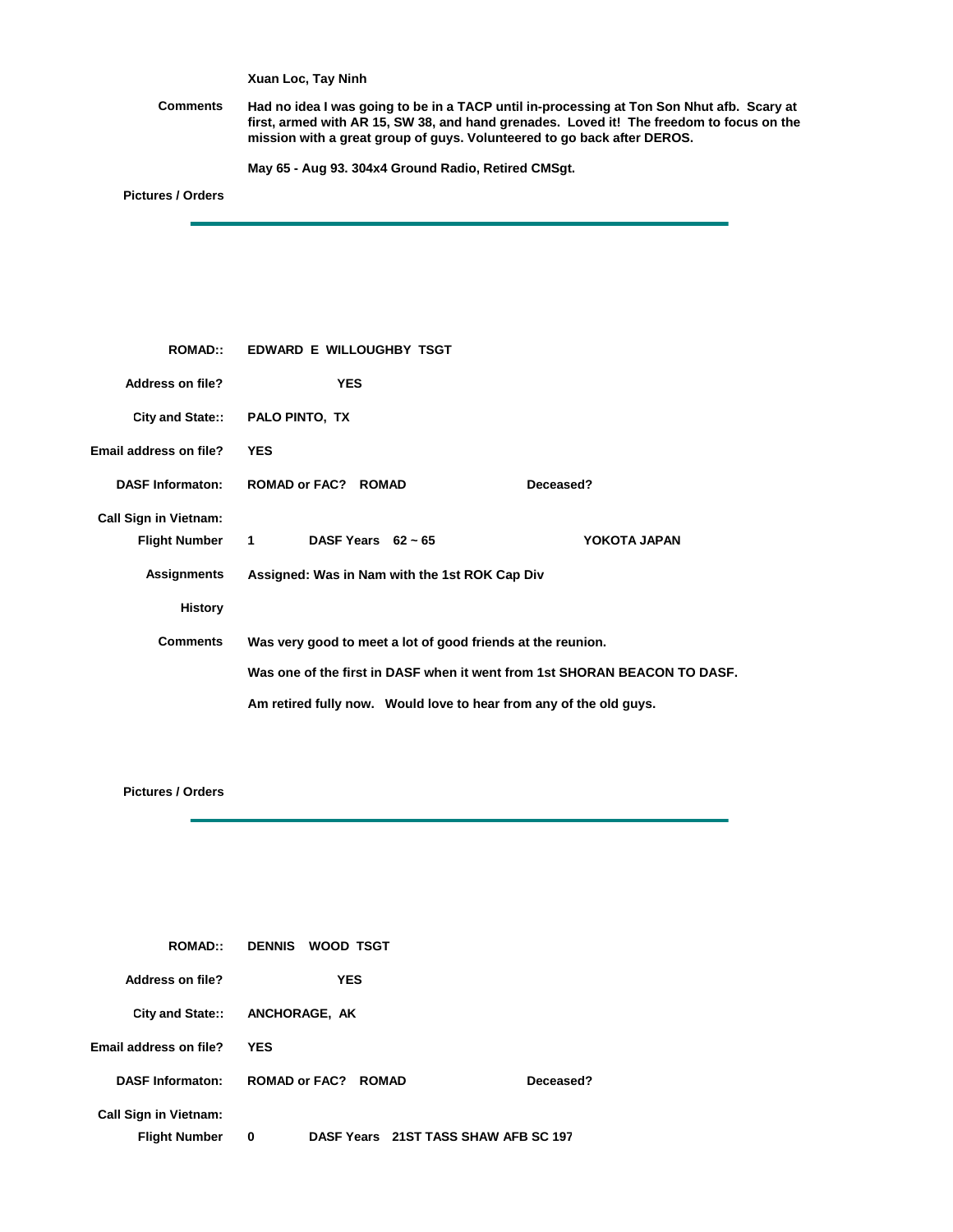Xuan Loc, Tay Ninh

**Comments** Had no idea I was going to be in a TACP until in-processing at Ton Son Nhut afb. Scary at first, armed with AR 15, SW 38, and hand grenades. Loved it! The freedom to focus on the mission with a great group of guys. Volunteered to go back after DEROS.

May 65 - Aug 93. 304x4 Ground Radio, Retired CMSgt.

**Pictures / Orders**

---

**ROMAD::** EDWARD E WILLOUGHBY TSGT

**Address on file?** YES

**City and State::** PALO PINTO, TX

**Email address on file?** YES

**DASF Informaton:** ROMAD or FAC? ROMAD Deceased?

**Call Sign in Vietnam:**

**Flight Number** 1 DASF Years 62 ~ 65 YOKOTA JAPAN

**Assignments** Assigned: Was in Nam with the 1st ROK Cap Div

**History**

**Comments** Was very good to meet a lot of good friends at the reunion.

Was one of the first in DASF when it went from 1st SHORAN BEACON TO DASF.

Am retired fully now. Would love to hear from any of the old guys.

**Pictures / Orders**

---

**ROMAD::** DENNIS WOOD TSGT

**Address on file?** YES

**City and State::** ANCHORAGE, AK

**Email address on file?** YES

**DASF Informaton:** ROMAD or FAC? ROMAD Deceased?

**Call Sign in Vietnam:**

**Flight Number** 0 DASF Years 21ST TASS SHAW AFB SC 197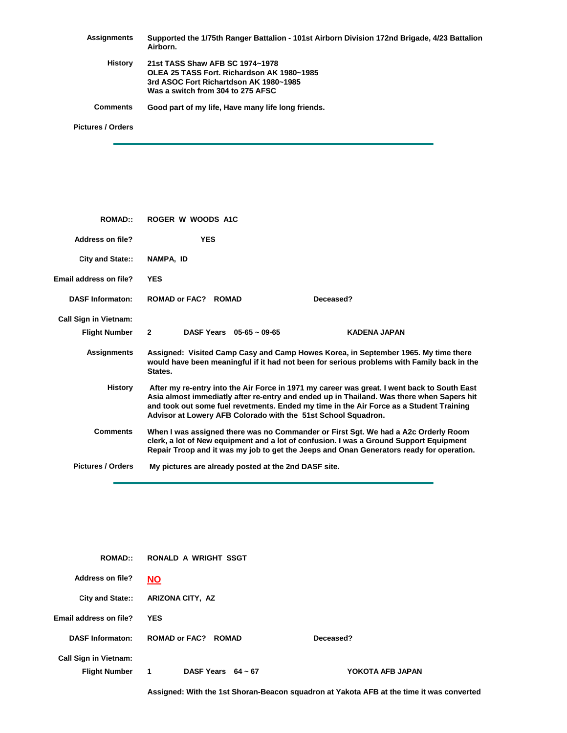**Assignments** Supported the 1/75th Ranger Battalion - 101st Airborn Division 172nd Brigade, 4/23 Battalion Airborn.

**History** 21st TASS Shaw AFB SC 1974~1978
OLEA 25 TASS Fort. Richardson AK 1980~1985
3rd ASOC Fort Richartdson AK 1980~1985
Was a switch from 304 to 275 AFSC

**Comments** Good part of my life, Have many life long friends.

**Pictures / Orders**

---

**ROMAD::** ROGER W WOODS A1C

**Address on file?** YES

**City and State::** NAMPA, ID

**Email address on file?** YES

**DASF Informaton:** ROMAD or FAC? ROMAD Deceased?

**Call Sign in Vietnam:**

**Flight Number** 2 DASF Years 05-65 ~ 09-65 KADENA JAPAN

**Assignments** Assigned: Visited Camp Casy and Camp Howes Korea, in September 1965. My time there would have been meaningful if it had not been for serious problems with Family back in the States.

**History** After my re-entry into the Air Force in 1971 my career was great. I went back to South East Asia almost immediatly after re-entry and ended up in Thailand. Was there when Sapers hit and took out some fuel revetments. Ended my time in the Air Force as a Student Training Advisor at Lowery AFB Colorado with the 51st School Squadron.

**Comments** When I was assigned there was no Commander or First Sgt. We had a A2c Orderly Room clerk, a lot of New equipment and a lot of confusion. I was a Ground Support Equipment Repair Troop and it was my job to get the Jeeps and Onan Generators ready for operation.

**Pictures / Orders** My pictures are already posted at the 2nd DASF site.

---

**ROMAD::** RONALD A WRIGHT SSGT

**Address on file?** NO

**City and State::** ARIZONA CITY, AZ

**Email address on file?** YES

**DASF Informaton:** ROMAD or FAC? ROMAD Deceased?

**Call Sign in Vietnam:**

**Flight Number** 1 DASF Years 64 ~ 67 YOKOTA AFB JAPAN

Assigned: With the 1st Shoran-Beacon squadron at Yakota AFB at the time it was converted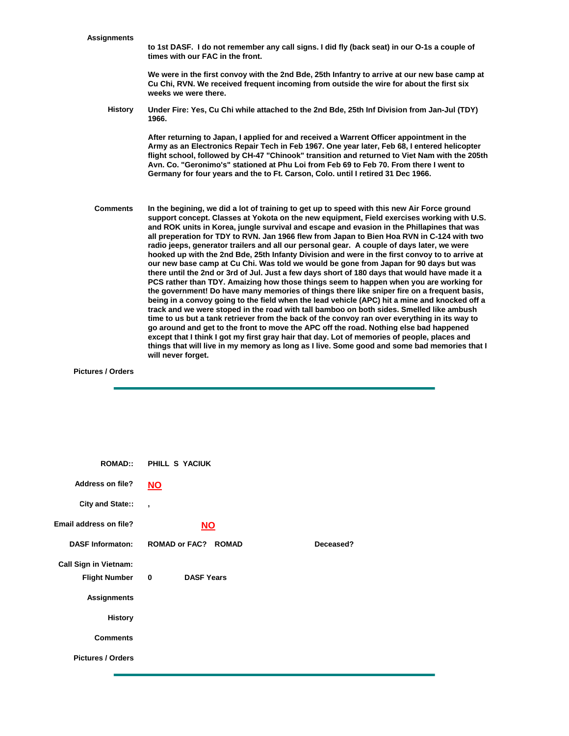**Assignments** to 1st DASF. I do not remember any call signs. I did fly (back seat) in our O-1s a couple of times with our FAC in the front.

We were in the first convoy with the 2nd Bde, 25th Infantry to arrive at our new base camp at Cu Chi, RVN. We received frequent incoming from outside the wire for about the first six weeks we were there.

**History** Under Fire: Yes, Cu Chi while attached to the 2nd Bde, 25th Inf Division from Jan-Jul (TDY) 1966.

After returning to Japan, I applied for and received a Warrent Officer appointment in the Army as an Electronics Repair Tech in Feb 1967. One year later, Feb 68, I entered helicopter flight school, followed by CH-47 "Chinook" transition and returned to Viet Nam with the 205th Avn. Co. "Geronimo's" stationed at Phu Loi from Feb 69 to Feb 70. From there I went to Germany for four years and the to Ft. Carson, Colo. until I retired 31 Dec 1966.

**Comments** In the begining, we did a lot of training to get up to speed with this new Air Force ground support concept. Classes at Yokota on the new equipment, Field exercises working with U.S. and ROK units in Korea, jungle survival and escape and evasion in the Phillapines that was all preperation for TDY to RVN. Jan 1966 flew from Japan to Bien Hoa RVN in C-124 with two radio jeeps, generator trailers and all our personal gear. A couple of days later, we were hooked up with the 2nd Bde, 25th Infanty Division and were in the first convoy to to arrive at our new base camp at Cu Chi. Was told we would be gone from Japan for 90 days but was there until the 2nd or 3rd of Jul. Just a few days short of 180 days that would have made it a PCS rather than TDY. Amaizing how those things seem to happen when you are working for the government! Do have many memories of things there like sniper fire on a frequent basis, being in a convoy going to the field when the lead vehicle (APC) hit a mine and knocked off a track and we were stoped in the road with tall bamboo on both sides. Smelled like ambush time to us but a tank retriever from the back of the convoy ran over everything in its way to go around and get to the front to move the APC off the road. Nothing else bad happened except that I think I got my first gray hair that day. Lot of memories of people, places and things that will live in my memory as long as I live. Some good and some bad memories that I will never forget.

**Pictures / Orders**

---

**ROMAD::** PHILL S YACIUK

**Address on file?** NO

**City and State::** ,

**Email address on file?** NO

**DASF Informaton:** ROMAD or FAC? ROMAD **Deceased?**

**Call Sign in Vietnam:**

**Flight Number** 0 **DASF Years**

**Assignments**

**History**

**Comments**

**Pictures / Orders**

---